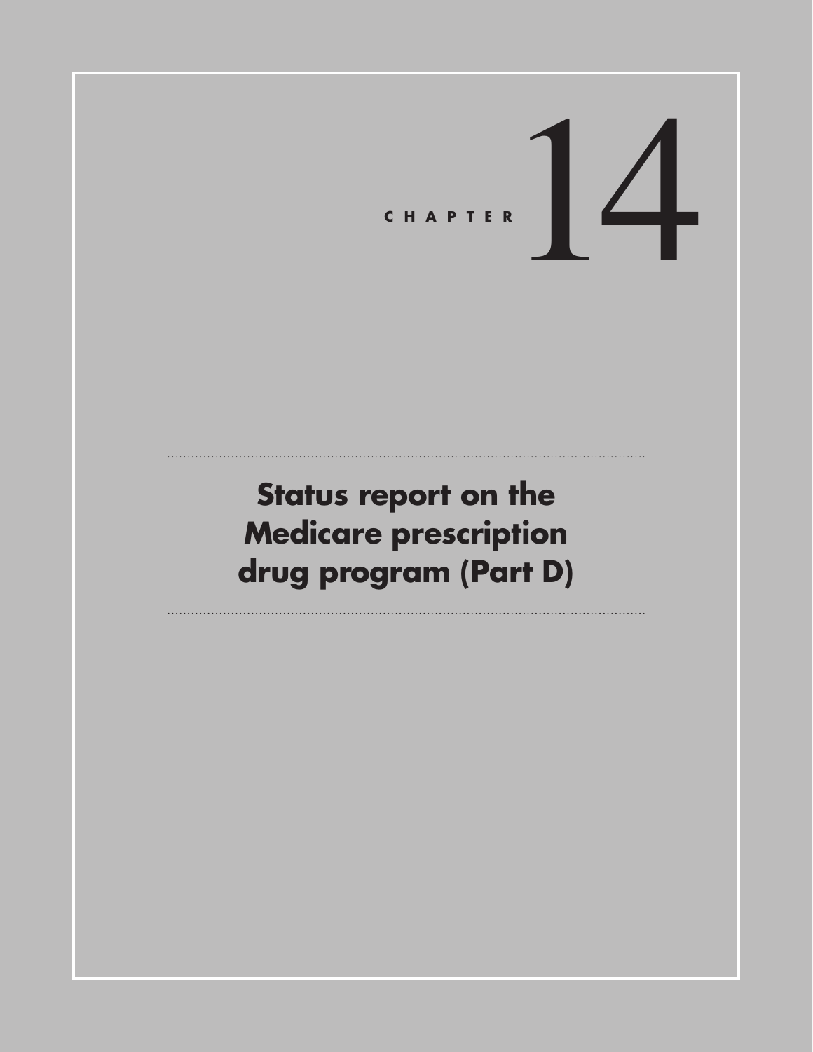# CHAPTER 14

# Status report on the Medicare prescription drug program (Part D)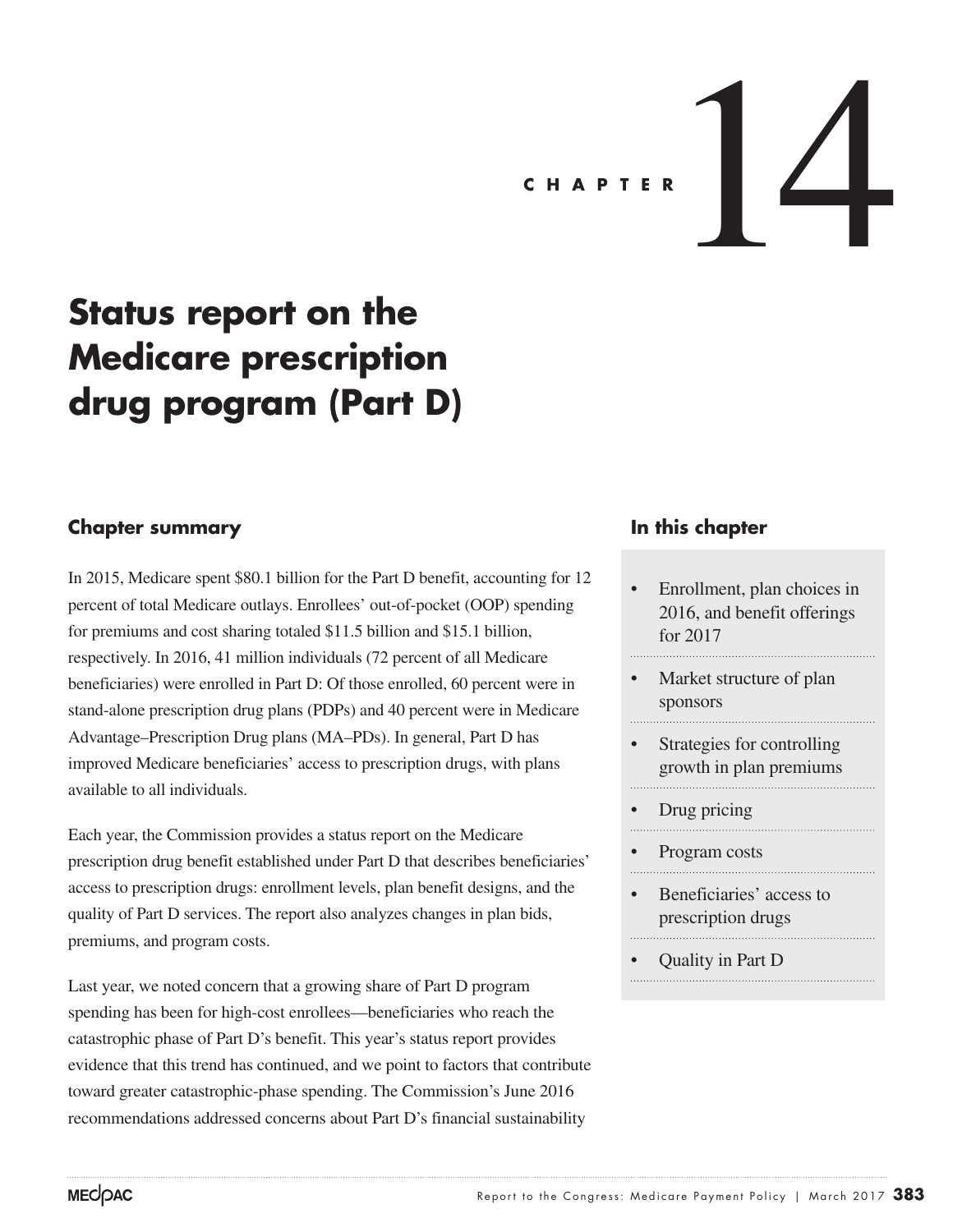CHAPTER 14

# Status report on the Medicare prescription drug program (Part D)

## Chapter summary

In 2015, Medicare spent $80.1 billion for the Part D benefit, accounting for 12 percent of total Medicare outlays. Enrollees' out-of-pocket (OOP) spending for premiums and cost sharing totaled $11.5 billion and $15.1 billion, respectively. In 2016, 41 million individuals (72 percent of all Medicare beneficiaries) were enrolled in Part D: Of those enrolled, 60 percent were in stand-alone prescription drug plans (PDPs) and 40 percent were in Medicare Advantage–Prescription Drug plans (MA–PDs). In general, Part D has improved Medicare beneficiaries' access to prescription drugs, with plans available to all individuals.

Each year, the Commission provides a status report on the Medicare prescription drug benefit established under Part D that describes beneficiaries' access to prescription drugs: enrollment levels, plan benefit designs, and the quality of Part D services. The report also analyzes changes in plan bids, premiums, and program costs.

Last year, we noted concern that a growing share of Part D program spending has been for high-cost enrollees—beneficiaries who reach the catastrophic phase of Part D's benefit. This year's status report provides evidence that this trend has continued, and we point to factors that contribute toward greater catastrophic-phase spending. The Commission's June 2016 recommendations addressed concerns about Part D's financial sustainability

## In this chapter

- Enrollment, plan choices in 2016, and benefit offerings for 2017
- Market structure of plan sponsors
- Strategies for controlling growth in plan premiums
- Drug pricing
- Program costs
- Beneficiaries' access to prescription drugs
- Quality in Part D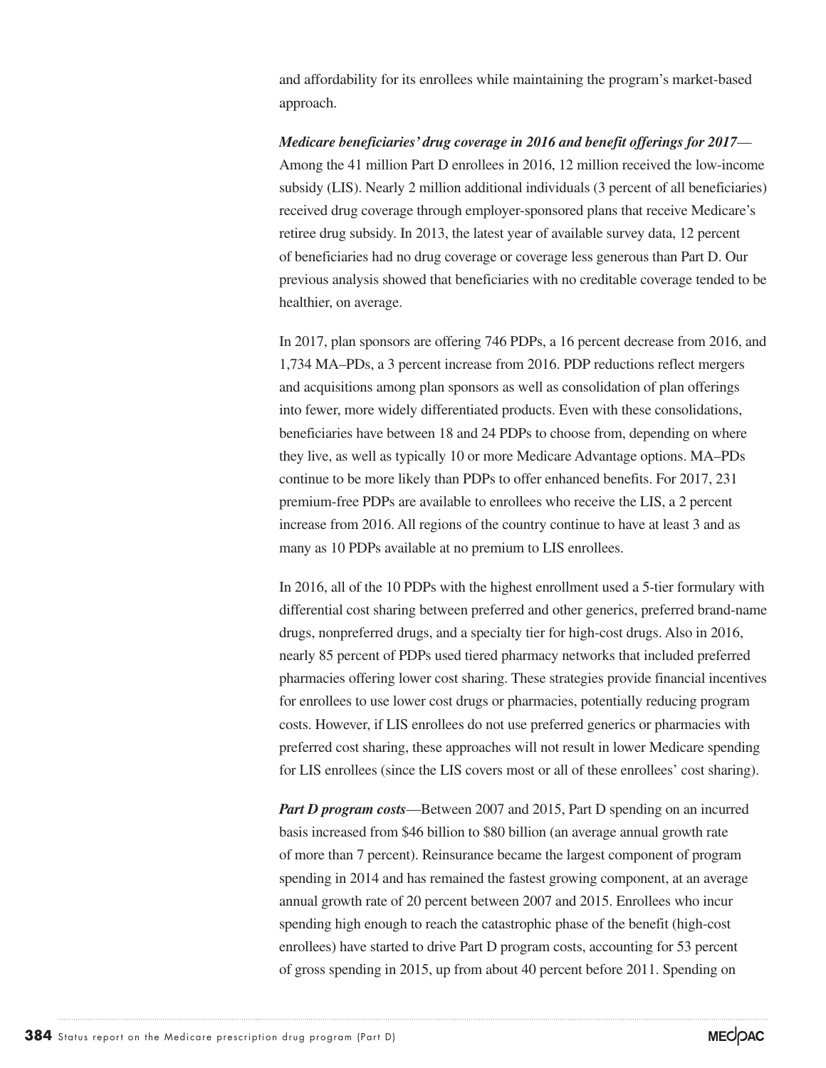and affordability for its enrollees while maintaining the program's market-based approach.

***Medicare beneficiaries' drug coverage in 2016 and benefit offerings for 2017***—Among the 41 million Part D enrollees in 2016, 12 million received the low-income subsidy (LIS). Nearly 2 million additional individuals (3 percent of all beneficiaries) received drug coverage through employer-sponsored plans that receive Medicare's retiree drug subsidy. In 2013, the latest year of available survey data, 12 percent of beneficiaries had no drug coverage or coverage less generous than Part D. Our previous analysis showed that beneficiaries with no creditable coverage tended to be healthier, on average.

In 2017, plan sponsors are offering 746 PDPs, a 16 percent decrease from 2016, and 1,734 MA–PDs, a 3 percent increase from 2016. PDP reductions reflect mergers and acquisitions among plan sponsors as well as consolidation of plan offerings into fewer, more widely differentiated products. Even with these consolidations, beneficiaries have between 18 and 24 PDPs to choose from, depending on where they live, as well as typically 10 or more Medicare Advantage options. MA–PDs continue to be more likely than PDPs to offer enhanced benefits. For 2017, 231 premium-free PDPs are available to enrollees who receive the LIS, a 2 percent increase from 2016. All regions of the country continue to have at least 3 and as many as 10 PDPs available at no premium to LIS enrollees.

In 2016, all of the 10 PDPs with the highest enrollment used a 5-tier formulary with differential cost sharing between preferred and other generics, preferred brand-name drugs, nonpreferred drugs, and a specialty tier for high-cost drugs. Also in 2016, nearly 85 percent of PDPs used tiered pharmacy networks that included preferred pharmacies offering lower cost sharing. These strategies provide financial incentives for enrollees to use lower cost drugs or pharmacies, potentially reducing program costs. However, if LIS enrollees do not use preferred generics or pharmacies with preferred cost sharing, these approaches will not result in lower Medicare spending for LIS enrollees (since the LIS covers most or all of these enrollees' cost sharing).

***Part D program costs***—Between 2007 and 2015, Part D spending on an incurred basis increased from $46 billion to $80 billion (an average annual growth rate of more than 7 percent). Reinsurance became the largest component of program spending in 2014 and has remained the fastest growing component, at an average annual growth rate of 20 percent between 2007 and 2015. Enrollees who incur spending high enough to reach the catastrophic phase of the benefit (high-cost enrollees) have started to drive Part D program costs, accounting for 53 percent of gross spending in 2015, up from about 40 percent before 2011. Spending on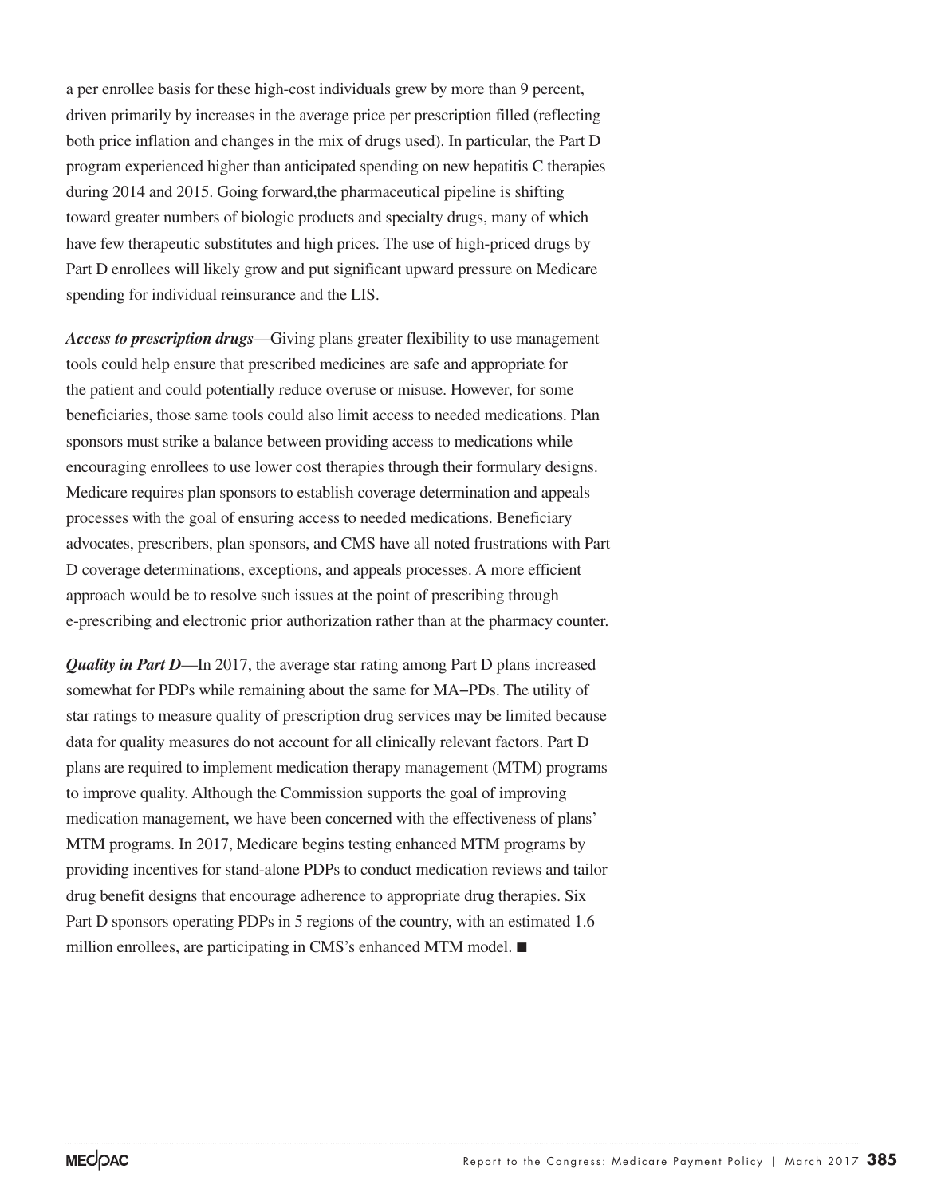a per enrollee basis for these high-cost individuals grew by more than 9 percent, driven primarily by increases in the average price per prescription filled (reflecting both price inflation and changes in the mix of drugs used). In particular, the Part D program experienced higher than anticipated spending on new hepatitis C therapies during 2014 and 2015. Going forward,the pharmaceutical pipeline is shifting toward greater numbers of biologic products and specialty drugs, many of which have few therapeutic substitutes and high prices. The use of high-priced drugs by Part D enrollees will likely grow and put significant upward pressure on Medicare spending for individual reinsurance and the LIS.

***Access to prescription drugs***—Giving plans greater flexibility to use management tools could help ensure that prescribed medicines are safe and appropriate for the patient and could potentially reduce overuse or misuse. However, for some beneficiaries, those same tools could also limit access to needed medications. Plan sponsors must strike a balance between providing access to medications while encouraging enrollees to use lower cost therapies through their formulary designs. Medicare requires plan sponsors to establish coverage determination and appeals processes with the goal of ensuring access to needed medications. Beneficiary advocates, prescribers, plan sponsors, and CMS have all noted frustrations with Part D coverage determinations, exceptions, and appeals processes. A more efficient approach would be to resolve such issues at the point of prescribing through e-prescribing and electronic prior authorization rather than at the pharmacy counter.

***Quality in Part D***—In 2017, the average star rating among Part D plans increased somewhat for PDPs while remaining about the same for MA–PDs. The utility of star ratings to measure quality of prescription drug services may be limited because data for quality measures do not account for all clinically relevant factors. Part D plans are required to implement medication therapy management (MTM) programs to improve quality. Although the Commission supports the goal of improving medication management, we have been concerned with the effectiveness of plans' MTM programs. In 2017, Medicare begins testing enhanced MTM programs by providing incentives for stand-alone PDPs to conduct medication reviews and tailor drug benefit designs that encourage adherence to appropriate drug therapies. Six Part D sponsors operating PDPs in 5 regions of the country, with an estimated 1.6 million enrollees, are participating in CMS's enhanced MTM model. ■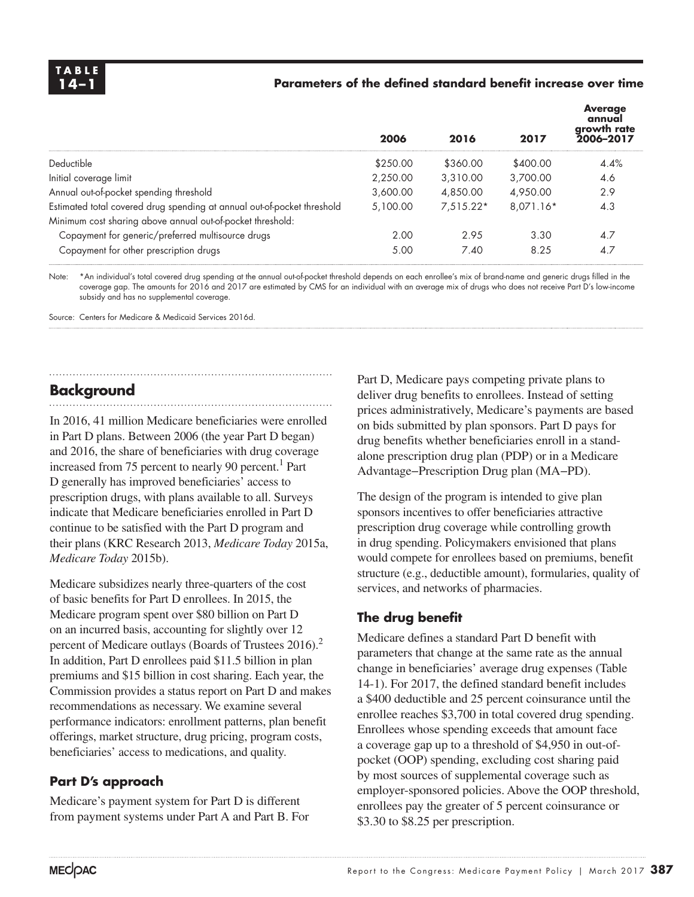**TABLE 14–1**

**Parameters of the defined standard benefit increase over time**

| | 2006 | 2016 | 2017 | Average annual growth rate 2006–2017 |
|---|---|---|---|---|
| Deductible | $250.00 | $360.00 | $400.00 | 4.4% |
| Initial coverage limit | 2,250.00 | 3,310.00 | 3,700.00 | 4.6 |
| Annual out-of-pocket spending threshold | 3,600.00 | 4,850.00 | 4,950.00 | 2.9 |
| Estimated total covered drug spending at annual out-of-pocket threshold | 5,100.00 | 7,515.22* | 8,071.16* | 4.3 |
| Minimum cost sharing above annual out-of-pocket threshold: | | | | |
| Copayment for generic/preferred multisource drugs | 2.00 | 2.95 | 3.30 | 4.7 |
| Copayment for other prescription drugs | 5.00 | 7.40 | 8.25 | 4.7 |

Note: *An individual's total covered drug spending at the annual out-of-pocket threshold depends on each enrollee's mix of brand-name and generic drugs filled in the coverage gap. The amounts for 2016 and 2017 are estimated by CMS for an individual with an average mix of drugs who does not receive Part D's low-income subsidy and has no supplemental coverage.

Source: Centers for Medicare & Medicaid Services 2016d.

## Background

In 2016, 41 million Medicare beneficiaries were enrolled in Part D plans. Between 2006 (the year Part D began) and 2016, the share of beneficiaries with drug coverage increased from 75 percent to nearly 90 percent.[1] Part D generally has improved beneficiaries' access to prescription drugs, with plans available to all. Surveys indicate that Medicare beneficiaries enrolled in Part D continue to be satisfied with the Part D program and their plans (KRC Research 2013, *Medicare Today* 2015a, *Medicare Today* 2015b).

Medicare subsidizes nearly three-quarters of the cost of basic benefits for Part D enrollees. In 2015, the Medicare program spent over $80 billion on Part D on an incurred basis, accounting for slightly over 12 percent of Medicare outlays (Boards of Trustees 2016).[2] In addition, Part D enrollees paid $11.5 billion in plan premiums and $15 billion in cost sharing. Each year, the Commission provides a status report on Part D and makes recommendations as necessary. We examine several performance indicators: enrollment patterns, plan benefit offerings, market structure, drug pricing, program costs, beneficiaries' access to medications, and quality.

### Part D's approach

Medicare's payment system for Part D is different from payment systems under Part A and Part B. For Part D, Medicare pays competing private plans to deliver drug benefits to enrollees. Instead of setting prices administratively, Medicare's payments are based on bids submitted by plan sponsors. Part D pays for drug benefits whether beneficiaries enroll in a stand-alone prescription drug plan (PDP) or in a Medicare Advantage–Prescription Drug plan (MA–PD).

The design of the program is intended to give plan sponsors incentives to offer beneficiaries attractive prescription drug coverage while controlling growth in drug spending. Policymakers envisioned that plans would compete for enrollees based on premiums, benefit structure (e.g., deductible amount), formularies, quality of services, and networks of pharmacies.

### The drug benefit

Medicare defines a standard Part D benefit with parameters that change at the same rate as the annual change in beneficiaries' average drug expenses (Table 14-1). For 2017, the defined standard benefit includes a $400 deductible and 25 percent coinsurance until the enrollee reaches $3,700 in total covered drug spending. Enrollees whose spending exceeds that amount face a coverage gap up to a threshold of $4,950 in out-of-pocket (OOP) spending, excluding cost sharing paid by most sources of supplemental coverage such as employer-sponsored policies. Above the OOP threshold, enrollees pay the greater of 5 percent coinsurance or $3.30 to $8.25 per prescription.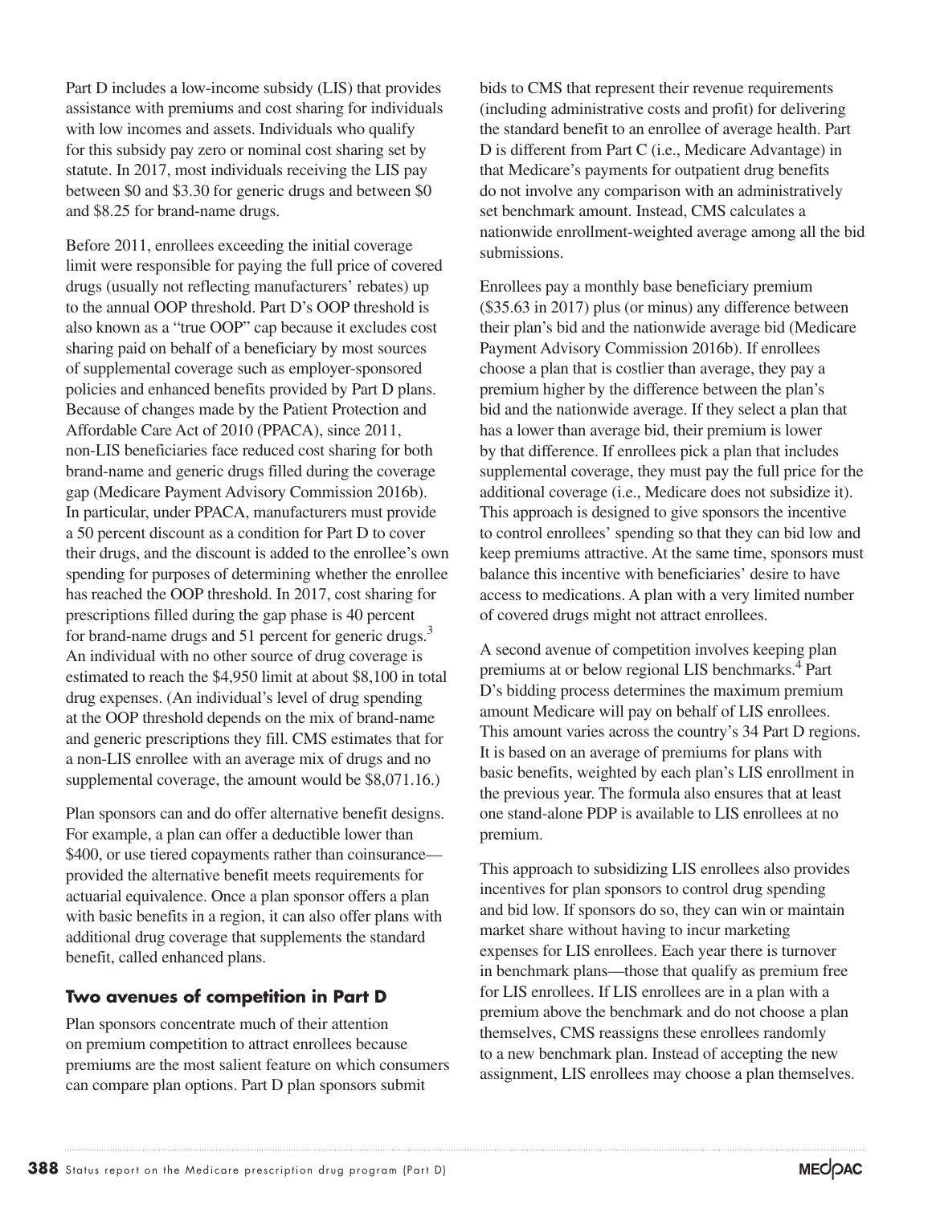Part D includes a low-income subsidy (LIS) that provides assistance with premiums and cost sharing for individuals with low incomes and assets. Individuals who qualify for this subsidy pay zero or nominal cost sharing set by statute. In 2017, most individuals receiving the LIS pay between $0 and $3.30 for generic drugs and between $0 and $8.25 for brand-name drugs.

Before 2011, enrollees exceeding the initial coverage limit were responsible for paying the full price of covered drugs (usually not reflecting manufacturers' rebates) up to the annual OOP threshold. Part D's OOP threshold is also known as a "true OOP" cap because it excludes cost sharing paid on behalf of a beneficiary by most sources of supplemental coverage such as employer-sponsored policies and enhanced benefits provided by Part D plans. Because of changes made by the Patient Protection and Affordable Care Act of 2010 (PPACA), since 2011, non-LIS beneficiaries face reduced cost sharing for both brand-name and generic drugs filled during the coverage gap (Medicare Payment Advisory Commission 2016b). In particular, under PPACA, manufacturers must provide a 50 percent discount as a condition for Part D to cover their drugs, and the discount is added to the enrollee's own spending for purposes of determining whether the enrollee has reached the OOP threshold. In 2017, cost sharing for prescriptions filled during the gap phase is 40 percent for brand-name drugs and 51 percent for generic drugs.[3] An individual with no other source of drug coverage is estimated to reach the $4,950 limit at about $8,100 in total drug expenses. (An individual's level of drug spending at the OOP threshold depends on the mix of brand-name and generic prescriptions they fill. CMS estimates that for a non-LIS enrollee with an average mix of drugs and no supplemental coverage, the amount would be $8,071.16.)

Plan sponsors can and do offer alternative benefit designs. For example, a plan can offer a deductible lower than $400, or use tiered copayments rather than coinsurance—provided the alternative benefit meets requirements for actuarial equivalence. Once a plan sponsor offers a plan with basic benefits in a region, it can also offer plans with additional drug coverage that supplements the standard benefit, called enhanced plans.

## Two avenues of competition in Part D

Plan sponsors concentrate much of their attention on premium competition to attract enrollees because premiums are the most salient feature on which consumers can compare plan options. Part D plan sponsors submit bids to CMS that represent their revenue requirements (including administrative costs and profit) for delivering the standard benefit to an enrollee of average health. Part D is different from Part C (i.e., Medicare Advantage) in that Medicare's payments for outpatient drug benefits do not involve any comparison with an administratively set benchmark amount. Instead, CMS calculates a nationwide enrollment-weighted average among all the bid submissions.

Enrollees pay a monthly base beneficiary premium ($35.63 in 2017) plus (or minus) any difference between their plan's bid and the nationwide average bid (Medicare Payment Advisory Commission 2016b). If enrollees choose a plan that is costlier than average, they pay a premium higher by the difference between the plan's bid and the nationwide average. If they select a plan that has a lower than average bid, their premium is lower by that difference. If enrollees pick a plan that includes supplemental coverage, they must pay the full price for the additional coverage (i.e., Medicare does not subsidize it). This approach is designed to give sponsors the incentive to control enrollees' spending so that they can bid low and keep premiums attractive. At the same time, sponsors must balance this incentive with beneficiaries' desire to have access to medications. A plan with a very limited number of covered drugs might not attract enrollees.

A second avenue of competition involves keeping plan premiums at or below regional LIS benchmarks.[4] Part D's bidding process determines the maximum premium amount Medicare will pay on behalf of LIS enrollees. This amount varies across the country's 34 Part D regions. It is based on an average of premiums for plans with basic benefits, weighted by each plan's LIS enrollment in the previous year. The formula also ensures that at least one stand-alone PDP is available to LIS enrollees at no premium.

This approach to subsidizing LIS enrollees also provides incentives for plan sponsors to control drug spending and bid low. If sponsors do so, they can win or maintain market share without having to incur marketing expenses for LIS enrollees. Each year there is turnover in benchmark plans—those that qualify as premium free for LIS enrollees. If LIS enrollees are in a plan with a premium above the benchmark and do not choose a plan themselves, CMS reassigns these enrollees randomly to a new benchmark plan. Instead of accepting the new assignment, LIS enrollees may choose a plan themselves.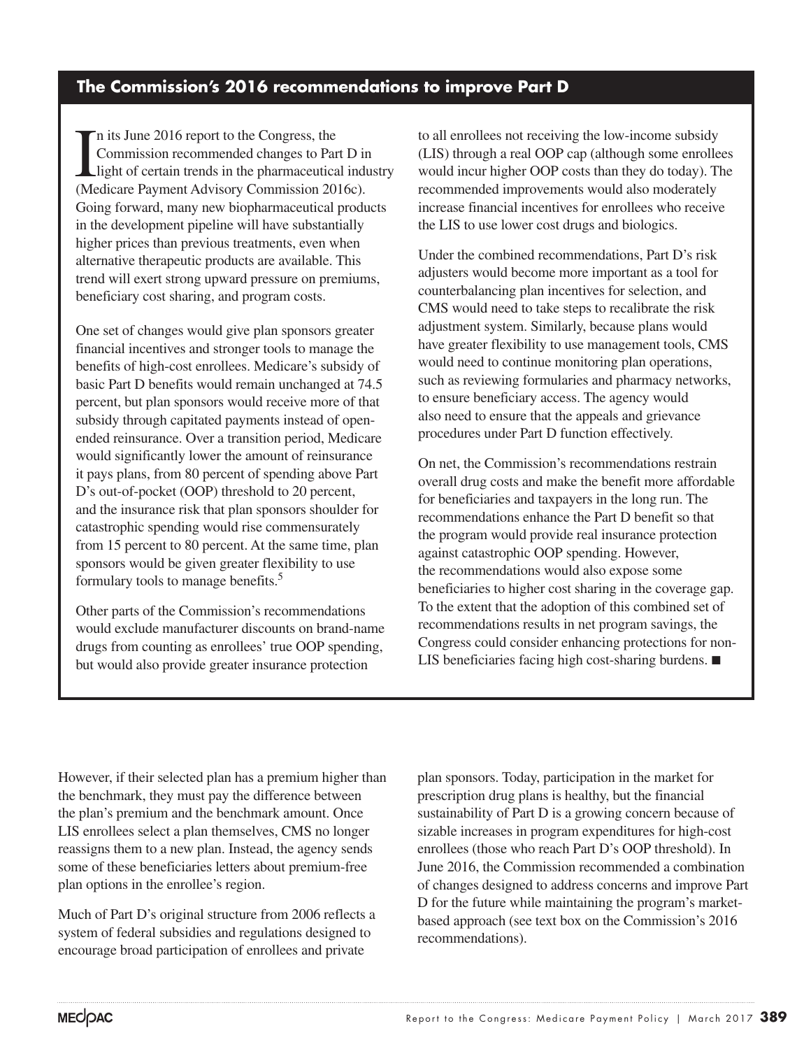## The Commission's 2016 recommendations to improve Part D

In its June 2016 report to the Congress, the Commission recommended changes to Part D in light of certain trends in the pharmaceutical industry (Medicare Payment Advisory Commission 2016c). Going forward, many new biopharmaceutical products in the development pipeline will have substantially higher prices than previous treatments, even when alternative therapeutic products are available. This trend will exert strong upward pressure on premiums, beneficiary cost sharing, and program costs.

One set of changes would give plan sponsors greater financial incentives and stronger tools to manage the benefits of high-cost enrollees. Medicare's subsidy of basic Part D benefits would remain unchanged at 74.5 percent, but plan sponsors would receive more of that subsidy through capitated payments instead of open-ended reinsurance. Over a transition period, Medicare would significantly lower the amount of reinsurance it pays plans, from 80 percent of spending above Part D's out-of-pocket (OOP) threshold to 20 percent, and the insurance risk that plan sponsors shoulder for catastrophic spending would rise commensurately from 15 percent to 80 percent. At the same time, plan sponsors would be given greater flexibility to use formulary tools to manage benefits.[5]

Other parts of the Commission's recommendations would exclude manufacturer discounts on brand-name drugs from counting as enrollees' true OOP spending, but would also provide greater insurance protection to all enrollees not receiving the low-income subsidy (LIS) through a real OOP cap (although some enrollees would incur higher OOP costs than they do today). The recommended improvements would also moderately increase financial incentives for enrollees who receive the LIS to use lower cost drugs and biologics.

Under the combined recommendations, Part D's risk adjusters would become more important as a tool for counterbalancing plan incentives for selection, and CMS would need to take steps to recalibrate the risk adjustment system. Similarly, because plans would have greater flexibility to use management tools, CMS would need to continue monitoring plan operations, such as reviewing formularies and pharmacy networks, to ensure beneficiary access. The agency would also need to ensure that the appeals and grievance procedures under Part D function effectively.

On net, the Commission's recommendations restrain overall drug costs and make the benefit more affordable for beneficiaries and taxpayers in the long run. The recommendations enhance the Part D benefit so that the program would provide real insurance protection against catastrophic OOP spending. However, the recommendations would also expose some beneficiaries to higher cost sharing in the coverage gap. To the extent that the adoption of this combined set of recommendations results in net program savings, the Congress could consider enhancing protections for non-LIS beneficiaries facing high cost-sharing burdens. ■

However, if their selected plan has a premium higher than the benchmark, they must pay the difference between the plan's premium and the benchmark amount. Once LIS enrollees select a plan themselves, CMS no longer reassigns them to a new plan. Instead, the agency sends some of these beneficiaries letters about premium-free plan options in the enrollee's region.

Much of Part D's original structure from 2006 reflects a system of federal subsidies and regulations designed to encourage broad participation of enrollees and private plan sponsors. Today, participation in the market for prescription drug plans is healthy, but the financial sustainability of Part D is a growing concern because of sizable increases in program expenditures for high-cost enrollees (those who reach Part D's OOP threshold). In June 2016, the Commission recommended a combination of changes designed to address concerns and improve Part D for the future while maintaining the program's market-based approach (see text box on the Commission's 2016 recommendations).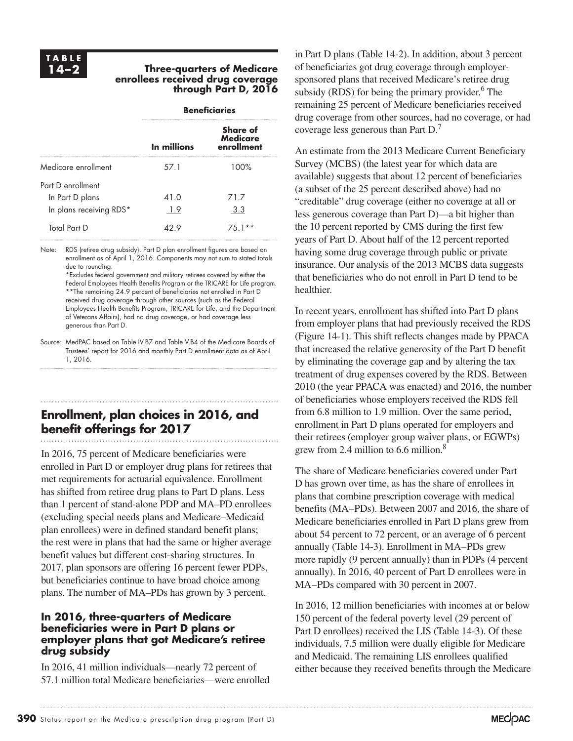**TABLE 14–2**

**Three-quarters of Medicare enrollees received drug coverage through Part D, 2016**

| | Beneficiaries | |
|---|---|---|
| | In millions | Share of Medicare enrollment |
| Medicare enrollment | 57.1 | 100% |
| Part D enrollment | | |
| In Part D plans | 41.0 | 71.7 |
| In plans receiving RDS* | 1.9 | 3.3 |
| Total Part D | 42.9 | 75.1** |

Note: RDS (retiree drug subsidy). Part D plan enrollment figures are based on enrollment as of April 1, 2016. Components may not sum to stated totals due to rounding.
*Excludes federal government and military retirees covered by either the Federal Employees Health Benefits Program or the TRICARE for Life program.
**The remaining 24.9 percent of beneficiaries not enrolled in Part D received drug coverage through other sources (such as the Federal Employees Health Benefits Program, TRICARE for Life, and the Department of Veterans Affairs), had no drug coverage, or had coverage less generous than Part D.

Source: MedPAC based on Table IV.B7 and Table V.B4 of the Medicare Boards of Trustees' report for 2016 and monthly Part D enrollment data as of April 1, 2016.

## Enrollment, plan choices in 2016, and benefit offerings for 2017

In 2016, 75 percent of Medicare beneficiaries were enrolled in Part D or employer drug plans for retirees that met requirements for actuarial equivalence. Enrollment has shifted from retiree drug plans to Part D plans. Less than 1 percent of stand-alone PDP and MA–PD enrollees (excluding special needs plans and Medicare–Medicaid plan enrollees) were in defined standard benefit plans; the rest were in plans that had the same or higher average benefit values but different cost-sharing structures. In 2017, plan sponsors are offering 16 percent fewer PDPs, but beneficiaries continue to have broad choice among plans. The number of MA–PDs has grown by 3 percent.

### In 2016, three-quarters of Medicare beneficiaries were in Part D plans or employer plans that got Medicare's retiree drug subsidy

In 2016, 41 million individuals—nearly 72 percent of 57.1 million total Medicare beneficiaries—were enrolled in Part D plans (Table 14-2). In addition, about 3 percent of beneficiaries got drug coverage through employer-sponsored plans that received Medicare's retiree drug subsidy (RDS) for being the primary provider.[6] The remaining 25 percent of Medicare beneficiaries received drug coverage from other sources, had no coverage, or had coverage less generous than Part D.[7]

An estimate from the 2013 Medicare Current Beneficiary Survey (MCBS) (the latest year for which data are available) suggests that about 12 percent of beneficiaries (a subset of the 25 percent described above) had no "creditable" drug coverage (either no coverage at all or less generous coverage than Part D)—a bit higher than the 10 percent reported by CMS during the first few years of Part D. About half of the 12 percent reported having some drug coverage through public or private insurance. Our analysis of the 2013 MCBS data suggests that beneficiaries who do not enroll in Part D tend to be healthier.

In recent years, enrollment has shifted into Part D plans from employer plans that had previously received the RDS (Figure 14-1). This shift reflects changes made by PPACA that increased the relative generosity of the Part D benefit by eliminating the coverage gap and by altering the tax treatment of drug expenses covered by the RDS. Between 2010 (the year PPACA was enacted) and 2016, the number of beneficiaries whose employers received the RDS fell from 6.8 million to 1.9 million. Over the same period, enrollment in Part D plans operated for employers and their retirees (employer group waiver plans, or EGWPs) grew from 2.4 million to 6.6 million.[8]

The share of Medicare beneficiaries covered under Part D has grown over time, as has the share of enrollees in plans that combine prescription coverage with medical benefits (MA–PDs). Between 2007 and 2016, the share of Medicare beneficiaries enrolled in Part D plans grew from about 54 percent to 72 percent, or an average of 6 percent annually (Table 14-3). Enrollment in MA–PDs grew more rapidly (9 percent annually) than in PDPs (4 percent annually). In 2016, 40 percent of Part D enrollees were in MA–PDs compared with 30 percent in 2007.

In 2016, 12 million beneficiaries with incomes at or below 150 percent of the federal poverty level (29 percent of Part D enrollees) received the LIS (Table 14-3). Of these individuals, 7.5 million were dually eligible for Medicare and Medicaid. The remaining LIS enrollees qualified either because they received benefits through the Medicare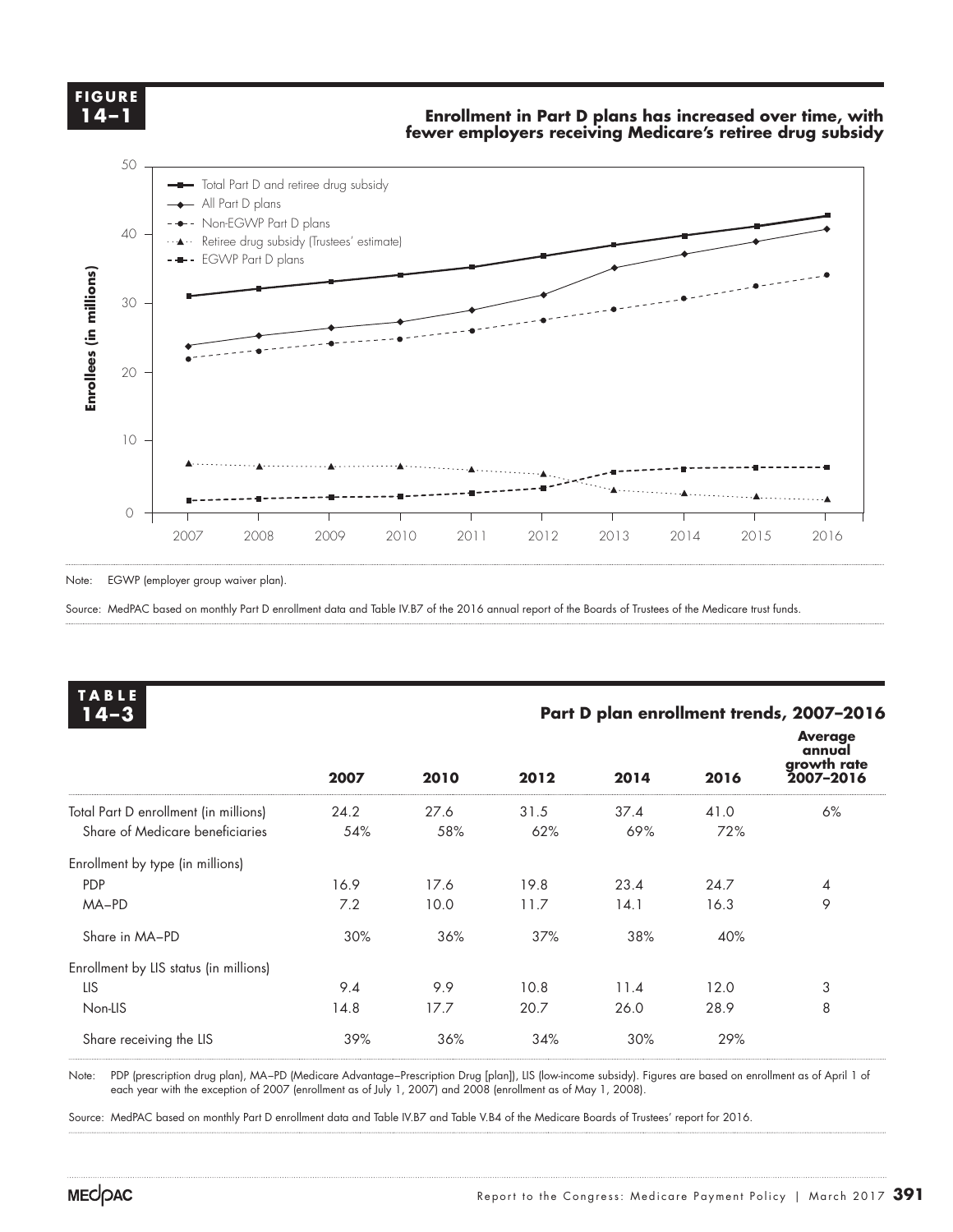**FIGURE 14–1**

**Enrollment in Part D plans has increased over time, with fewer employers receiving Medicare's retiree drug subsidy**

Note: EGWP (employer group waiver plan).

Source: MedPAC based on monthly Part D enrollment data and Table IV.B7 of the 2016 annual report of the Boards of Trustees of the Medicare trust funds.

**TABLE 14–3**

**Part D plan enrollment trends, 2007–2016**

| | 2007 | 2010 | 2012 | 2014 | 2016 | Average annual growth rate 2007–2016 |
|---|---|---|---|---|---|---|
| Total Part D enrollment (in millions) | 24.2 | 27.6 | 31.5 | 37.4 | 41.0 | 6% |
| Share of Medicare beneficiaries | 54% | 58% | 62% | 69% | 72% | |
| Enrollment by type (in millions) | | | | | | |
| PDP | 16.9 | 17.6 | 19.8 | 23.4 | 24.7 | 4 |
| MA–PD | 7.2 | 10.0 | 11.7 | 14.1 | 16.3 | 9 |
| Share in MA–PD | 30% | 36% | 37% | 38% | 40% | |
| Enrollment by LIS status (in millions) | | | | | | |
| LIS | 9.4 | 9.9 | 10.8 | 11.4 | 12.0 | 3 |
| Non-LIS | 14.8 | 17.7 | 20.7 | 26.0 | 28.9 | 8 |
| Share receiving the LIS | 39% | 36% | 34% | 30% | 29% | |

Note: PDP (prescription drug plan), MA–PD (Medicare Advantage–Prescription Drug [plan]), LIS (low-income subsidy). Figures are based on enrollment as of April 1 of each year with the exception of 2007 (enrollment as of July 1, 2007) and 2008 (enrollment as of May 1, 2008).

Source: MedPAC based on monthly Part D enrollment data and Table IV.B7 and Table V.B4 of the Medicare Boards of Trustees' report for 2016.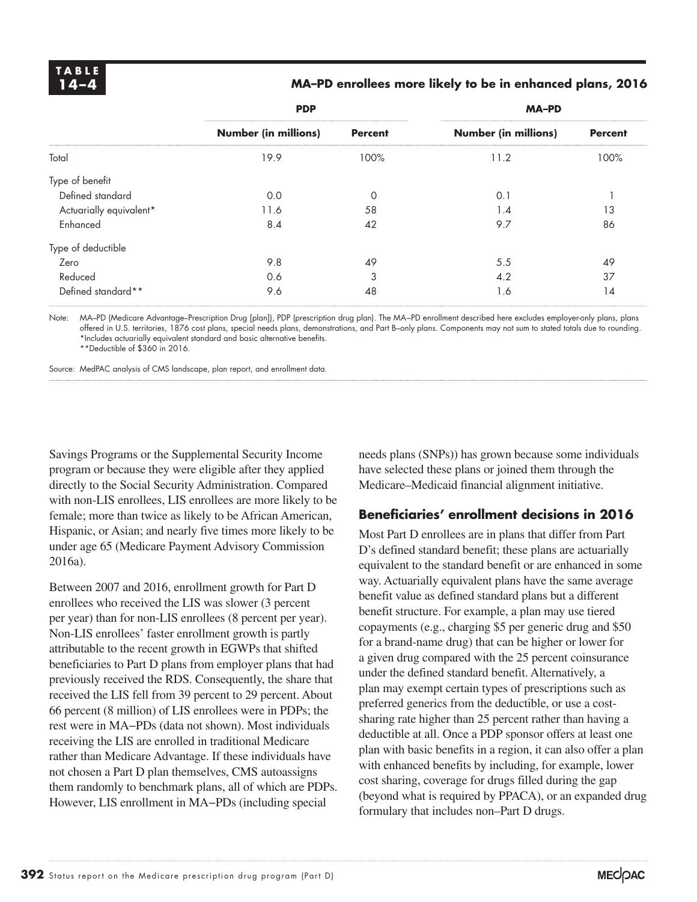**TABLE 14–4**

**MA–PD enrollees more likely to be in enhanced plans, 2016**

| | PDP | | MA–PD | |
|---|---|---|---|---|
| | **Number (in millions)** | **Percent** | **Number (in millions)** | **Percent** |
| Total | 19.9 | 100% | 11.2 | 100% |
| Type of benefit | | | | |
| Defined standard | 0.0 | 0 | 0.1 | 1 |
| Actuarially equivalent* | 11.6 | 58 | 1.4 | 13 |
| Enhanced | 8.4 | 42 | 9.7 | 86 |
| Type of deductible | | | | |
| Zero | 9.8 | 49 | 5.5 | 49 |
| Reduced | 0.6 | 3 | 4.2 | 37 |
| Defined standard** | 9.6 | 48 | 1.6 | 14 |

Note: MA–PD (Medicare Advantage–Prescription Drug [plan]), PDP (prescription drug plan). The MA–PD enrollment described here excludes employer-only plans, plans offered in U.S. territories, 1876 cost plans, special needs plans, demonstrations, and Part B–only plans. Components may not sum to stated totals due to rounding.
*Includes actuarially equivalent standard and basic alternative benefits.
**Deductible of $360 in 2016.

Source: MedPAC analysis of CMS landscape, plan report, and enrollment data.

Savings Programs or the Supplemental Security Income program or because they were eligible after they applied directly to the Social Security Administration. Compared with non-LIS enrollees, LIS enrollees are more likely to be female; more than twice as likely to be African American, Hispanic, or Asian; and nearly five times more likely to be under age 65 (Medicare Payment Advisory Commission 2016a).

Between 2007 and 2016, enrollment growth for Part D enrollees who received the LIS was slower (3 percent per year) than for non-LIS enrollees (8 percent per year). Non-LIS enrollees' faster enrollment growth is partly attributable to the recent growth in EGWPs that shifted beneficiaries to Part D plans from employer plans that had previously received the RDS. Consequently, the share that received the LIS fell from 39 percent to 29 percent. About 66 percent (8 million) of LIS enrollees were in PDPs; the rest were in MA−PDs (data not shown). Most individuals receiving the LIS are enrolled in traditional Medicare rather than Medicare Advantage. If these individuals have not chosen a Part D plan themselves, CMS autoassigns them randomly to benchmark plans, all of which are PDPs. However, LIS enrollment in MA−PDs (including special needs plans (SNPs)) has grown because some individuals have selected these plans or joined them through the Medicare–Medicaid financial alignment initiative.

## Beneficiaries' enrollment decisions in 2016

Most Part D enrollees are in plans that differ from Part D's defined standard benefit; these plans are actuarially equivalent to the standard benefit or are enhanced in some way. Actuarially equivalent plans have the same average benefit value as defined standard plans but a different benefit structure. For example, a plan may use tiered copayments (e.g., charging $5 per generic drug and $50 for a brand-name drug) that can be higher or lower for a given drug compared with the 25 percent coinsurance under the defined standard benefit. Alternatively, a plan may exempt certain types of prescriptions such as preferred generics from the deductible, or use a cost-sharing rate higher than 25 percent rather than having a deductible at all. Once a PDP sponsor offers at least one plan with basic benefits in a region, it can also offer a plan with enhanced benefits by including, for example, lower cost sharing, coverage for drugs filled during the gap (beyond what is required by PPACA), or an expanded drug formulary that includes non–Part D drugs.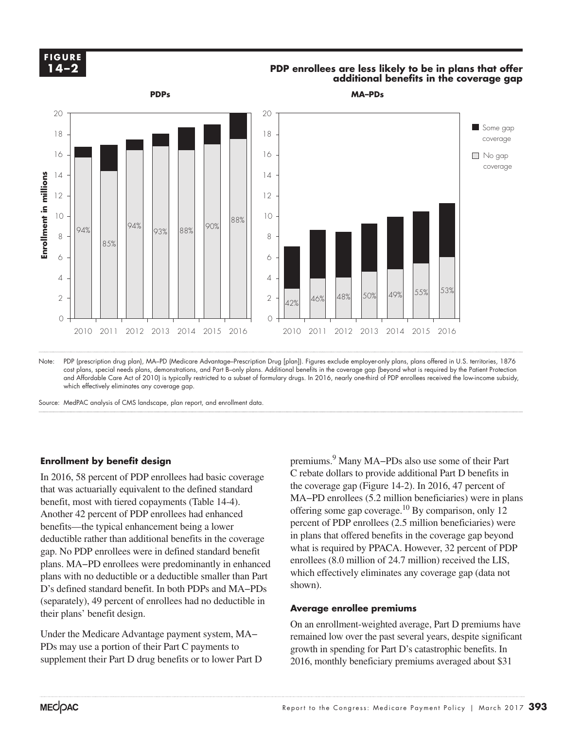**FIGURE 14–2**

**PDP enrollees are less likely to be in plans that offer additional benefits in the coverage gap**

Note: PDP (prescription drug plan), MA–PD (Medicare Advantage–Prescription Drug [plan]). Figures exclude employer-only plans, plans offered in U.S. territories, 1876 cost plans, special needs plans, demonstrations, and Part B–only plans. Additional benefits in the coverage gap (beyond what is required by the Patient Protection and Affordable Care Act of 2010) is typically restricted to a subset of formulary drugs. In 2016, nearly one-third of PDP enrollees received the low-income subsidy, which effectively eliminates any coverage gap.

Source: MedPAC analysis of CMS landscape, plan report, and enrollment data.

### Enrollment by benefit design

In 2016, 58 percent of PDP enrollees had basic coverage that was actuarially equivalent to the defined standard benefit, most with tiered copayments (Table 14-4). Another 42 percent of PDP enrollees had enhanced benefits—the typical enhancement being a lower deductible rather than additional benefits in the coverage gap. No PDP enrollees were in defined standard benefit plans. MA–PD enrollees were predominantly in enhanced plans with no deductible or a deductible smaller than Part D's defined standard benefit. In both PDPs and MA–PDs (separately), 49 percent of enrollees had no deductible in their plans' benefit design.

Under the Medicare Advantage payment system, MA–PDs may use a portion of their Part C payments to supplement their Part D drug benefits or to lower Part D premiums.[9] Many MA–PDs also use some of their Part C rebate dollars to provide additional Part D benefits in the coverage gap (Figure 14-2). In 2016, 47 percent of MA–PD enrollees (5.2 million beneficiaries) were in plans offering some gap coverage.[10] By comparison, only 12 percent of PDP enrollees (2.5 million beneficiaries) were in plans that offered benefits in the coverage gap beyond what is required by PPACA. However, 32 percent of PDP enrollees (8.0 million of 24.7 million) received the LIS, which effectively eliminates any coverage gap (data not shown).

### Average enrollee premiums

On an enrollment-weighted average, Part D premiums have remained low over the past several years, despite significant growth in spending for Part D's catastrophic benefits. In 2016, monthly beneficiary premiums averaged about $31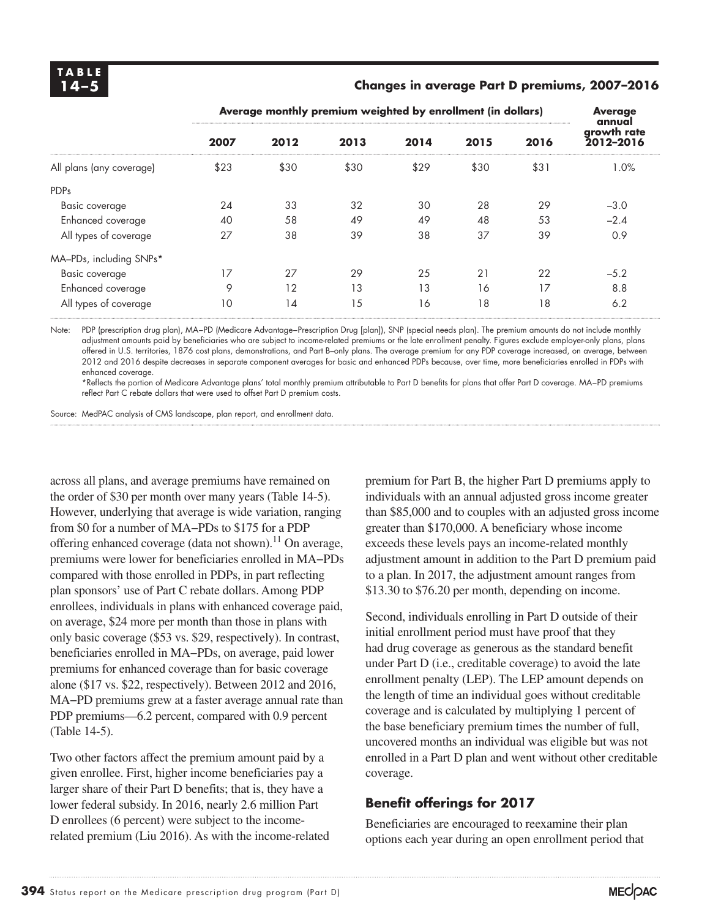**TABLE 14–5**

**Changes in average Part D premiums, 2007–2016**

| | Average monthly premium weighted by enrollment (in dollars) | | | | | | Average annual growth rate 2012–2016 |
|---|---|---|---|---|---|---|---|
| | 2007 | 2012 | 2013 | 2014 | 2015 | 2016 | |
| All plans (any coverage) | $23 | $30 | $30 | $29 | $30 | $31 | 1.0% |
| PDPs | | | | | | | |
| Basic coverage | 24 | 33 | 32 | 30 | 28 | 29 | –3.0 |
| Enhanced coverage | 40 | 58 | 49 | 49 | 48 | 53 | –2.4 |
| All types of coverage | 27 | 38 | 39 | 38 | 37 | 39 | 0.9 |
| MA–PDs, including SNPs* | | | | | | | |
| Basic coverage | 17 | 27 | 29 | 25 | 21 | 22 | –5.2 |
| Enhanced coverage | 9 | 12 | 13 | 13 | 16 | 17 | 8.8 |
| All types of coverage | 10 | 14 | 15 | 16 | 18 | 18 | 6.2 |

Note: PDP (prescription drug plan), MA–PD (Medicare Advantage–Prescription Drug [plan]), SNP (special needs plan). The premium amounts do not include monthly adjustment amounts paid by beneficiaries who are subject to income-related premiums or the late enrollment penalty. Figures exclude employer-only plans, plans offered in U.S. territories, 1876 cost plans, demonstrations, and Part B–only plans. The average premium for any PDP coverage increased, on average, between 2012 and 2016 despite decreases in separate component averages for basic and enhanced PDPs because, over time, more beneficiaries enrolled in PDPs with enhanced coverage.

*Reflects the portion of Medicare Advantage plans' total monthly premium attributable to Part D benefits for plans that offer Part D coverage. MA–PD premiums reflect Part C rebate dollars that were used to offset Part D premium costs.

Source: MedPAC analysis of CMS landscape, plan report, and enrollment data.

across all plans, and average premiums have remained on the order of $30 per month over many years (Table 14-5). However, underlying that average is wide variation, ranging from $0 for a number of MA–PDs to $175 for a PDP offering enhanced coverage (data not shown).[11] On average, premiums were lower for beneficiaries enrolled in MA–PDs compared with those enrolled in PDPs, in part reflecting plan sponsors' use of Part C rebate dollars. Among PDP enrollees, individuals in plans with enhanced coverage paid, on average, $24 more per month than those in plans with only basic coverage ($53 vs. $29, respectively). In contrast, beneficiaries enrolled in MA–PDs, on average, paid lower premiums for enhanced coverage than for basic coverage alone ($17 vs. $22, respectively). Between 2012 and 2016, MA–PD premiums grew at a faster average annual rate than PDP premiums—6.2 percent, compared with 0.9 percent (Table 14-5).

Two other factors affect the premium amount paid by a given enrollee. First, higher income beneficiaries pay a larger share of their Part D benefits; that is, they have a lower federal subsidy. In 2016, nearly 2.6 million Part D enrollees (6 percent) were subject to the income-related premium (Liu 2016). As with the income-related premium for Part B, the higher Part D premiums apply to individuals with an annual adjusted gross income greater than $85,000 and to couples with an adjusted gross income greater than $170,000. A beneficiary whose income exceeds these levels pays an income-related monthly adjustment amount in addition to the Part D premium paid to a plan. In 2017, the adjustment amount ranges from $13.30 to $76.20 per month, depending on income.

Second, individuals enrolling in Part D outside of their initial enrollment period must have proof that they had drug coverage as generous as the standard benefit under Part D (i.e., creditable coverage) to avoid the late enrollment penalty (LEP). The LEP amount depends on the length of time an individual goes without creditable coverage and is calculated by multiplying 1 percent of the base beneficiary premium times the number of full, uncovered months an individual was eligible but was not enrolled in a Part D plan and went without other creditable coverage.

### Benefit offerings for 2017

Beneficiaries are encouraged to reexamine their plan options each year during an open enrollment period that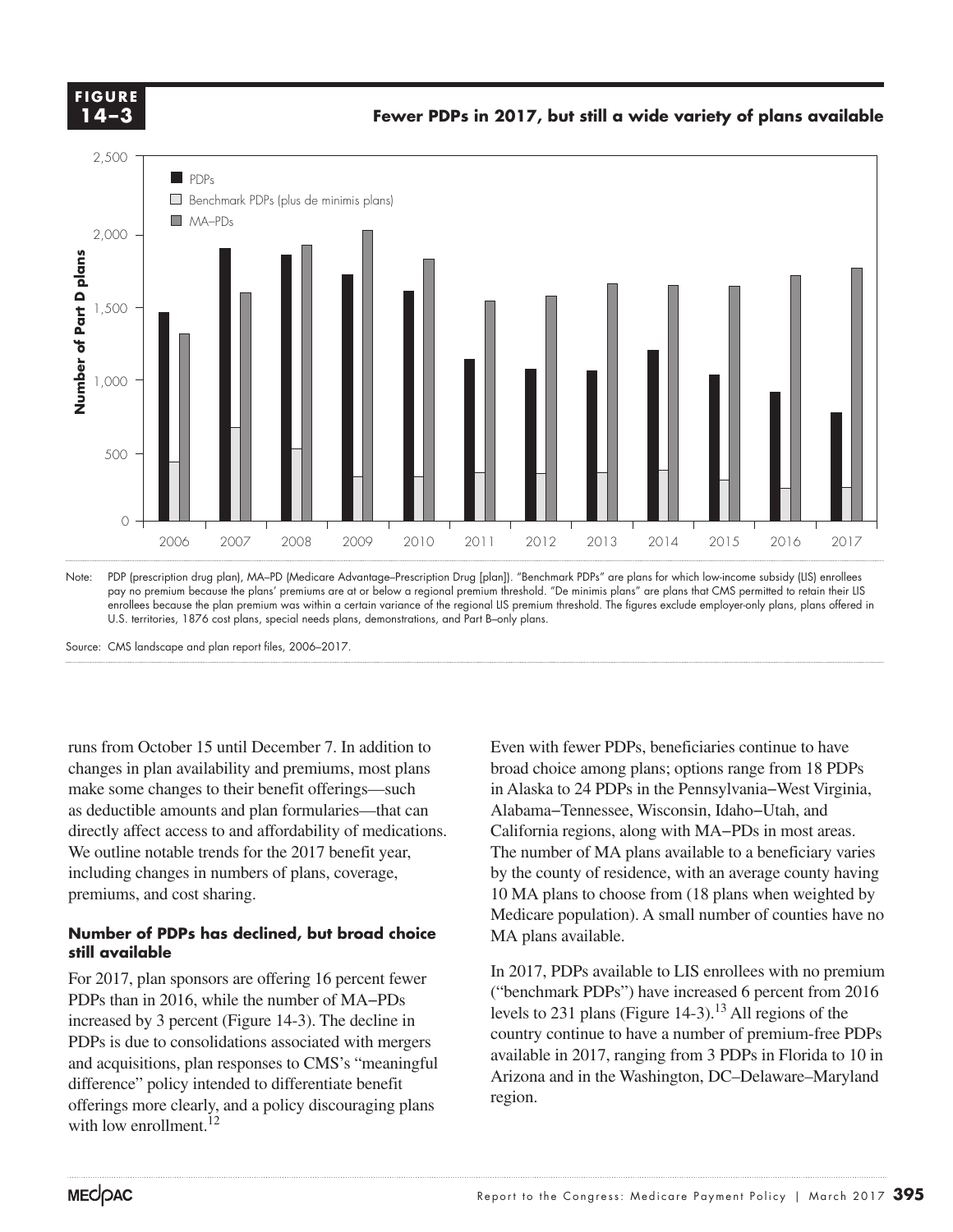**FIGURE 14–3**

**Fewer PDPs in 2017, but still a wide variety of plans available**

Note: PDP (prescription drug plan), MA–PD (Medicare Advantage–Prescription Drug [plan]). "Benchmark PDPs" are plans for which low-income subsidy (LIS) enrollees pay no premium because the plans' premiums are at or below a regional premium threshold. "De minimis plans" are plans that CMS permitted to retain their LIS enrollees because the plan premium was within a certain variance of the regional LIS premium threshold. The figures exclude employer-only plans, plans offered in U.S. territories, 1876 cost plans, special needs plans, demonstrations, and Part B–only plans.

Source: CMS landscape and plan report files, 2006–2017.

runs from October 15 until December 7. In addition to changes in plan availability and premiums, most plans make some changes to their benefit offerings—such as deductible amounts and plan formularies—that can directly affect access to and affordability of medications. We outline notable trends for the 2017 benefit year, including changes in numbers of plans, coverage, premiums, and cost sharing.

#### Number of PDPs has declined, but broad choice still available

For 2017, plan sponsors are offering 16 percent fewer PDPs than in 2016, while the number of MA–PDs increased by 3 percent (Figure 14-3). The decline in PDPs is due to consolidations associated with mergers and acquisitions, plan responses to CMS's "meaningful difference" policy intended to differentiate benefit offerings more clearly, and a policy discouraging plans with low enrollment.[12]

Even with fewer PDPs, beneficiaries continue to have broad choice among plans; options range from 18 PDPs in Alaska to 24 PDPs in the Pennsylvania–West Virginia, Alabama–Tennessee, Wisconsin, Idaho–Utah, and California regions, along with MA–PDs in most areas. The number of MA plans available to a beneficiary varies by the county of residence, with an average county having 10 MA plans to choose from (18 plans when weighted by Medicare population). A small number of counties have no MA plans available.

In 2017, PDPs available to LIS enrollees with no premium ("benchmark PDPs") have increased 6 percent from 2016 levels to 231 plans (Figure 14-3).[13] All regions of the country continue to have a number of premium-free PDPs available in 2017, ranging from 3 PDPs in Florida to 10 in Arizona and in the Washington, DC–Delaware–Maryland region.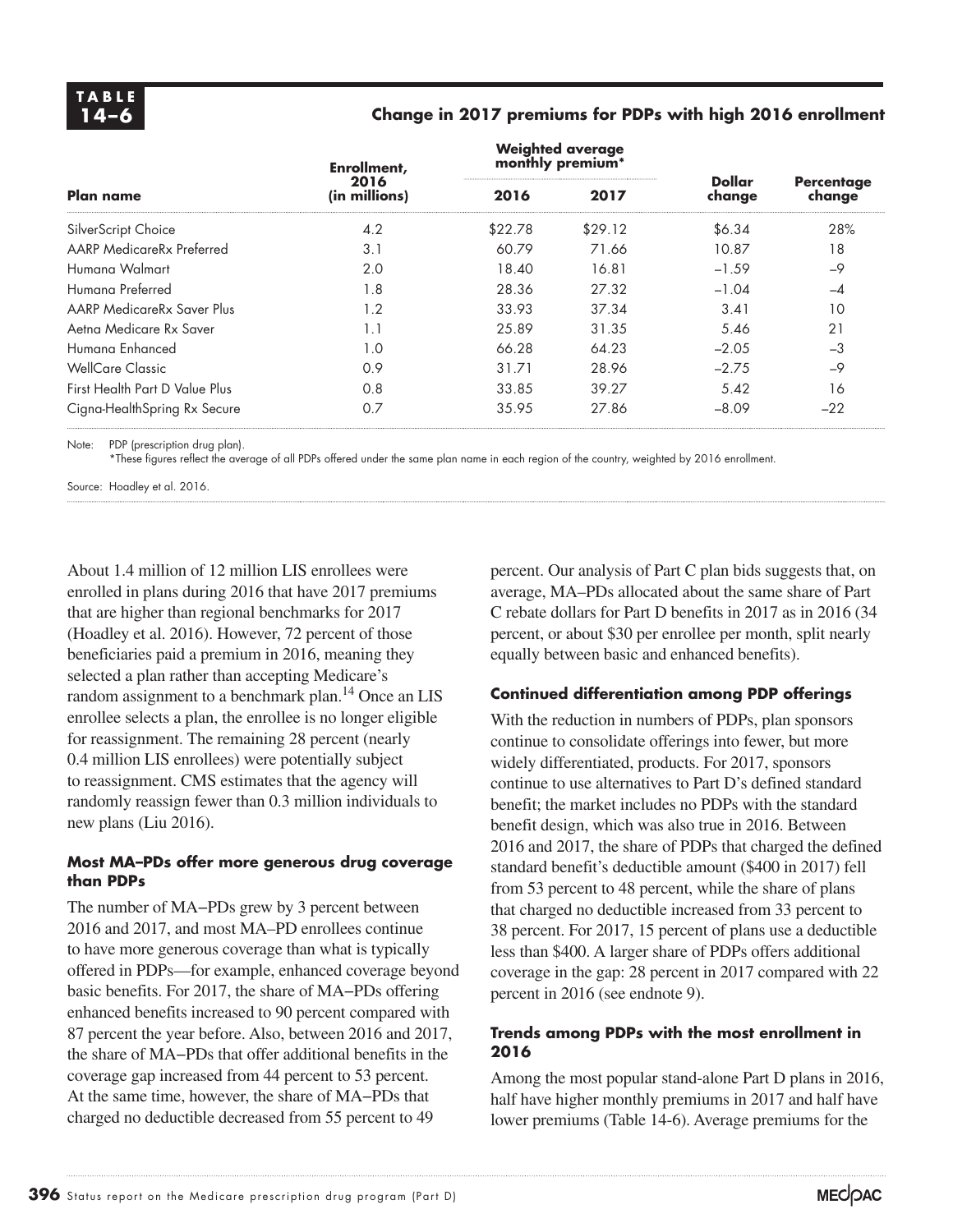**TABLE 14–6**

**Change in 2017 premiums for PDPs with high 2016 enrollment**

| Plan name | Enrollment, 2016 (in millions) | Weighted average monthly premium* | | Dollar change | Percentage change |
|---|---|---|---|---|---|
| | | 2016 | 2017 | | |
| SilverScript Choice | 4.2 | $22.78 | $29.12 | $6.34 | 28% |
| AARP MedicareRx Preferred | 3.1 | 60.79 | 71.66 | 10.87 | 18 |
| Humana Walmart | 2.0 | 18.40 | 16.81 | –1.59 | –9 |
| Humana Preferred | 1.8 | 28.36 | 27.32 | –1.04 | –4 |
| AARP MedicareRx Saver Plus | 1.2 | 33.93 | 37.34 | 3.41 | 10 |
| Aetna Medicare Rx Saver | 1.1 | 25.89 | 31.35 | 5.46 | 21 |
| Humana Enhanced | 1.0 | 66.28 | 64.23 | –2.05 | –3 |
| WellCare Classic | 0.9 | 31.71 | 28.96 | –2.75 | –9 |
| First Health Part D Value Plus | 0.8 | 33.85 | 39.27 | 5.42 | 16 |
| Cigna-HealthSpring Rx Secure | 0.7 | 35.95 | 27.86 | –8.09 | –22 |

Note: PDP (prescription drug plan).
*These figures reflect the average of all PDPs offered under the same plan name in each region of the country, weighted by 2016 enrollment.

Source: Hoadley et al. 2016.

About 1.4 million of 12 million LIS enrollees were enrolled in plans during 2016 that have 2017 premiums that are higher than regional benchmarks for 2017 (Hoadley et al. 2016). However, 72 percent of those beneficiaries paid a premium in 2016, meaning they selected a plan rather than accepting Medicare's random assignment to a benchmark plan.[14] Once an LIS enrollee selects a plan, the enrollee is no longer eligible for reassignment. The remaining 28 percent (nearly 0.4 million LIS enrollees) were potentially subject to reassignment. CMS estimates that the agency will randomly reassign fewer than 0.3 million individuals to new plans (Liu 2016).

### Most MA–PDs offer more generous drug coverage than PDPs

The number of MA–PDs grew by 3 percent between 2016 and 2017, and most MA–PD enrollees continue to have more generous coverage than what is typically offered in PDPs—for example, enhanced coverage beyond basic benefits. For 2017, the share of MA–PDs offering enhanced benefits increased to 90 percent compared with 87 percent the year before. Also, between 2016 and 2017, the share of MA–PDs that offer additional benefits in the coverage gap increased from 44 percent to 53 percent. At the same time, however, the share of MA–PDs that charged no deductible decreased from 55 percent to 49 percent. Our analysis of Part C plan bids suggests that, on average, MA–PDs allocated about the same share of Part C rebate dollars for Part D benefits in 2017 as in 2016 (34 percent, or about $30 per enrollee per month, split nearly equally between basic and enhanced benefits).

### Continued differentiation among PDP offerings

With the reduction in numbers of PDPs, plan sponsors continue to consolidate offerings into fewer, but more widely differentiated, products. For 2017, sponsors continue to use alternatives to Part D's defined standard benefit; the market includes no PDPs with the standard benefit design, which was also true in 2016. Between 2016 and 2017, the share of PDPs that charged the defined standard benefit's deductible amount ($400 in 2017) fell from 53 percent to 48 percent, while the share of plans that charged no deductible increased from 33 percent to 38 percent. For 2017, 15 percent of plans use a deductible less than $400. A larger share of PDPs offers additional coverage in the gap: 28 percent in 2017 compared with 22 percent in 2016 (see endnote 9).

### Trends among PDPs with the most enrollment in 2016

Among the most popular stand-alone Part D plans in 2016, half have higher monthly premiums in 2017 and half have lower premiums (Table 14-6). Average premiums for the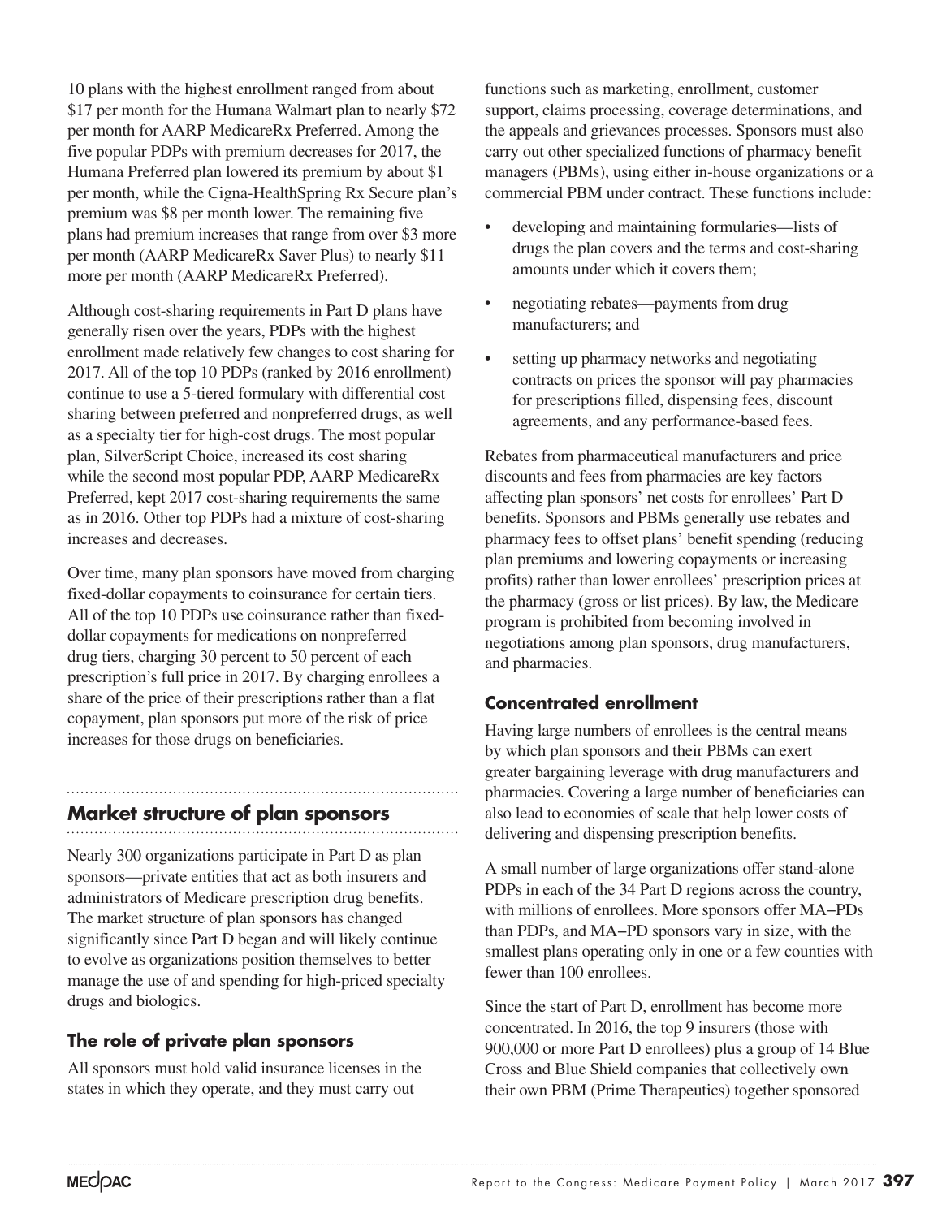10 plans with the highest enrollment ranged from about $17 per month for the Humana Walmart plan to nearly $72 per month for AARP MedicareRx Preferred. Among the five popular PDPs with premium decreases for 2017, the Humana Preferred plan lowered its premium by about $1 per month, while the Cigna-HealthSpring Rx Secure plan's premium was $8 per month lower. The remaining five plans had premium increases that range from over $3 more per month (AARP MedicareRx Saver Plus) to nearly $11 more per month (AARP MedicareRx Preferred).

Although cost-sharing requirements in Part D plans have generally risen over the years, PDPs with the highest enrollment made relatively few changes to cost sharing for 2017. All of the top 10 PDPs (ranked by 2016 enrollment) continue to use a 5-tiered formulary with differential cost sharing between preferred and nonpreferred drugs, as well as a specialty tier for high-cost drugs. The most popular plan, SilverScript Choice, increased its cost sharing while the second most popular PDP, AARP MedicareRx Preferred, kept 2017 cost-sharing requirements the same as in 2016. Other top PDPs had a mixture of cost-sharing increases and decreases.

Over time, many plan sponsors have moved from charging fixed-dollar copayments to coinsurance for certain tiers. All of the top 10 PDPs use coinsurance rather than fixed-dollar copayments for medications on nonpreferred drug tiers, charging 30 percent to 50 percent of each prescription's full price in 2017. By charging enrollees a share of the price of their prescriptions rather than a flat copayment, plan sponsors put more of the risk of price increases for those drugs on beneficiaries.

## Market structure of plan sponsors

Nearly 300 organizations participate in Part D as plan sponsors—private entities that act as both insurers and administrators of Medicare prescription drug benefits. The market structure of plan sponsors has changed significantly since Part D began and will likely continue to evolve as organizations position themselves to better manage the use of and spending for high-priced specialty drugs and biologics.

### The role of private plan sponsors

All sponsors must hold valid insurance licenses in the states in which they operate, and they must carry out functions such as marketing, enrollment, customer support, claims processing, coverage determinations, and the appeals and grievances processes. Sponsors must also carry out other specialized functions of pharmacy benefit managers (PBMs), using either in-house organizations or a commercial PBM under contract. These functions include:

- developing and maintaining formularies—lists of drugs the plan covers and the terms and cost-sharing amounts under which it covers them;
- negotiating rebates—payments from drug manufacturers; and
- setting up pharmacy networks and negotiating contracts on prices the sponsor will pay pharmacies for prescriptions filled, dispensing fees, discount agreements, and any performance-based fees.

Rebates from pharmaceutical manufacturers and price discounts and fees from pharmacies are key factors affecting plan sponsors' net costs for enrollees' Part D benefits. Sponsors and PBMs generally use rebates and pharmacy fees to offset plans' benefit spending (reducing plan premiums and lowering copayments or increasing profits) rather than lower enrollees' prescription prices at the pharmacy (gross or list prices). By law, the Medicare program is prohibited from becoming involved in negotiations among plan sponsors, drug manufacturers, and pharmacies.

### Concentrated enrollment

Having large numbers of enrollees is the central means by which plan sponsors and their PBMs can exert greater bargaining leverage with drug manufacturers and pharmacies. Covering a large number of beneficiaries can also lead to economies of scale that help lower costs of delivering and dispensing prescription benefits.

A small number of large organizations offer stand-alone PDPs in each of the 34 Part D regions across the country, with millions of enrollees. More sponsors offer MA–PDs than PDPs, and MA–PD sponsors vary in size, with the smallest plans operating only in one or a few counties with fewer than 100 enrollees.

Since the start of Part D, enrollment has become more concentrated. In 2016, the top 9 insurers (those with 900,000 or more Part D enrollees) plus a group of 14 Blue Cross and Blue Shield companies that collectively own their own PBM (Prime Therapeutics) together sponsored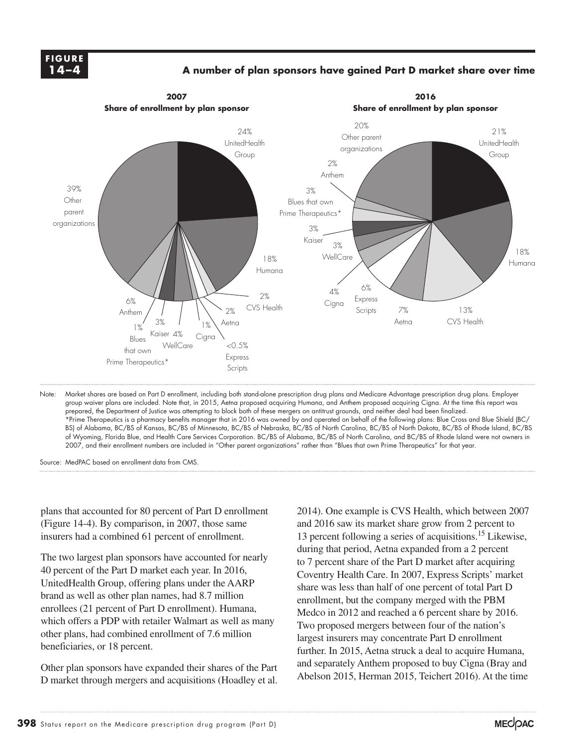**FIGURE 14–4**

**A number of plan sponsors have gained Part D market share over time**

| Plan sponsor | 2007 Share of enrollment | 2016 Share of enrollment |
|---|---|---|
| UnitedHealth Group | 24% | 21% |
| Humana | 18% | 18% |
| CVS Health | 2% | 13% |
| Aetna | 2% | 7% |
| Express Scripts | <0.5% | 6% |
| Cigna | 1% | 4% |
| WellCare | 4% | 3% |
| Kaiser | 3% | 3% |
| Blues that own Prime Therapeutics* | 1% | 3% |
| Anthem | 6% | 2% |
| Other parent organizations | 39% | 20% |

Note: Market shares are based on Part D enrollment, including both stand-alone prescription drug plans and Medicare Advantage prescription drug plans. Employer group waiver plans are included. Note that, in 2015, Aetna proposed acquiring Humana, and Anthem proposed acquiring Cigna. At the time this report was prepared, the Department of Justice was attempting to block both of these mergers on antitrust grounds, and neither deal had been finalized.
*Prime Therapeutics is a pharmacy benefits manager that in 2016 was owned by and operated on behalf of the following plans: Blue Cross and Blue Shield (BC/BS) of Alabama, BC/BS of Kansas, BC/BS of Minnesota, BC/BS of Nebraska, BC/BS of North Carolina, BC/BS of North Dakota, BC/BS of Rhode Island, BC/BS of Wyoming, Florida Blue, and Health Care Services Corporation. BC/BS of Alabama, BC/BS of North Carolina, and BC/BS of Rhode Island were not owners in 2007, and their enrollment numbers are included in "Other parent organizations" rather than "Blues that own Prime Therapeutics" for that year.

Source: MedPAC based on enrollment data from CMS.

plans that accounted for 80 percent of Part D enrollment (Figure 14-4). By comparison, in 2007, those same insurers had a combined 61 percent of enrollment.

The two largest plan sponsors have accounted for nearly 40 percent of the Part D market each year. In 2016, UnitedHealth Group, offering plans under the AARP brand as well as other plan names, had 8.7 million enrollees (21 percent of Part D enrollment). Humana, which offers a PDP with retailer Walmart as well as many other plans, had combined enrollment of 7.6 million beneficiaries, or 18 percent.

Other plan sponsors have expanded their shares of the Part D market through mergers and acquisitions (Hoadley et al. 2014). One example is CVS Health, which between 2007 and 2016 saw its market share grow from 2 percent to 13 percent following a series of acquisitions.[15] Likewise, during that period, Aetna expanded from a 2 percent to 7 percent share of the Part D market after acquiring Coventry Health Care. In 2007, Express Scripts' market share was less than half of one percent of total Part D enrollment, but the company merged with the PBM Medco in 2012 and reached a 6 percent share by 2016. Two proposed mergers between four of the nation's largest insurers may concentrate Part D enrollment further. In 2015, Aetna struck a deal to acquire Humana, and separately Anthem proposed to buy Cigna (Bray and Abelson 2015, Herman 2015, Teichert 2016). At the time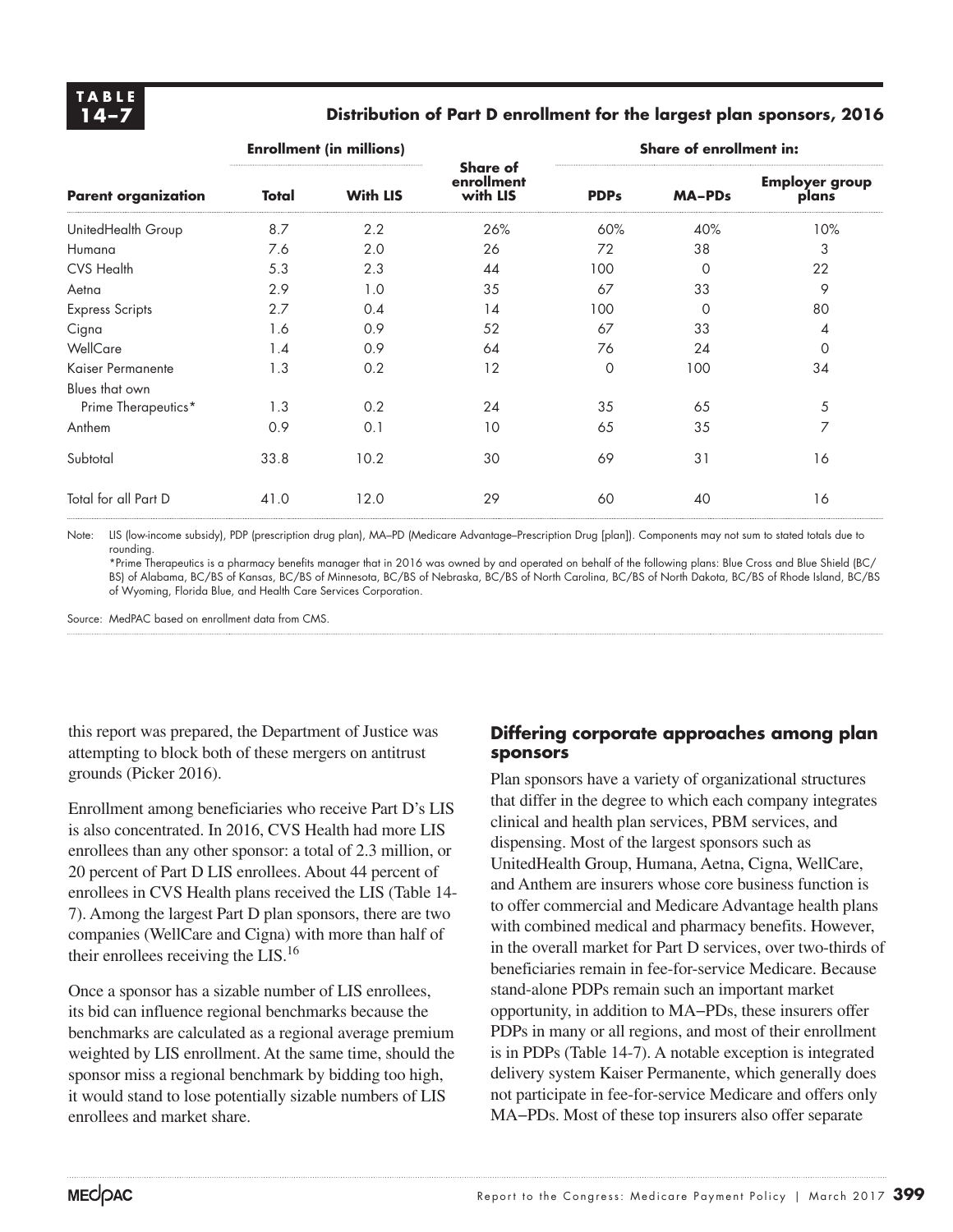**TABLE 14–7**

**Distribution of Part D enrollment for the largest plan sponsors, 2016**

| Parent organization | Enrollment (in millions) | | Share of enrollment with LIS | Share of enrollment in: | | |
|---|---|---|---|---|---|---|
| | **Total** | **With LIS** | | **PDPs** | **MA–PDs** | **Employer group plans** |
| UnitedHealth Group | 8.7 | 2.2 | 26% | 60% | 40% | 10% |
| Humana | 7.6 | 2.0 | 26 | 72 | 38 | 3 |
| CVS Health | 5.3 | 2.3 | 44 | 100 | 0 | 22 |
| Aetna | 2.9 | 1.0 | 35 | 67 | 33 | 9 |
| Express Scripts | 2.7 | 0.4 | 14 | 100 | 0 | 80 |
| Cigna | 1.6 | 0.9 | 52 | 67 | 33 | 4 |
| WellCare | 1.4 | 0.9 | 64 | 76 | 24 | 0 |
| Kaiser Permanente | 1.3 | 0.2 | 12 | 0 | 100 | 34 |
| Blues that own Prime Therapeutics* | 1.3 | 0.2 | 24 | 35 | 65 | 5 |
| Anthem | 0.9 | 0.1 | 10 | 65 | 35 | 7 |
| Subtotal | 33.8 | 10.2 | 30 | 69 | 31 | 16 |
| Total for all Part D | 41.0 | 12.0 | 29 | 60 | 40 | 16 |

Note: LIS (low-income subsidy), PDP (prescription drug plan), MA–PD (Medicare Advantage–Prescription Drug [plan]). Components may not sum to stated totals due to rounding.
*Prime Therapeutics is a pharmacy benefits manager that in 2016 was owned by and operated on behalf of the following plans: Blue Cross and Blue Shield (BC/BS) of Alabama, BC/BS of Kansas, BC/BS of Minnesota, BC/BS of Nebraska, BC/BS of North Carolina, BC/BS of North Dakota, BC/BS of Rhode Island, BC/BS of Wyoming, Florida Blue, and Health Care Services Corporation.

Source: MedPAC based on enrollment data from CMS.

this report was prepared, the Department of Justice was attempting to block both of these mergers on antitrust grounds (Picker 2016).

Enrollment among beneficiaries who receive Part D's LIS is also concentrated. In 2016, CVS Health had more LIS enrollees than any other sponsor: a total of 2.3 million, or 20 percent of Part D LIS enrollees. About 44 percent of enrollees in CVS Health plans received the LIS (Table 14-7). Among the largest Part D plan sponsors, there are two companies (WellCare and Cigna) with more than half of their enrollees receiving the LIS.[16]

Once a sponsor has a sizable number of LIS enrollees, its bid can influence regional benchmarks because the benchmarks are calculated as a regional average premium weighted by LIS enrollment. At the same time, should the sponsor miss a regional benchmark by bidding too high, it would stand to lose potentially sizable numbers of LIS enrollees and market share.

## Differing corporate approaches among plan sponsors

Plan sponsors have a variety of organizational structures that differ in the degree to which each company integrates clinical and health plan services, PBM services, and dispensing. Most of the largest sponsors such as UnitedHealth Group, Humana, Aetna, Cigna, WellCare, and Anthem are insurers whose core business function is to offer commercial and Medicare Advantage health plans with combined medical and pharmacy benefits. However, in the overall market for Part D services, over two-thirds of beneficiaries remain in fee-for-service Medicare. Because stand-alone PDPs remain such an important market opportunity, in addition to MA–PDs, these insurers offer PDPs in many or all regions, and most of their enrollment is in PDPs (Table 14-7). A notable exception is integrated delivery system Kaiser Permanente, which generally does not participate in fee-for-service Medicare and offers only MA–PDs. Most of these top insurers also offer separate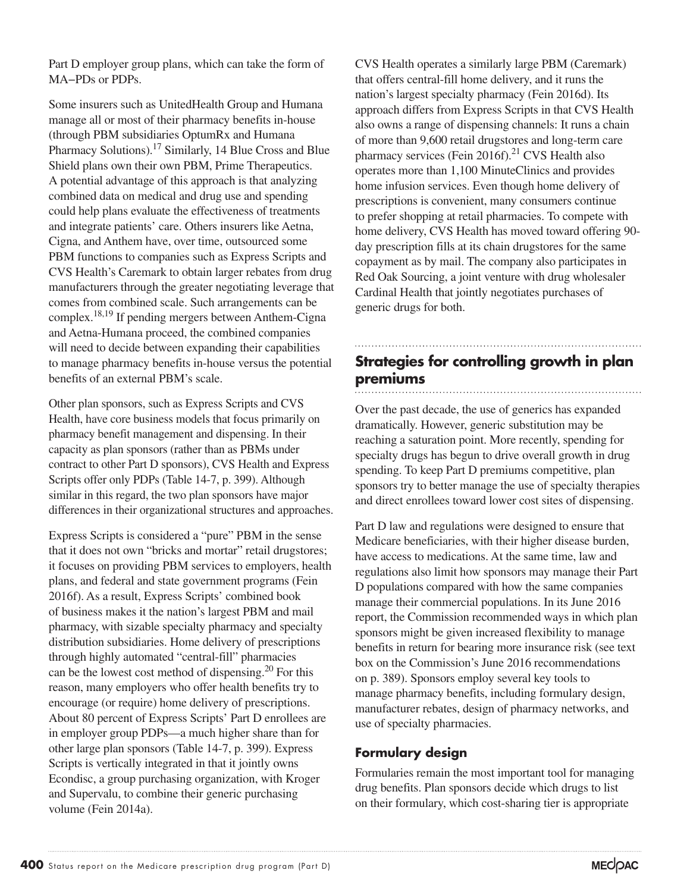Part D employer group plans, which can take the form of MA–PDs or PDPs.

Some insurers such as UnitedHealth Group and Humana manage all or most of their pharmacy benefits in-house (through PBM subsidiaries OptumRx and Humana Pharmacy Solutions).[17] Similarly, 14 Blue Cross and Blue Shield plans own their own PBM, Prime Therapeutics. A potential advantage of this approach is that analyzing combined data on medical and drug use and spending could help plans evaluate the effectiveness of treatments and integrate patients' care. Others insurers like Aetna, Cigna, and Anthem have, over time, outsourced some PBM functions to companies such as Express Scripts and CVS Health's Caremark to obtain larger rebates from drug manufacturers through the greater negotiating leverage that comes from combined scale. Such arrangements can be complex.[18,19] If pending mergers between Anthem-Cigna and Aetna-Humana proceed, the combined companies will need to decide between expanding their capabilities to manage pharmacy benefits in-house versus the potential benefits of an external PBM's scale.

Other plan sponsors, such as Express Scripts and CVS Health, have core business models that focus primarily on pharmacy benefit management and dispensing. In their capacity as plan sponsors (rather than as PBMs under contract to other Part D sponsors), CVS Health and Express Scripts offer only PDPs (Table 14-7, p. 399). Although similar in this regard, the two plan sponsors have major differences in their organizational structures and approaches.

Express Scripts is considered a "pure" PBM in the sense that it does not own "bricks and mortar" retail drugstores; it focuses on providing PBM services to employers, health plans, and federal and state government programs (Fein 2016f). As a result, Express Scripts' combined book of business makes it the nation's largest PBM and mail pharmacy, with sizable specialty pharmacy and specialty distribution subsidiaries. Home delivery of prescriptions through highly automated "central-fill" pharmacies can be the lowest cost method of dispensing.[20] For this reason, many employers who offer health benefits try to encourage (or require) home delivery of prescriptions. About 80 percent of Express Scripts' Part D enrollees are in employer group PDPs—a much higher share than for other large plan sponsors (Table 14-7, p. 399). Express Scripts is vertically integrated in that it jointly owns Econdisc, a group purchasing organization, with Kroger and Supervalu, to combine their generic purchasing volume (Fein 2014a).

CVS Health operates a similarly large PBM (Caremark) that offers central-fill home delivery, and it runs the nation's largest specialty pharmacy (Fein 2016d). Its approach differs from Express Scripts in that CVS Health also owns a range of dispensing channels: It runs a chain of more than 9,600 retail drugstores and long-term care pharmacy services (Fein 2016f).[21] CVS Health also operates more than 1,100 MinuteClinics and provides home infusion services. Even though home delivery of prescriptions is convenient, many consumers continue to prefer shopping at retail pharmacies. To compete with home delivery, CVS Health has moved toward offering 90-day prescription fills at its chain drugstores for the same copayment as by mail. The company also participates in Red Oak Sourcing, a joint venture with drug wholesaler Cardinal Health that jointly negotiates purchases of generic drugs for both.

## Strategies for controlling growth in plan premiums

Over the past decade, the use of generics has expanded dramatically. However, generic substitution may be reaching a saturation point. More recently, spending for specialty drugs has begun to drive overall growth in drug spending. To keep Part D premiums competitive, plan sponsors try to better manage the use of specialty therapies and direct enrollees toward lower cost sites of dispensing.

Part D law and regulations were designed to ensure that Medicare beneficiaries, with their higher disease burden, have access to medications. At the same time, law and regulations also limit how sponsors may manage their Part D populations compared with how the same companies manage their commercial populations. In its June 2016 report, the Commission recommended ways in which plan sponsors might be given increased flexibility to manage benefits in return for bearing more insurance risk (see text box on the Commission's June 2016 recommendations on p. 389). Sponsors employ several key tools to manage pharmacy benefits, including formulary design, manufacturer rebates, design of pharmacy networks, and use of specialty pharmacies.

### Formulary design

Formularies remain the most important tool for managing drug benefits. Plan sponsors decide which drugs to list on their formulary, which cost-sharing tier is appropriate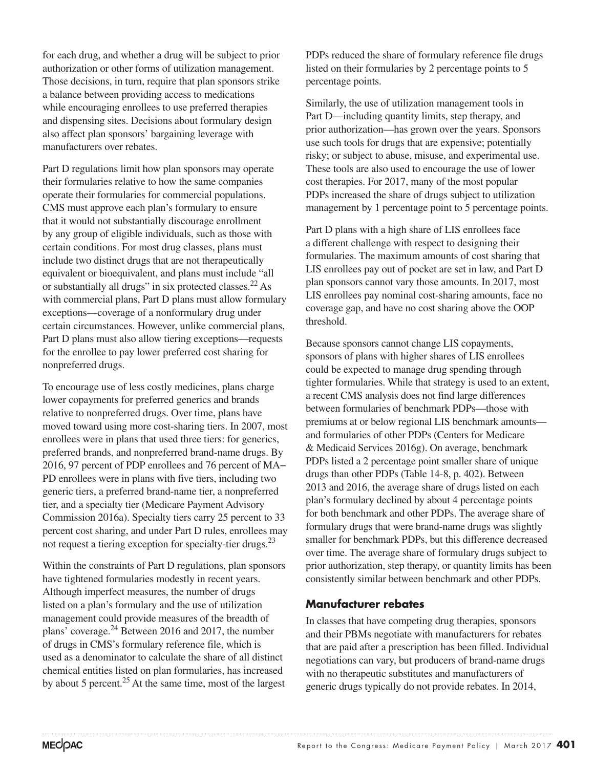for each drug, and whether a drug will be subject to prior authorization or other forms of utilization management. Those decisions, in turn, require that plan sponsors strike a balance between providing access to medications while encouraging enrollees to use preferred therapies and dispensing sites. Decisions about formulary design also affect plan sponsors' bargaining leverage with manufacturers over rebates.

Part D regulations limit how plan sponsors may operate their formularies relative to how the same companies operate their formularies for commercial populations. CMS must approve each plan's formulary to ensure that it would not substantially discourage enrollment by any group of eligible individuals, such as those with certain conditions. For most drug classes, plans must include two distinct drugs that are not therapeutically equivalent or bioequivalent, and plans must include "all or substantially all drugs" in six protected classes.[22] As with commercial plans, Part D plans must allow formulary exceptions—coverage of a nonformulary drug under certain circumstances. However, unlike commercial plans, Part D plans must also allow tiering exceptions—requests for the enrollee to pay lower preferred cost sharing for nonpreferred drugs.

To encourage use of less costly medicines, plans charge lower copayments for preferred generics and brands relative to nonpreferred drugs. Over time, plans have moved toward using more cost-sharing tiers. In 2007, most enrollees were in plans that used three tiers: for generics, preferred brands, and nonpreferred brand-name drugs. By 2016, 97 percent of PDP enrollees and 76 percent of MA–PD enrollees were in plans with five tiers, including two generic tiers, a preferred brand-name tier, a nonpreferred tier, and a specialty tier (Medicare Payment Advisory Commission 2016a). Specialty tiers carry 25 percent to 33 percent cost sharing, and under Part D rules, enrollees may not request a tiering exception for specialty-tier drugs.[23]

Within the constraints of Part D regulations, plan sponsors have tightened formularies modestly in recent years. Although imperfect measures, the number of drugs listed on a plan's formulary and the use of utilization management could provide measures of the breadth of plans' coverage.[24] Between 2016 and 2017, the number of drugs in CMS's formulary reference file, which is used as a denominator to calculate the share of all distinct chemical entities listed on plan formularies, has increased by about 5 percent.[25] At the same time, most of the largest PDPs reduced the share of formulary reference file drugs listed on their formularies by 2 percentage points to 5 percentage points.

Similarly, the use of utilization management tools in Part D—including quantity limits, step therapy, and prior authorization—has grown over the years. Sponsors use such tools for drugs that are expensive; potentially risky; or subject to abuse, misuse, and experimental use. These tools are also used to encourage the use of lower cost therapies. For 2017, many of the most popular PDPs increased the share of drugs subject to utilization management by 1 percentage point to 5 percentage points.

Part D plans with a high share of LIS enrollees face a different challenge with respect to designing their formularies. The maximum amounts of cost sharing that LIS enrollees pay out of pocket are set in law, and Part D plan sponsors cannot vary those amounts. In 2017, most LIS enrollees pay nominal cost-sharing amounts, face no coverage gap, and have no cost sharing above the OOP threshold.

Because sponsors cannot change LIS copayments, sponsors of plans with higher shares of LIS enrollees could be expected to manage drug spending through tighter formularies. While that strategy is used to an extent, a recent CMS analysis does not find large differences between formularies of benchmark PDPs—those with premiums at or below regional LIS benchmark amounts—and formularies of other PDPs (Centers for Medicare & Medicaid Services 2016g). On average, benchmark PDPs listed a 2 percentage point smaller share of unique drugs than other PDPs (Table 14-8, p. 402). Between 2013 and 2016, the average share of drugs listed on each plan's formulary declined by about 4 percentage points for both benchmark and other PDPs. The average share of formulary drugs that were brand-name drugs was slightly smaller for benchmark PDPs, but this difference decreased over time. The average share of formulary drugs subject to prior authorization, step therapy, or quantity limits has been consistently similar between benchmark and other PDPs.

### Manufacturer rebates

In classes that have competing drug therapies, sponsors and their PBMs negotiate with manufacturers for rebates that are paid after a prescription has been filled. Individual negotiations can vary, but producers of brand-name drugs with no therapeutic substitutes and manufacturers of generic drugs typically do not provide rebates. In 2014,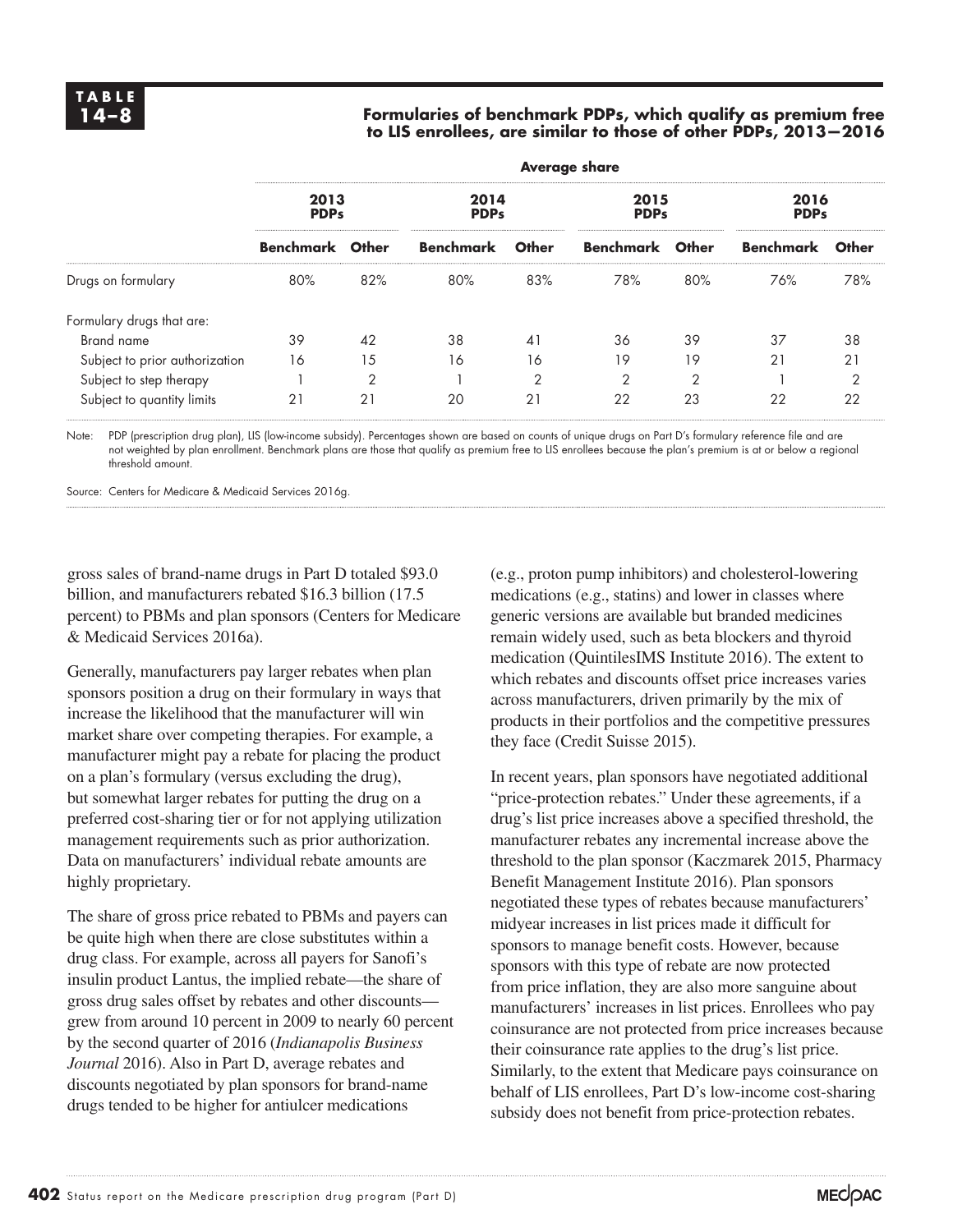**TABLE 14–8**

**Formularies of benchmark PDPs, which qualify as premium free to LIS enrollees, are similar to those of other PDPs, 2013–2016**

| | Average share | | | | | | | |
|---|---|---|---|---|---|---|---|---|
| | 2013 PDPs | | 2014 PDPs | | 2015 PDPs | | 2016 PDPs | |
| | Benchmark | Other | Benchmark | Other | Benchmark | Other | Benchmark | Other |
| Drugs on formulary | 80% | 82% | 80% | 83% | 78% | 80% | 76% | 78% |
| Formulary drugs that are: | | | | | | | | |
| Brand name | 39 | 42 | 38 | 41 | 36 | 39 | 37 | 38 |
| Subject to prior authorization | 16 | 15 | 16 | 16 | 19 | 19 | 21 | 21 |
| Subject to step therapy | 1 | 2 | 1 | 2 | 2 | 2 | 1 | 2 |
| Subject to quantity limits | 21 | 21 | 20 | 21 | 22 | 23 | 22 | 22 |

Note: PDP (prescription drug plan), LIS (low-income subsidy). Percentages shown are based on counts of unique drugs on Part D's formulary reference file and are not weighted by plan enrollment. Benchmark plans are those that qualify as premium free to LIS enrollees because the plan's premium is at or below a regional threshold amount.

Source: Centers for Medicare & Medicaid Services 2016g.

gross sales of brand-name drugs in Part D totaled $93.0 billion, and manufacturers rebated $16.3 billion (17.5 percent) to PBMs and plan sponsors (Centers for Medicare & Medicaid Services 2016a).

Generally, manufacturers pay larger rebates when plan sponsors position a drug on their formulary in ways that increase the likelihood that the manufacturer will win market share over competing therapies. For example, a manufacturer might pay a rebate for placing the product on a plan's formulary (versus excluding the drug), but somewhat larger rebates for putting the drug on a preferred cost-sharing tier or for not applying utilization management requirements such as prior authorization. Data on manufacturers' individual rebate amounts are highly proprietary.

The share of gross price rebated to PBMs and payers can be quite high when there are close substitutes within a drug class. For example, across all payers for Sanofi's insulin product Lantus, the implied rebate—the share of gross drug sales offset by rebates and other discounts—grew from around 10 percent in 2009 to nearly 60 percent by the second quarter of 2016 (*Indianapolis Business Journal* 2016). Also in Part D, average rebates and discounts negotiated by plan sponsors for brand-name drugs tended to be higher for antiulcer medications (e.g., proton pump inhibitors) and cholesterol-lowering medications (e.g., statins) and lower in classes where generic versions are available but branded medicines remain widely used, such as beta blockers and thyroid medication (QuintilesIMS Institute 2016). The extent to which rebates and discounts offset price increases varies across manufacturers, driven primarily by the mix of products in their portfolios and the competitive pressures they face (Credit Suisse 2015).

In recent years, plan sponsors have negotiated additional "price-protection rebates." Under these agreements, if a drug's list price increases above a specified threshold, the manufacturer rebates any incremental increase above the threshold to the plan sponsor (Kaczmarek 2015, Pharmacy Benefit Management Institute 2016). Plan sponsors negotiated these types of rebates because manufacturers' midyear increases in list prices made it difficult for sponsors to manage benefit costs. However, because sponsors with this type of rebate are now protected from price inflation, they are also more sanguine about manufacturers' increases in list prices. Enrollees who pay coinsurance are not protected from price increases because their coinsurance rate applies to the drug's list price. Similarly, to the extent that Medicare pays coinsurance on behalf of LIS enrollees, Part D's low-income cost-sharing subsidy does not benefit from price-protection rebates.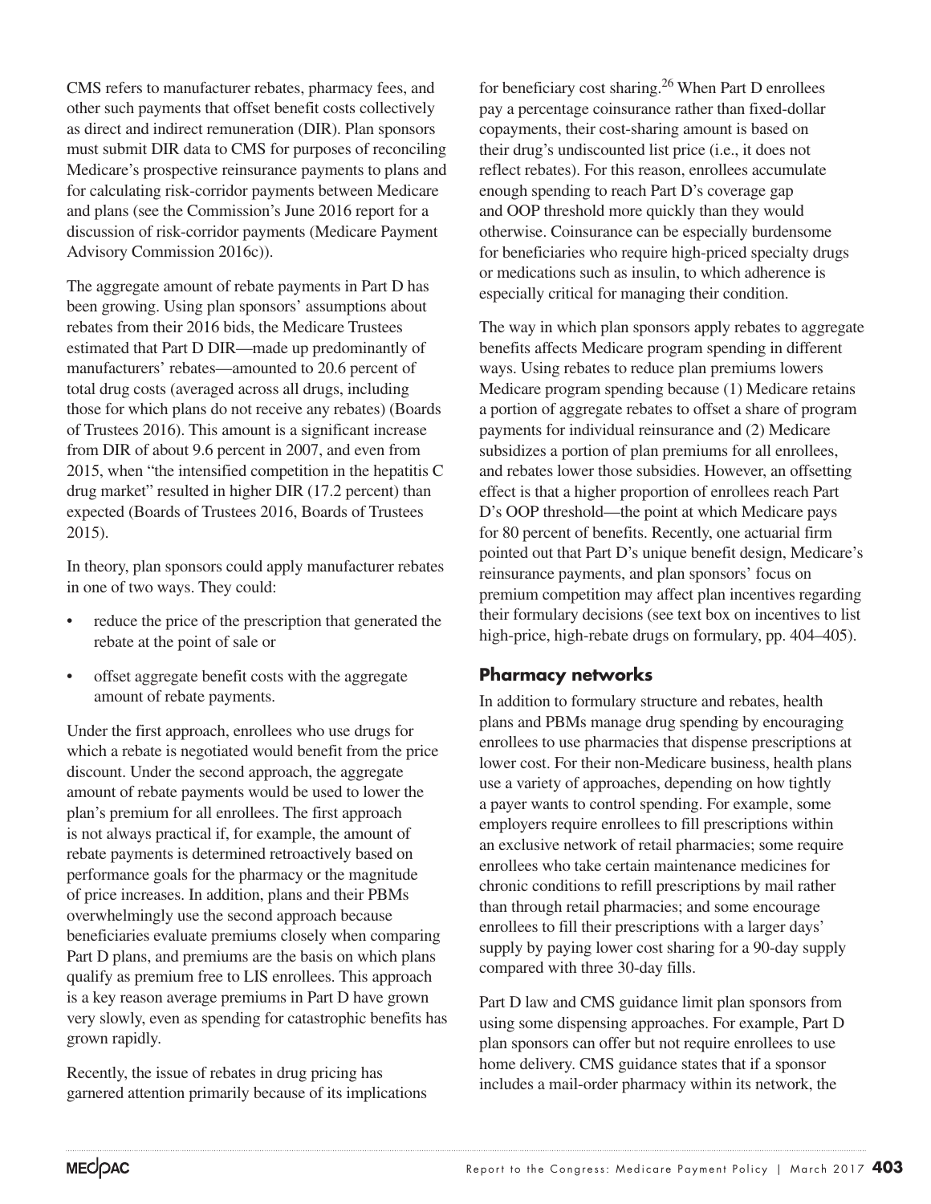CMS refers to manufacturer rebates, pharmacy fees, and other such payments that offset benefit costs collectively as direct and indirect remuneration (DIR). Plan sponsors must submit DIR data to CMS for purposes of reconciling Medicare's prospective reinsurance payments to plans and for calculating risk-corridor payments between Medicare and plans (see the Commission's June 2016 report for a discussion of risk-corridor payments (Medicare Payment Advisory Commission 2016c)).

The aggregate amount of rebate payments in Part D has been growing. Using plan sponsors' assumptions about rebates from their 2016 bids, the Medicare Trustees estimated that Part D DIR—made up predominantly of manufacturers' rebates—amounted to 20.6 percent of total drug costs (averaged across all drugs, including those for which plans do not receive any rebates) (Boards of Trustees 2016). This amount is a significant increase from DIR of about 9.6 percent in 2007, and even from 2015, when "the intensified competition in the hepatitis C drug market" resulted in higher DIR (17.2 percent) than expected (Boards of Trustees 2016, Boards of Trustees 2015).

In theory, plan sponsors could apply manufacturer rebates in one of two ways. They could:

- reduce the price of the prescription that generated the rebate at the point of sale or
- offset aggregate benefit costs with the aggregate amount of rebate payments.

Under the first approach, enrollees who use drugs for which a rebate is negotiated would benefit from the price discount. Under the second approach, the aggregate amount of rebate payments would be used to lower the plan's premium for all enrollees. The first approach is not always practical if, for example, the amount of rebate payments is determined retroactively based on performance goals for the pharmacy or the magnitude of price increases. In addition, plans and their PBMs overwhelmingly use the second approach because beneficiaries evaluate premiums closely when comparing Part D plans, and premiums are the basis on which plans qualify as premium free to LIS enrollees. This approach is a key reason average premiums in Part D have grown very slowly, even as spending for catastrophic benefits has grown rapidly.

Recently, the issue of rebates in drug pricing has garnered attention primarily because of its implications for beneficiary cost sharing.[26] When Part D enrollees pay a percentage coinsurance rather than fixed-dollar copayments, their cost-sharing amount is based on their drug's undiscounted list price (i.e., it does not reflect rebates). For this reason, enrollees accumulate enough spending to reach Part D's coverage gap and OOP threshold more quickly than they would otherwise. Coinsurance can be especially burdensome for beneficiaries who require high-priced specialty drugs or medications such as insulin, to which adherence is especially critical for managing their condition.

The way in which plan sponsors apply rebates to aggregate benefits affects Medicare program spending in different ways. Using rebates to reduce plan premiums lowers Medicare program spending because (1) Medicare retains a portion of aggregate rebates to offset a share of program payments for individual reinsurance and (2) Medicare subsidizes a portion of plan premiums for all enrollees, and rebates lower those subsidies. However, an offsetting effect is that a higher proportion of enrollees reach Part D's OOP threshold—the point at which Medicare pays for 80 percent of benefits. Recently, one actuarial firm pointed out that Part D's unique benefit design, Medicare's reinsurance payments, and plan sponsors' focus on premium competition may affect plan incentives regarding their formulary decisions (see text box on incentives to list high-price, high-rebate drugs on formulary, pp. 404–405).

### Pharmacy networks

In addition to formulary structure and rebates, health plans and PBMs manage drug spending by encouraging enrollees to use pharmacies that dispense prescriptions at lower cost. For their non-Medicare business, health plans use a variety of approaches, depending on how tightly a payer wants to control spending. For example, some employers require enrollees to fill prescriptions within an exclusive network of retail pharmacies; some require enrollees who take certain maintenance medicines for chronic conditions to refill prescriptions by mail rather than through retail pharmacies; and some encourage enrollees to fill their prescriptions with a larger days' supply by paying lower cost sharing for a 90-day supply compared with three 30-day fills.

Part D law and CMS guidance limit plan sponsors from using some dispensing approaches. For example, Part D plan sponsors can offer but not require enrollees to use home delivery. CMS guidance states that if a sponsor includes a mail-order pharmacy within its network, the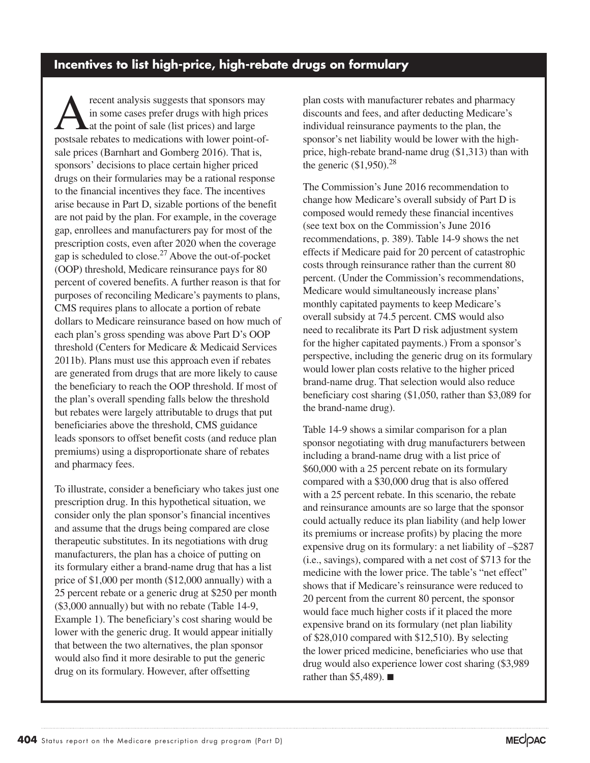## Incentives to list high-price, high-rebate drugs on formulary

A recent analysis suggests that sponsors may in some cases prefer drugs with high prices at the point of sale (list prices) and large postsale rebates to medications with lower point-of-sale prices (Barnhart and Gomberg 2016). That is, sponsors' decisions to place certain higher priced drugs on their formularies may be a rational response to the financial incentives they face. The incentives arise because in Part D, sizable portions of the benefit are not paid by the plan. For example, in the coverage gap, enrollees and manufacturers pay for most of the prescription costs, even after 2020 when the coverage gap is scheduled to close.[27] Above the out-of-pocket (OOP) threshold, Medicare reinsurance pays for 80 percent of covered benefits. A further reason is that for purposes of reconciling Medicare's payments to plans, CMS requires plans to allocate a portion of rebate dollars to Medicare reinsurance based on how much of each plan's gross spending was above Part D's OOP threshold (Centers for Medicare & Medicaid Services 2011b). Plans must use this approach even if rebates are generated from drugs that are more likely to cause the beneficiary to reach the OOP threshold. If most of the plan's overall spending falls below the threshold but rebates were largely attributable to drugs that put beneficiaries above the threshold, CMS guidance leads sponsors to offset benefit costs (and reduce plan premiums) using a disproportionate share of rebates and pharmacy fees.

To illustrate, consider a beneficiary who takes just one prescription drug. In this hypothetical situation, we consider only the plan sponsor's financial incentives and assume that the drugs being compared are close therapeutic substitutes. In its negotiations with drug manufacturers, the plan has a choice of putting on its formulary either a brand-name drug that has a list price of $1,000 per month ($12,000 annually) with a 25 percent rebate or a generic drug at $250 per month ($3,000 annually) but with no rebate (Table 14-9, Example 1). The beneficiary's cost sharing would be lower with the generic drug. It would appear initially that between the two alternatives, the plan sponsor would also find it more desirable to put the generic drug on its formulary. However, after offsetting plan costs with manufacturer rebates and pharmacy discounts and fees, and after deducting Medicare's individual reinsurance payments to the plan, the sponsor's net liability would be lower with the high-price, high-rebate brand-name drug ($1,313) than with the generic ($1,950).[28]

The Commission's June 2016 recommendation to change how Medicare's overall subsidy of Part D is composed would remedy these financial incentives (see text box on the Commission's June 2016 recommendations, p. 389). Table 14-9 shows the net effects if Medicare paid for 20 percent of catastrophic costs through reinsurance rather than the current 80 percent. (Under the Commission's recommendations, Medicare would simultaneously increase plans' monthly capitated payments to keep Medicare's overall subsidy at 74.5 percent. CMS would also need to recalibrate its Part D risk adjustment system for the higher capitated payments.) From a sponsor's perspective, including the generic drug on its formulary would lower plan costs relative to the higher priced brand-name drug. That selection would also reduce beneficiary cost sharing ($1,050, rather than $3,089 for the brand-name drug).

Table 14-9 shows a similar comparison for a plan sponsor negotiating with drug manufacturers between including a brand-name drug with a list price of $60,000 with a 25 percent rebate on its formulary compared with a $30,000 drug that is also offered with a 25 percent rebate. In this scenario, the rebate and reinsurance amounts are so large that the sponsor could actually reduce its plan liability (and help lower its premiums or increase profits) by placing the more expensive drug on its formulary: a net liability of –$287 (i.e., savings), compared with a net cost of $713 for the medicine with the lower price. The table's "net effect" shows that if Medicare's reinsurance were reduced to 20 percent from the current 80 percent, the sponsor would face much higher costs if it placed the more expensive brand on its formulary (net plan liability of $28,010 compared with $12,510). By selecting the lower priced medicine, beneficiaries who use that drug would also experience lower cost sharing ($3,989 rather than $5,489). ■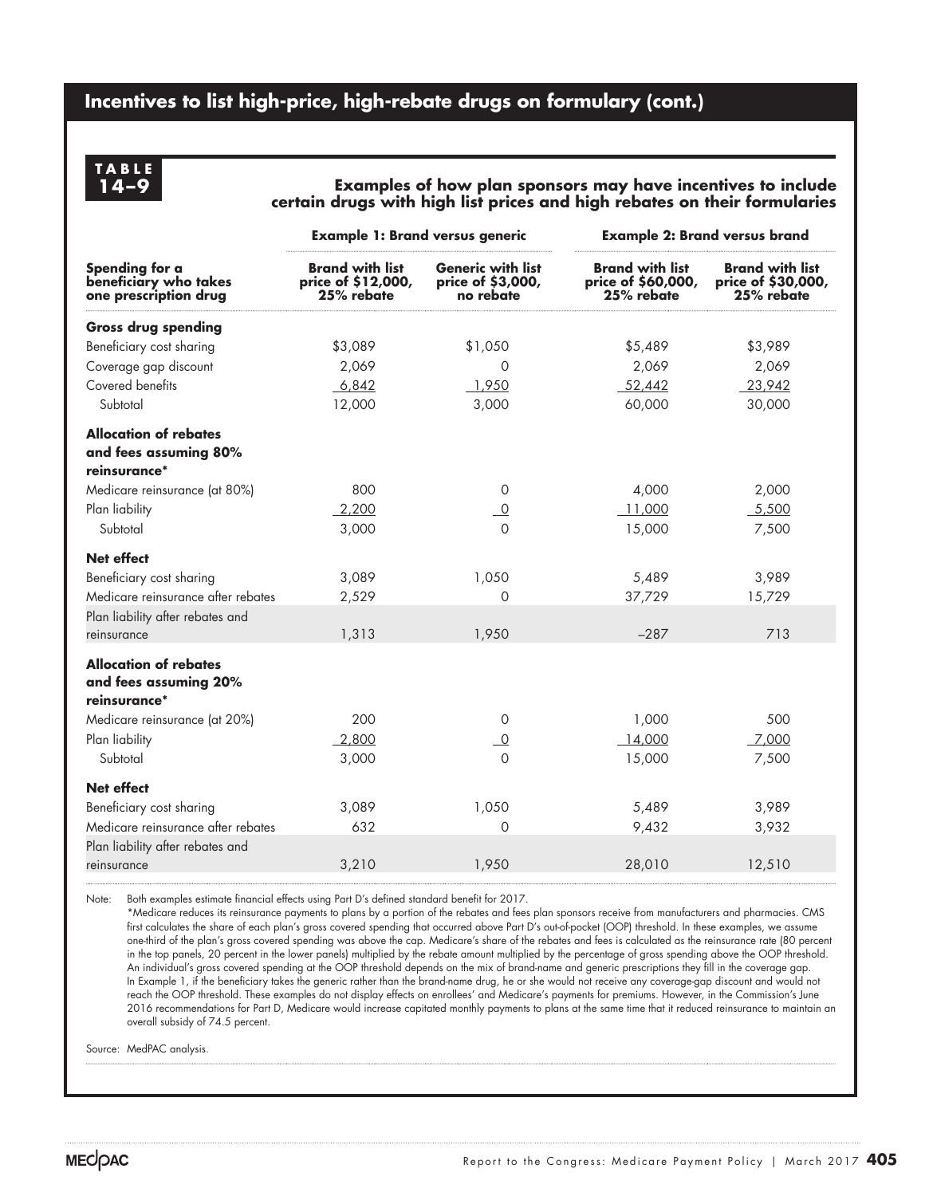## Incentives to list high-price, high-rebate drugs on formulary (cont.)

**TABLE 14–9**

**Examples of how plan sponsors may have incentives to include certain drugs with high list prices and high rebates on their formularies**

| | Example 1: Brand versus generic | | Example 2: Brand versus brand | |
|---|---|---|---|---|
| **Spending for a beneficiary who takes one prescription drug** | **Brand with list price of $12,000, 25% rebate** | **Generic with list price of $3,000, no rebate** | **Brand with list price of $60,000, 25% rebate** | **Brand with list price of $30,000, 25% rebate** |
| **Gross drug spending** | | | | |
| Beneficiary cost sharing | $3,089 | $1,050 | $5,489 | $3,989 |
| Coverage gap discount | 2,069 | 0 | 2,069 | 2,069 |
| Covered benefits | 6,842 | 1,950 | 52,442 | 23,942 |
| Subtotal | 12,000 | 3,000 | 60,000 | 30,000 |
| **Allocation of rebates and fees assuming 80% reinsurance*** | | | | |
| Medicare reinsurance (at 80%) | 800 | 0 | 4,000 | 2,000 |
| Plan liability | 2,200 | 0 | 11,000 | 5,500 |
| Subtotal | 3,000 | 0 | 15,000 | 7,500 |
| **Net effect** | | | | |
| Beneficiary cost sharing | 3,089 | 1,050 | 5,489 | 3,989 |
| Medicare reinsurance after rebates | 2,529 | 0 | 37,729 | 15,729 |
| Plan liability after rebates and reinsurance | 1,313 | 1,950 | –287 | 713 |
| **Allocation of rebates and fees assuming 20% reinsurance*** | | | | |
| Medicare reinsurance (at 20%) | 200 | 0 | 1,000 | 500 |
| Plan liability | 2,800 | 0 | 14,000 | 7,000 |
| Subtotal | 3,000 | 0 | 15,000 | 7,500 |
| **Net effect** | | | | |
| Beneficiary cost sharing | 3,089 | 1,050 | 5,489 | 3,989 |
| Medicare reinsurance after rebates | 632 | 0 | 9,432 | 3,932 |
| Plan liability after rebates and reinsurance | 3,210 | 1,950 | 28,010 | 12,510 |

Note: Both examples estimate financial effects using Part D's defined standard benefit for 2017.
*Medicare reduces its reinsurance payments to plans by a portion of the rebates and fees plan sponsors receive from manufacturers and pharmacies. CMS first calculates the share of each plan's gross covered spending that occurred above Part D's out-of-pocket (OOP) threshold. In these examples, we assume one-third of the plan's gross covered spending was above the cap. Medicare's share of the rebates and fees is calculated as the reinsurance rate (80 percent in the top panels, 20 percent in the lower panels) multiplied by the rebate amount multiplied by the percentage of gross spending above the OOP threshold. An individual's gross covered spending at the OOP threshold depends on the mix of brand-name and generic prescriptions they fill in the coverage gap. In Example 1, if the beneficiary takes the generic rather than the brand-name drug, he or she would not receive any coverage-gap discount and would not reach the OOP threshold. These examples do not display effects on enrollees' and Medicare's payments for premiums. However, in the Commission's June 2016 recommendations for Part D, Medicare would increase capitated monthly payments to plans at the same time that it reduced reinsurance to maintain an overall subsidy of 74.5 percent.

Source: MedPAC analysis.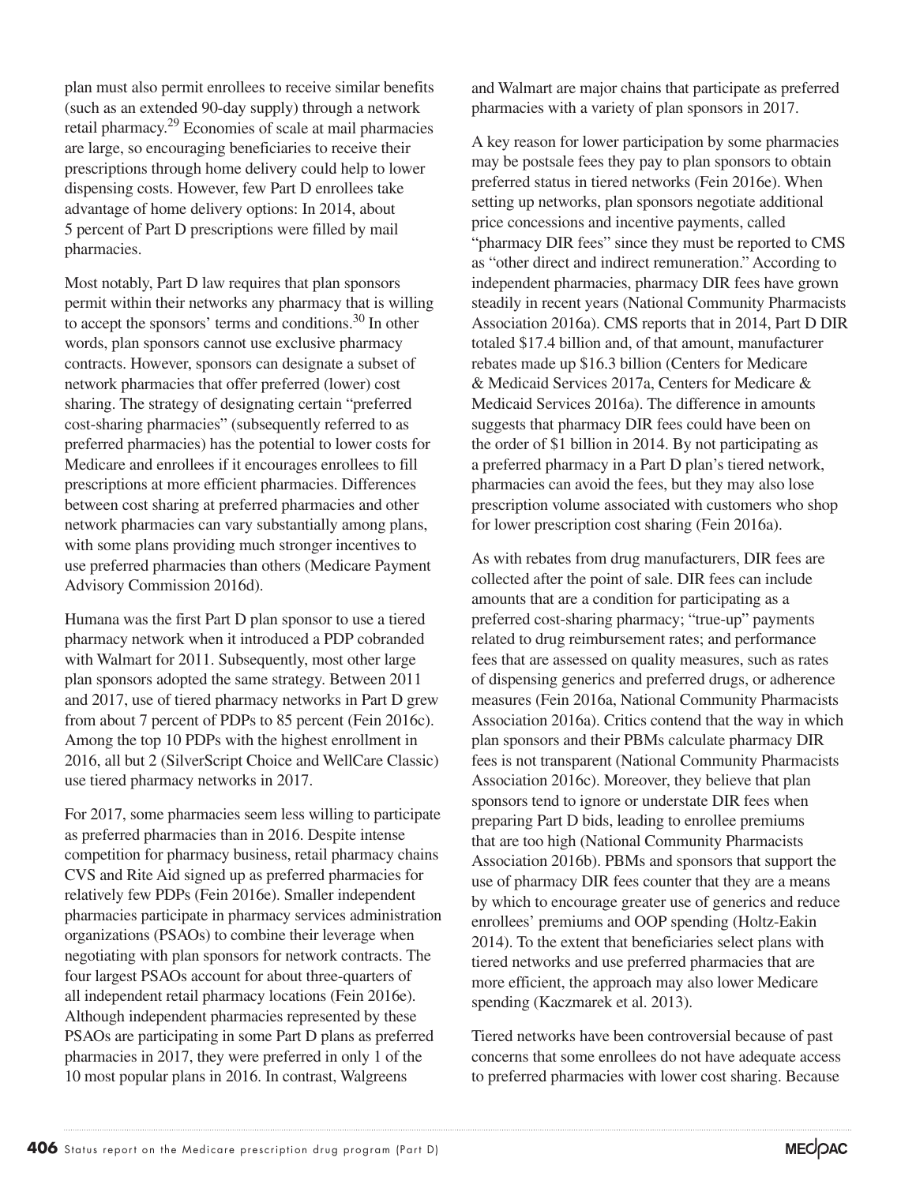plan must also permit enrollees to receive similar benefits (such as an extended 90-day supply) through a network retail pharmacy.[29] Economies of scale at mail pharmacies are large, so encouraging beneficiaries to receive their prescriptions through home delivery could help to lower dispensing costs. However, few Part D enrollees take advantage of home delivery options: In 2014, about 5 percent of Part D prescriptions were filled by mail pharmacies.

Most notably, Part D law requires that plan sponsors permit within their networks any pharmacy that is willing to accept the sponsors' terms and conditions.[30] In other words, plan sponsors cannot use exclusive pharmacy contracts. However, sponsors can designate a subset of network pharmacies that offer preferred (lower) cost sharing. The strategy of designating certain "preferred cost-sharing pharmacies" (subsequently referred to as preferred pharmacies) has the potential to lower costs for Medicare and enrollees if it encourages enrollees to fill prescriptions at more efficient pharmacies. Differences between cost sharing at preferred pharmacies and other network pharmacies can vary substantially among plans, with some plans providing much stronger incentives to use preferred pharmacies than others (Medicare Payment Advisory Commission 2016d).

Humana was the first Part D plan sponsor to use a tiered pharmacy network when it introduced a PDP cobranded with Walmart for 2011. Subsequently, most other large plan sponsors adopted the same strategy. Between 2011 and 2017, use of tiered pharmacy networks in Part D grew from about 7 percent of PDPs to 85 percent (Fein 2016c). Among the top 10 PDPs with the highest enrollment in 2016, all but 2 (SilverScript Choice and WellCare Classic) use tiered pharmacy networks in 2017.

For 2017, some pharmacies seem less willing to participate as preferred pharmacies than in 2016. Despite intense competition for pharmacy business, retail pharmacy chains CVS and Rite Aid signed up as preferred pharmacies for relatively few PDPs (Fein 2016e). Smaller independent pharmacies participate in pharmacy services administration organizations (PSAOs) to combine their leverage when negotiating with plan sponsors for network contracts. The four largest PSAOs account for about three-quarters of all independent retail pharmacy locations (Fein 2016e). Although independent pharmacies represented by these PSAOs are participating in some Part D plans as preferred pharmacies in 2017, they were preferred in only 1 of the 10 most popular plans in 2016. In contrast, Walgreens and Walmart are major chains that participate as preferred pharmacies with a variety of plan sponsors in 2017.

A key reason for lower participation by some pharmacies may be postsale fees they pay to plan sponsors to obtain preferred status in tiered networks (Fein 2016e). When setting up networks, plan sponsors negotiate additional price concessions and incentive payments, called "pharmacy DIR fees" since they must be reported to CMS as "other direct and indirect remuneration." According to independent pharmacies, pharmacy DIR fees have grown steadily in recent years (National Community Pharmacists Association 2016a). CMS reports that in 2014, Part D DIR totaled $17.4 billion and, of that amount, manufacturer rebates made up $16.3 billion (Centers for Medicare & Medicaid Services 2017a, Centers for Medicare & Medicaid Services 2016a). The difference in amounts suggests that pharmacy DIR fees could have been on the order of $1 billion in 2014. By not participating as a preferred pharmacy in a Part D plan's tiered network, pharmacies can avoid the fees, but they may also lose prescription volume associated with customers who shop for lower prescription cost sharing (Fein 2016a).

As with rebates from drug manufacturers, DIR fees are collected after the point of sale. DIR fees can include amounts that are a condition for participating as a preferred cost-sharing pharmacy; "true-up" payments related to drug reimbursement rates; and performance fees that are assessed on quality measures, such as rates of dispensing generics and preferred drugs, or adherence measures (Fein 2016a, National Community Pharmacists Association 2016a). Critics contend that the way in which plan sponsors and their PBMs calculate pharmacy DIR fees is not transparent (National Community Pharmacists Association 2016c). Moreover, they believe that plan sponsors tend to ignore or understate DIR fees when preparing Part D bids, leading to enrollee premiums that are too high (National Community Pharmacists Association 2016b). PBMs and sponsors that support the use of pharmacy DIR fees counter that they are a means by which to encourage greater use of generics and reduce enrollees' premiums and OOP spending (Holtz-Eakin 2014). To the extent that beneficiaries select plans with tiered networks and use preferred pharmacies that are more efficient, the approach may also lower Medicare spending (Kaczmarek et al. 2013).

Tiered networks have been controversial because of past concerns that some enrollees do not have adequate access to preferred pharmacies with lower cost sharing. Because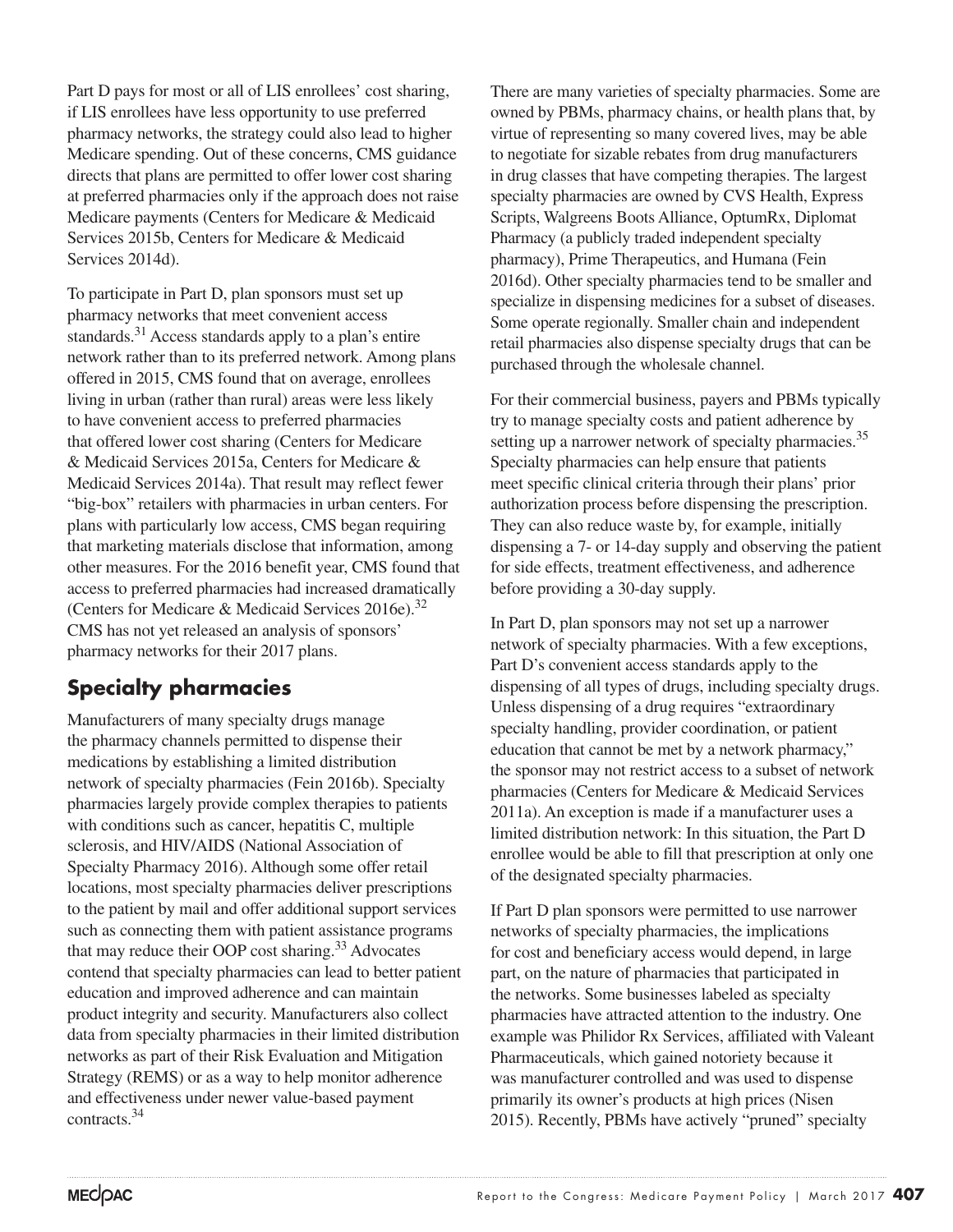Part D pays for most or all of LIS enrollees' cost sharing, if LIS enrollees have less opportunity to use preferred pharmacy networks, the strategy could also lead to higher Medicare spending. Out of these concerns, CMS guidance directs that plans are permitted to offer lower cost sharing at preferred pharmacies only if the approach does not raise Medicare payments (Centers for Medicare & Medicaid Services 2015b, Centers for Medicare & Medicaid Services 2014d).

To participate in Part D, plan sponsors must set up pharmacy networks that meet convenient access standards.[31] Access standards apply to a plan's entire network rather than to its preferred network. Among plans offered in 2015, CMS found that on average, enrollees living in urban (rather than rural) areas were less likely to have convenient access to preferred pharmacies that offered lower cost sharing (Centers for Medicare & Medicaid Services 2015a, Centers for Medicare & Medicaid Services 2014a). That result may reflect fewer "big-box" retailers with pharmacies in urban centers. For plans with particularly low access, CMS began requiring that marketing materials disclose that information, among other measures. For the 2016 benefit year, CMS found that access to preferred pharmacies had increased dramatically (Centers for Medicare & Medicaid Services 2016e).[32] CMS has not yet released an analysis of sponsors' pharmacy networks for their 2017 plans.

## Specialty pharmacies

Manufacturers of many specialty drugs manage the pharmacy channels permitted to dispense their medications by establishing a limited distribution network of specialty pharmacies (Fein 2016b). Specialty pharmacies largely provide complex therapies to patients with conditions such as cancer, hepatitis C, multiple sclerosis, and HIV/AIDS (National Association of Specialty Pharmacy 2016). Although some offer retail locations, most specialty pharmacies deliver prescriptions to the patient by mail and offer additional support services such as connecting them with patient assistance programs that may reduce their OOP cost sharing.[33] Advocates contend that specialty pharmacies can lead to better patient education and improved adherence and can maintain product integrity and security. Manufacturers also collect data from specialty pharmacies in their limited distribution networks as part of their Risk Evaluation and Mitigation Strategy (REMS) or as a way to help monitor adherence and effectiveness under newer value-based payment contracts.[34]

There are many varieties of specialty pharmacies. Some are owned by PBMs, pharmacy chains, or health plans that, by virtue of representing so many covered lives, may be able to negotiate for sizable rebates from drug manufacturers in drug classes that have competing therapies. The largest specialty pharmacies are owned by CVS Health, Express Scripts, Walgreens Boots Alliance, OptumRx, Diplomat Pharmacy (a publicly traded independent specialty pharmacy), Prime Therapeutics, and Humana (Fein 2016d). Other specialty pharmacies tend to be smaller and specialize in dispensing medicines for a subset of diseases. Some operate regionally. Smaller chain and independent retail pharmacies also dispense specialty drugs that can be purchased through the wholesale channel.

For their commercial business, payers and PBMs typically try to manage specialty costs and patient adherence by setting up a narrower network of specialty pharmacies.[35] Specialty pharmacies can help ensure that patients meet specific clinical criteria through their plans' prior authorization process before dispensing the prescription. They can also reduce waste by, for example, initially dispensing a 7- or 14-day supply and observing the patient for side effects, treatment effectiveness, and adherence before providing a 30-day supply.

In Part D, plan sponsors may not set up a narrower network of specialty pharmacies. With a few exceptions, Part D's convenient access standards apply to the dispensing of all types of drugs, including specialty drugs. Unless dispensing of a drug requires "extraordinary specialty handling, provider coordination, or patient education that cannot be met by a network pharmacy," the sponsor may not restrict access to a subset of network pharmacies (Centers for Medicare & Medicaid Services 2011a). An exception is made if a manufacturer uses a limited distribution network: In this situation, the Part D enrollee would be able to fill that prescription at only one of the designated specialty pharmacies.

If Part D plan sponsors were permitted to use narrower networks of specialty pharmacies, the implications for cost and beneficiary access would depend, in large part, on the nature of pharmacies that participated in the networks. Some businesses labeled as specialty pharmacies have attracted attention to the industry. One example was Philidor Rx Services, affiliated with Valeant Pharmaceuticals, which gained notoriety because it was manufacturer controlled and was used to dispense primarily its owner's products at high prices (Nisen 2015). Recently, PBMs have actively "pruned" specialty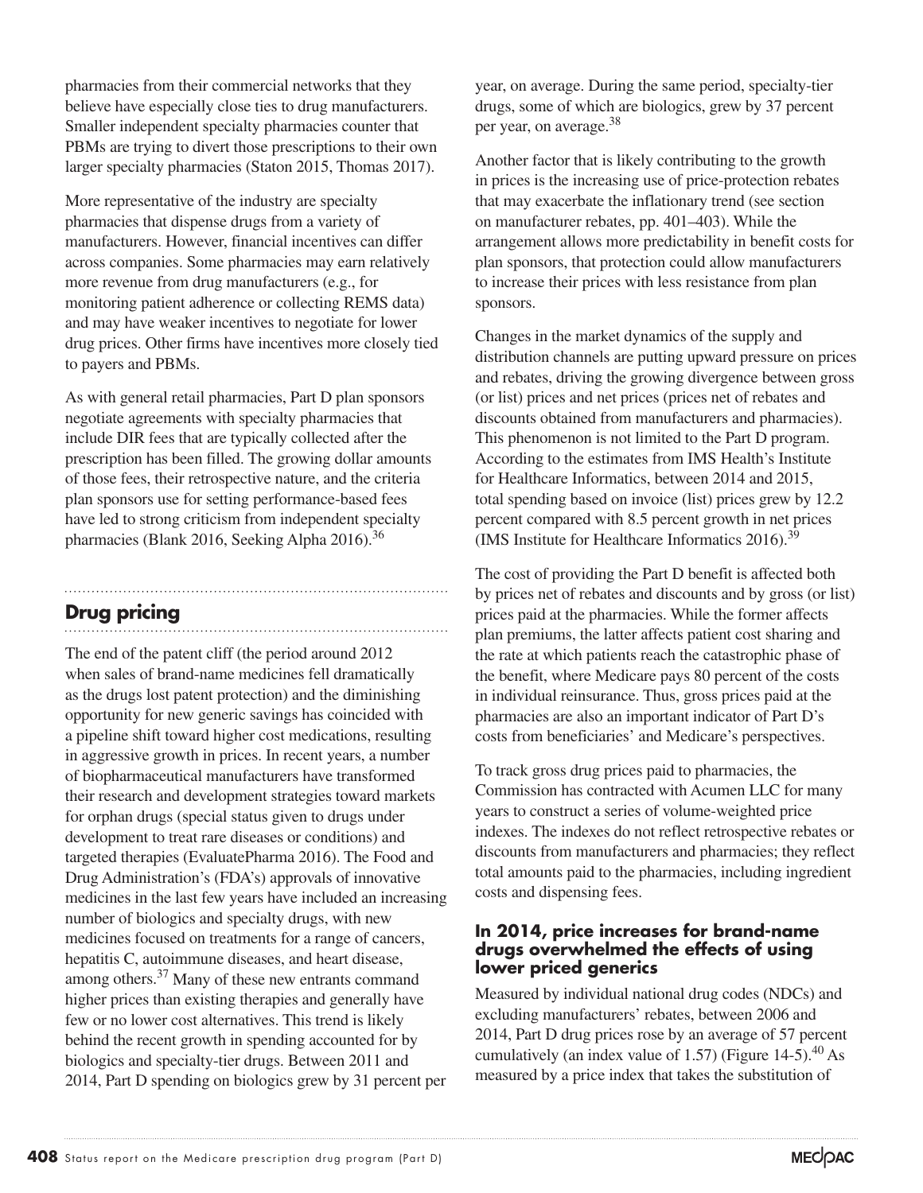pharmacies from their commercial networks that they believe have especially close ties to drug manufacturers. Smaller independent specialty pharmacies counter that PBMs are trying to divert those prescriptions to their own larger specialty pharmacies (Staton 2015, Thomas 2017).

More representative of the industry are specialty pharmacies that dispense drugs from a variety of manufacturers. However, financial incentives can differ across companies. Some pharmacies may earn relatively more revenue from drug manufacturers (e.g., for monitoring patient adherence or collecting REMS data) and may have weaker incentives to negotiate for lower drug prices. Other firms have incentives more closely tied to payers and PBMs.

As with general retail pharmacies, Part D plan sponsors negotiate agreements with specialty pharmacies that include DIR fees that are typically collected after the prescription has been filled. The growing dollar amounts of those fees, their retrospective nature, and the criteria plan sponsors use for setting performance-based fees have led to strong criticism from independent specialty pharmacies (Blank 2016, Seeking Alpha 2016).[36]

## Drug pricing

The end of the patent cliff (the period around 2012 when sales of brand-name medicines fell dramatically as the drugs lost patent protection) and the diminishing opportunity for new generic savings has coincided with a pipeline shift toward higher cost medications, resulting in aggressive growth in prices. In recent years, a number of biopharmaceutical manufacturers have transformed their research and development strategies toward markets for orphan drugs (special status given to drugs under development to treat rare diseases or conditions) and targeted therapies (EvaluatePharma 2016). The Food and Drug Administration's (FDA's) approvals of innovative medicines in the last few years have included an increasing number of biologics and specialty drugs, with new medicines focused on treatments for a range of cancers, hepatitis C, autoimmune diseases, and heart disease, among others.[37] Many of these new entrants command higher prices than existing therapies and generally have few or no lower cost alternatives. This trend is likely behind the recent growth in spending accounted for by biologics and specialty-tier drugs. Between 2011 and 2014, Part D spending on biologics grew by 31 percent per year, on average. During the same period, specialty-tier drugs, some of which are biologics, grew by 37 percent per year, on average.[38]

Another factor that is likely contributing to the growth in prices is the increasing use of price-protection rebates that may exacerbate the inflationary trend (see section on manufacturer rebates, pp. 401–403). While the arrangement allows more predictability in benefit costs for plan sponsors, that protection could allow manufacturers to increase their prices with less resistance from plan sponsors.

Changes in the market dynamics of the supply and distribution channels are putting upward pressure on prices and rebates, driving the growing divergence between gross (or list) prices and net prices (prices net of rebates and discounts obtained from manufacturers and pharmacies). This phenomenon is not limited to the Part D program. According to the estimates from IMS Health's Institute for Healthcare Informatics, between 2014 and 2015, total spending based on invoice (list) prices grew by 12.2 percent compared with 8.5 percent growth in net prices (IMS Institute for Healthcare Informatics 2016).[39]

The cost of providing the Part D benefit is affected both by prices net of rebates and discounts and by gross (or list) prices paid at the pharmacies. While the former affects plan premiums, the latter affects patient cost sharing and the rate at which patients reach the catastrophic phase of the benefit, where Medicare pays 80 percent of the costs in individual reinsurance. Thus, gross prices paid at the pharmacies are also an important indicator of Part D's costs from beneficiaries' and Medicare's perspectives.

To track gross drug prices paid to pharmacies, the Commission has contracted with Acumen LLC for many years to construct a series of volume-weighted price indexes. The indexes do not reflect retrospective rebates or discounts from manufacturers and pharmacies; they reflect total amounts paid to the pharmacies, including ingredient costs and dispensing fees.

### In 2014, price increases for brand-name drugs overwhelmed the effects of using lower priced generics

Measured by individual national drug codes (NDCs) and excluding manufacturers' rebates, between 2006 and 2014, Part D drug prices rose by an average of 57 percent cumulatively (an index value of 1.57) (Figure 14-5).[40] As measured by a price index that takes the substitution of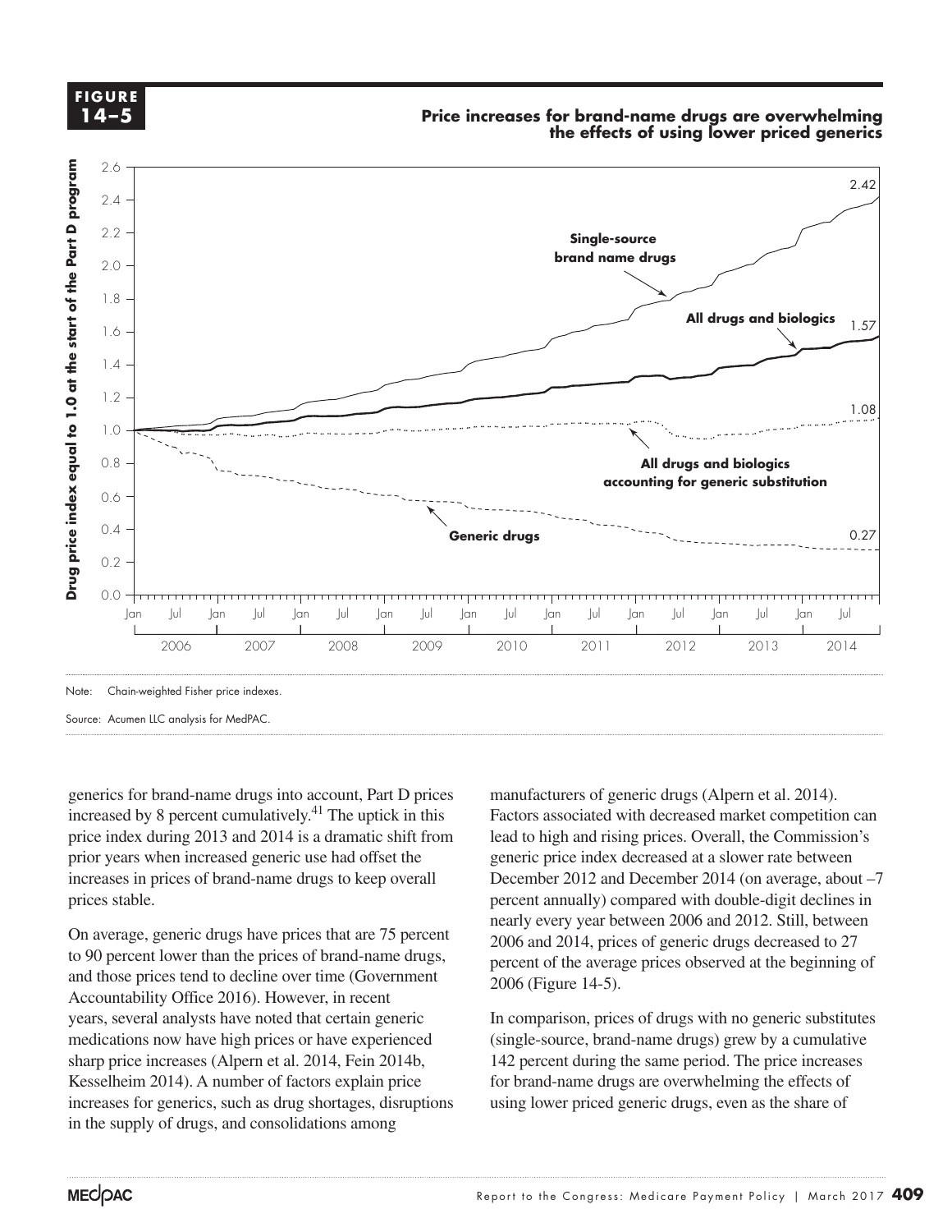**FIGURE 14–5**

**Price increases for brand-name drugs are overwhelming the effects of using lower priced generics**

Note: Chain-weighted Fisher price indexes.

Source: Acumen LLC analysis for MedPAC.

generics for brand-name drugs into account, Part D prices increased by 8 percent cumulatively.[41] The uptick in this price index during 2013 and 2014 is a dramatic shift from prior years when increased generic use had offset the increases in prices of brand-name drugs to keep overall prices stable.

On average, generic drugs have prices that are 75 percent to 90 percent lower than the prices of brand-name drugs, and those prices tend to decline over time (Government Accountability Office 2016). However, in recent years, several analysts have noted that certain generic medications now have high prices or have experienced sharp price increases (Alpern et al. 2014, Fein 2014b, Kesselheim 2014). A number of factors explain price increases for generics, such as drug shortages, disruptions in the supply of drugs, and consolidations among manufacturers of generic drugs (Alpern et al. 2014). Factors associated with decreased market competition can lead to high and rising prices. Overall, the Commission's generic price index decreased at a slower rate between December 2012 and December 2014 (on average, about –7 percent annually) compared with double-digit declines in nearly every year between 2006 and 2012. Still, between 2006 and 2014, prices of generic drugs decreased to 27 percent of the average prices observed at the beginning of 2006 (Figure 14-5).

In comparison, prices of drugs with no generic substitutes (single-source, brand-name drugs) grew by a cumulative 142 percent during the same period. The price increases for brand-name drugs are overwhelming the effects of using lower priced generic drugs, even as the share of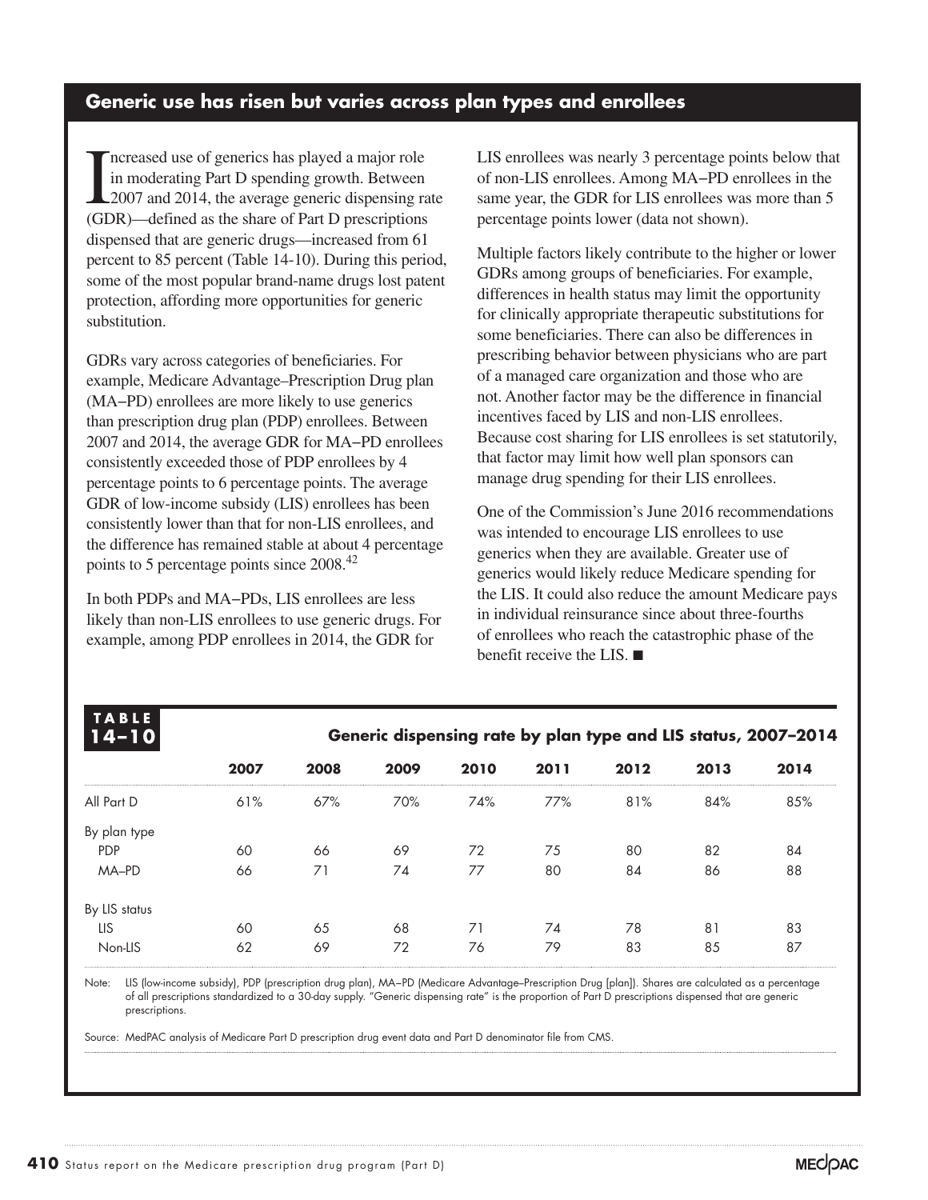## Generic use has risen but varies across plan types and enrollees

Increased use of generics has played a major role in moderating Part D spending growth. Between 2007 and 2014, the average generic dispensing rate (GDR)—defined as the share of Part D prescriptions dispensed that are generic drugs—increased from 61 percent to 85 percent (Table 14-10). During this period, some of the most popular brand-name drugs lost patent protection, affording more opportunities for generic substitution.

GDRs vary across categories of beneficiaries. For example, Medicare Advantage–Prescription Drug plan (MA–PD) enrollees are more likely to use generics than prescription drug plan (PDP) enrollees. Between 2007 and 2014, the average GDR for MA–PD enrollees consistently exceeded those of PDP enrollees by 4 percentage points to 6 percentage points. The average GDR of low-income subsidy (LIS) enrollees has been consistently lower than that for non-LIS enrollees, and the difference has remained stable at about 4 percentage points to 5 percentage points since 2008.[42]

In both PDPs and MA–PDs, LIS enrollees are less likely than non-LIS enrollees to use generic drugs. For example, among PDP enrollees in 2014, the GDR for LIS enrollees was nearly 3 percentage points below that of non-LIS enrollees. Among MA–PD enrollees in the same year, the GDR for LIS enrollees was more than 5 percentage points lower (data not shown).

Multiple factors likely contribute to the higher or lower GDRs among groups of beneficiaries. For example, differences in health status may limit the opportunity for clinically appropriate therapeutic substitutions for some beneficiaries. There can also be differences in prescribing behavior between physicians who are part of a managed care organization and those who are not. Another factor may be the difference in financial incentives faced by LIS and non-LIS enrollees. Because cost sharing for LIS enrollees is set statutorily, that factor may limit how well plan sponsors can manage drug spending for their LIS enrollees.

One of the Commission's June 2016 recommendations was intended to encourage LIS enrollees to use generics when they are available. Greater use of generics would likely reduce Medicare spending for the LIS. It could also reduce the amount Medicare pays in individual reinsurance since about three-fourths of enrollees who reach the catastrophic phase of the benefit receive the LIS. ■

**TABLE 14–10**

**Generic dispensing rate by plan type and LIS status, 2007–2014**

| | 2007 | 2008 | 2009 | 2010 | 2011 | 2012 | 2013 | 2014 |
|---|---|---|---|---|---|---|---|---|
| All Part D | 61% | 67% | 70% | 74% | 77% | 81% | 84% | 85% |
| By plan type | | | | | | | | |
| PDP | 60 | 66 | 69 | 72 | 75 | 80 | 82 | 84 |
| MA–PD | 66 | 71 | 74 | 77 | 80 | 84 | 86 | 88 |
| By LIS status | | | | | | | | |
| LIS | 60 | 65 | 68 | 71 | 74 | 78 | 81 | 83 |
| Non-LIS | 62 | 69 | 72 | 76 | 79 | 83 | 85 | 87 |

Note: LIS (low-income subsidy), PDP (prescription drug plan), MA–PD (Medicare Advantage–Prescription Drug [plan]). Shares are calculated as a percentage of all prescriptions standardized to a 30-day supply. "Generic dispensing rate" is the proportion of Part D prescriptions dispensed that are generic prescriptions.

Source: MedPAC analysis of Medicare Part D prescription drug event data and Part D denominator file from CMS.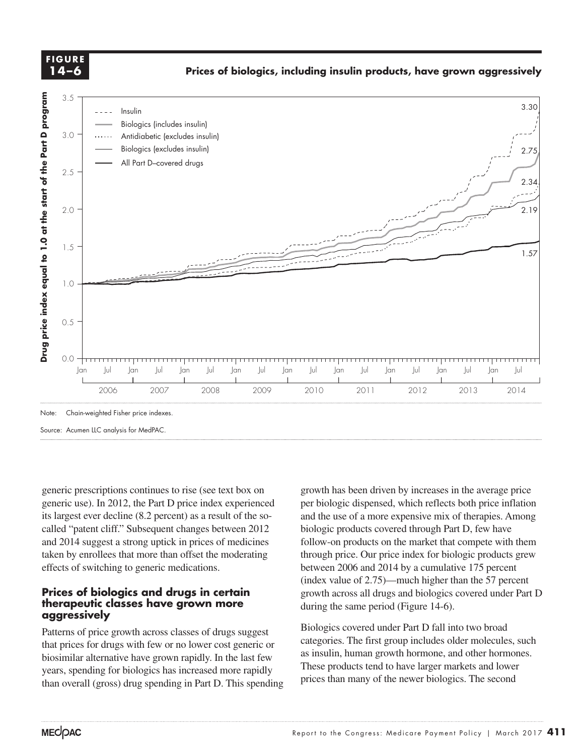**FIGURE 14–6**

**Prices of biologics, including insulin products, have grown aggressively**

Note: Chain-weighted Fisher price indexes.

Source: Acumen LLC analysis for MedPAC.

generic prescriptions continues to rise (see text box on generic use). In 2012, the Part D price index experienced its largest ever decline (8.2 percent) as a result of the so-called "patent cliff." Subsequent changes between 2012 and 2014 suggest a strong uptick in prices of medicines taken by enrollees that more than offset the moderating effects of switching to generic medications.

### Prices of biologics and drugs in certain therapeutic classes have grown more aggressively

Patterns of price growth across classes of drugs suggest that prices for drugs with few or no lower cost generic or biosimilar alternative have grown rapidly. In the last few years, spending for biologics has increased more rapidly than overall (gross) drug spending in Part D. This spending growth has been driven by increases in the average price per biologic dispensed, which reflects both price inflation and the use of a more expensive mix of therapies. Among biologic products covered through Part D, few have follow-on products on the market that compete with them through price. Our price index for biologic products grew between 2006 and 2014 by a cumulative 175 percent (index value of 2.75)—much higher than the 57 percent growth across all drugs and biologics covered under Part D during the same period (Figure 14-6).

Biologics covered under Part D fall into two broad categories. The first group includes older molecules, such as insulin, human growth hormone, and other hormones. These products tend to have larger markets and lower prices than many of the newer biologics. The second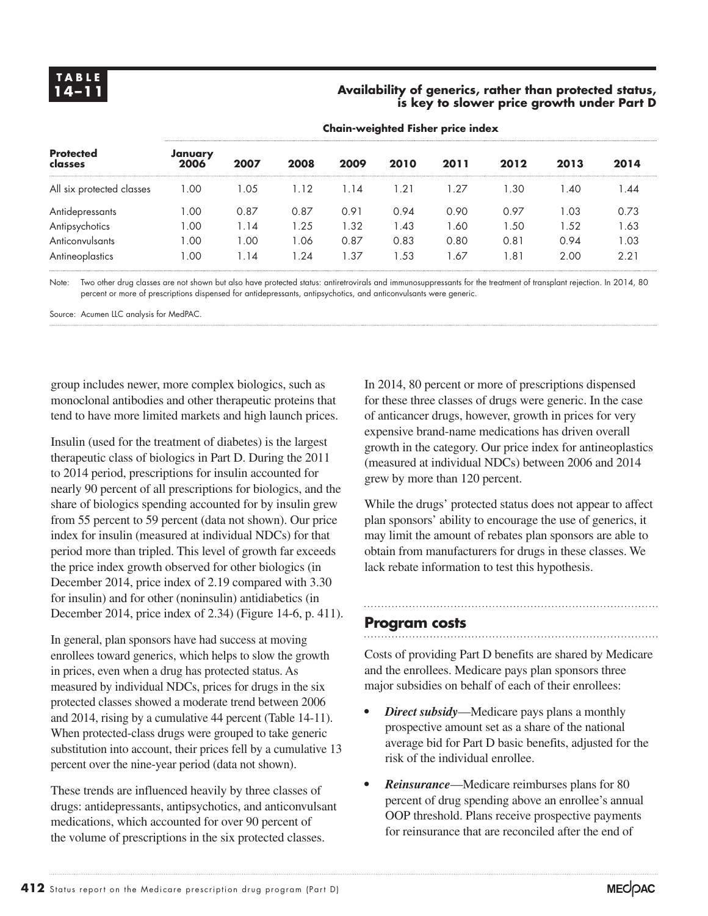**TABLE 14–11**

**Availability of generics, rather than protected status, is key to slower price growth under Part D**

| Protected classes | Chain-weighted Fisher price index | | | | | | | | |
|---|---|---|---|---|---|---|---|---|---|
| | January 2006 | 2007 | 2008 | 2009 | 2010 | 2011 | 2012 | 2013 | 2014 |
| All six protected classes | 1.00 | 1.05 | 1.12 | 1.14 | 1.21 | 1.27 | 1.30 | 1.40 | 1.44 |
| Antidepressants | 1.00 | 0.87 | 0.87 | 0.91 | 0.94 | 0.90 | 0.97 | 1.03 | 0.73 |
| Antipsychotics | 1.00 | 1.14 | 1.25 | 1.32 | 1.43 | 1.60 | 1.50 | 1.52 | 1.63 |
| Anticonvulsants | 1.00 | 1.00 | 1.06 | 0.87 | 0.83 | 0.80 | 0.81 | 0.94 | 1.03 |
| Antineoplastics | 1.00 | 1.14 | 1.24 | 1.37 | 1.53 | 1.67 | 1.81 | 2.00 | 2.21 |

Note: Two other drug classes are not shown but also have protected status: antiretrovirals and immunosuppressants for the treatment of transplant rejection. In 2014, 80 percent or more of prescriptions dispensed for antidepressants, antipsychotics, and anticonvulsants were generic.

Source: Acumen LLC analysis for MedPAC.

group includes newer, more complex biologics, such as monoclonal antibodies and other therapeutic proteins that tend to have more limited markets and high launch prices.

Insulin (used for the treatment of diabetes) is the largest therapeutic class of biologics in Part D. During the 2011 to 2014 period, prescriptions for insulin accounted for nearly 90 percent of all prescriptions for biologics, and the share of biologics spending accounted for by insulin grew from 55 percent to 59 percent (data not shown). Our price index for insulin (measured at individual NDCs) for that period more than tripled. This level of growth far exceeds the price index growth observed for other biologics (in December 2014, price index of 2.19 compared with 3.30 for insulin) and for other (noninsulin) antidiabetics (in December 2014, price index of 2.34) (Figure 14-6, p. 411).

In general, plan sponsors have had success at moving enrollees toward generics, which helps to slow the growth in prices, even when a drug has protected status. As measured by individual NDCs, prices for drugs in the six protected classes showed a moderate trend between 2006 and 2014, rising by a cumulative 44 percent (Table 14-11). When protected-class drugs were grouped to take generic substitution into account, their prices fell by a cumulative 13 percent over the nine-year period (data not shown).

These trends are influenced heavily by three classes of drugs: antidepressants, antipsychotics, and anticonvulsant medications, which accounted for over 90 percent of the volume of prescriptions in the six protected classes. In 2014, 80 percent or more of prescriptions dispensed for these three classes of drugs were generic. In the case of anticancer drugs, however, growth in prices for very expensive brand-name medications has driven overall growth in the category. Our price index for antineoplastics (measured at individual NDCs) between 2006 and 2014 grew by more than 120 percent.

While the drugs' protected status does not appear to affect plan sponsors' ability to encourage the use of generics, it may limit the amount of rebates plan sponsors are able to obtain from manufacturers for drugs in these classes. We lack rebate information to test this hypothesis.

## Program costs

Costs of providing Part D benefits are shared by Medicare and the enrollees. Medicare pays plan sponsors three major subsidies on behalf of each of their enrollees:

- ***Direct subsidy***—Medicare pays plans a monthly prospective amount set as a share of the national average bid for Part D basic benefits, adjusted for the risk of the individual enrollee.
- ***Reinsurance***—Medicare reimburses plans for 80 percent of drug spending above an enrollee's annual OOP threshold. Plans receive prospective payments for reinsurance that are reconciled after the end of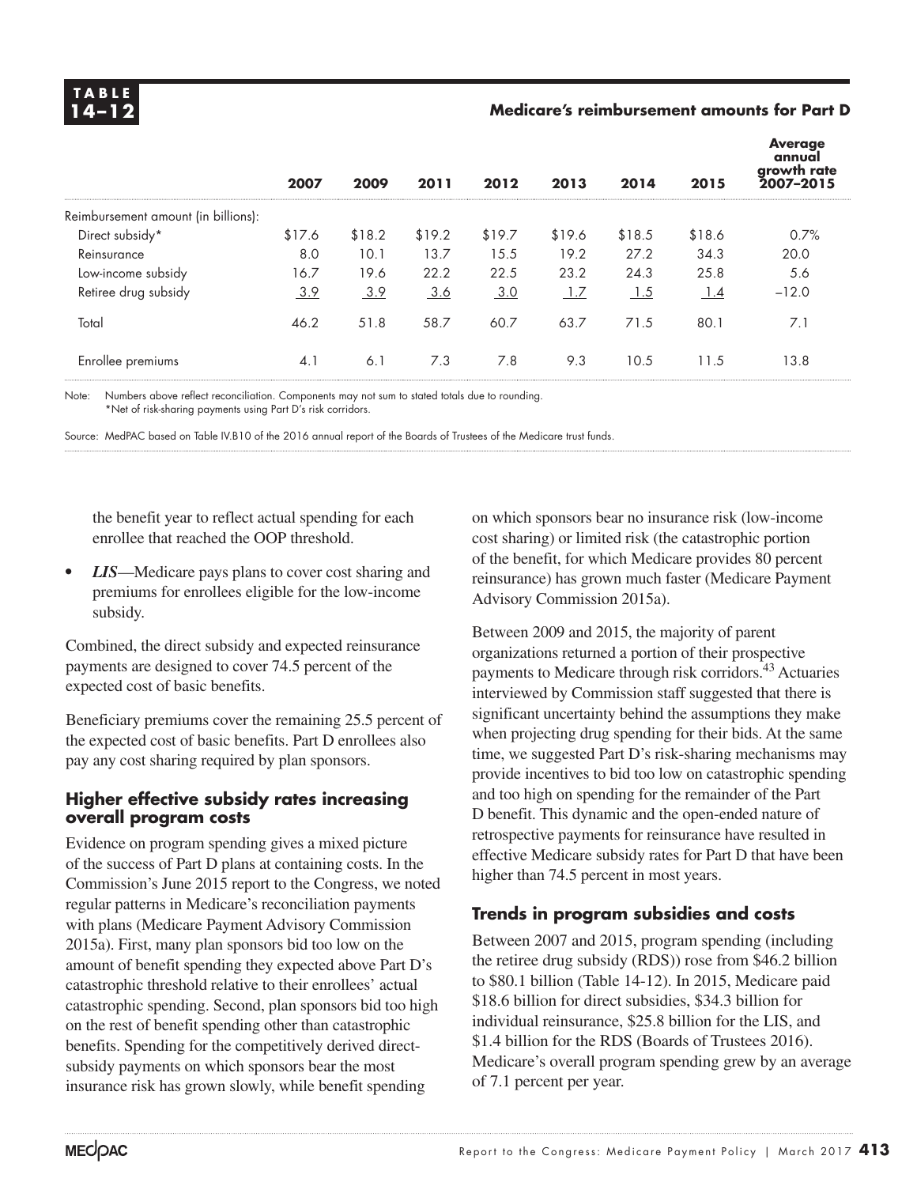**TABLE 14–12**

**Medicare's reimbursement amounts for Part D**

| | 2007 | 2009 | 2011 | 2012 | 2013 | 2014 | 2015 | Average annual growth rate 2007–2015 |
|---|---|---|---|---|---|---|---|---|
| Reimbursement amount (in billions): | | | | | | | | |
| Direct subsidy* | $17.6 | $18.2 | $19.2 | $19.7 | $19.6 | $18.5 | $18.6 | 0.7% |
| Reinsurance | 8.0 | 10.1 | 13.7 | 15.5 | 19.2 | 27.2 | 34.3 | 20.0 |
| Low-income subsidy | 16.7 | 19.6 | 22.2 | 22.5 | 23.2 | 24.3 | 25.8 | 5.6 |
| Retiree drug subsidy | 3.9 | 3.9 | 3.6 | 3.0 | 1.7 | 1.5 | 1.4 | −12.0 |
| Total | 46.2 | 51.8 | 58.7 | 60.7 | 63.7 | 71.5 | 80.1 | 7.1 |
| Enrollee premiums | 4.1 | 6.1 | 7.3 | 7.8 | 9.3 | 10.5 | 11.5 | 13.8 |

Note: Numbers above reflect reconciliation. Components may not sum to stated totals due to rounding.
*Net of risk-sharing payments using Part D's risk corridors.

Source: MedPAC based on Table IV.B10 of the 2016 annual report of the Boards of Trustees of the Medicare trust funds.

the benefit year to reflect actual spending for each enrollee that reached the OOP threshold.

- ***LIS***—Medicare pays plans to cover cost sharing and premiums for enrollees eligible for the low-income subsidy.

Combined, the direct subsidy and expected reinsurance payments are designed to cover 74.5 percent of the expected cost of basic benefits.

Beneficiary premiums cover the remaining 25.5 percent of the expected cost of basic benefits. Part D enrollees also pay any cost sharing required by plan sponsors.

### Higher effective subsidy rates increasing overall program costs

Evidence on program spending gives a mixed picture of the success of Part D plans at containing costs. In the Commission's June 2015 report to the Congress, we noted regular patterns in Medicare's reconciliation payments with plans (Medicare Payment Advisory Commission 2015a). First, many plan sponsors bid too low on the amount of benefit spending they expected above Part D's catastrophic threshold relative to their enrollees' actual catastrophic spending. Second, plan sponsors bid too high on the rest of benefit spending other than catastrophic benefits. Spending for the competitively derived direct-subsidy payments on which sponsors bear the most insurance risk has grown slowly, while benefit spending on which sponsors bear no insurance risk (low-income cost sharing) or limited risk (the catastrophic portion of the benefit, for which Medicare provides 80 percent reinsurance) has grown much faster (Medicare Payment Advisory Commission 2015a).

Between 2009 and 2015, the majority of parent organizations returned a portion of their prospective payments to Medicare through risk corridors.[43] Actuaries interviewed by Commission staff suggested that there is significant uncertainty behind the assumptions they make when projecting drug spending for their bids. At the same time, we suggested Part D's risk-sharing mechanisms may provide incentives to bid too low on catastrophic spending and too high on spending for the remainder of the Part D benefit. This dynamic and the open-ended nature of retrospective payments for reinsurance have resulted in effective Medicare subsidy rates for Part D that have been higher than 74.5 percent in most years.

### Trends in program subsidies and costs

Between 2007 and 2015, program spending (including the retiree drug subsidy (RDS)) rose from $46.2 billion to $80.1 billion (Table 14-12). In 2015, Medicare paid $18.6 billion for direct subsidies, $34.3 billion for individual reinsurance, $25.8 billion for the LIS, and $1.4 billion for the RDS (Boards of Trustees 2016). Medicare's overall program spending grew by an average of 7.1 percent per year.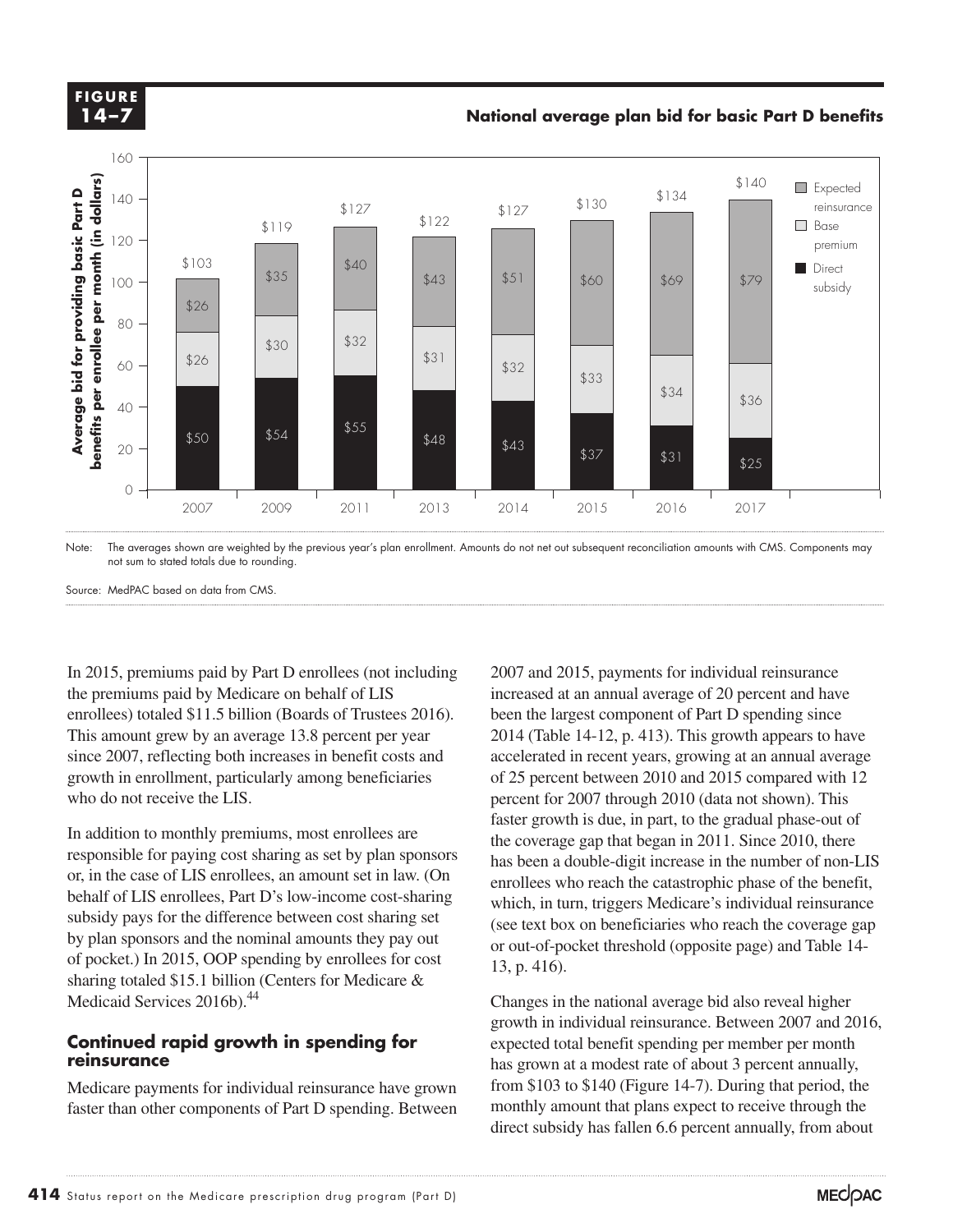**FIGURE 14–7**

**National average plan bid for basic Part D benefits**

| Year | Direct subsidy | Base premium | Expected reinsurance | Total |
|---|---|---|---|---|
| 2007 | $50 | $26 | $26 | $103 |
| 2009 | $54 | $30 | $35 | $119 |
| 2011 | $55 | $32 | $40 | $127 |
| 2013 | $48 | $31 | $43 | $122 |
| 2014 | $43 | $32 | $51 | $127 |
| 2015 | $37 | $33 | $60 | $130 |
| 2016 | $31 | $34 | $69 | $134 |
| 2017 | $25 | $36 | $79 | $140 |

Note: The averages shown are weighted by the previous year's plan enrollment. Amounts do not net out subsequent reconciliation amounts with CMS. Components may not sum to stated totals due to rounding.

Source: MedPAC based on data from CMS.

In 2015, premiums paid by Part D enrollees (not including the premiums paid by Medicare on behalf of LIS enrollees) totaled $11.5 billion (Boards of Trustees 2016). This amount grew by an average 13.8 percent per year since 2007, reflecting both increases in benefit costs and growth in enrollment, particularly among beneficiaries who do not receive the LIS.

In addition to monthly premiums, most enrollees are responsible for paying cost sharing as set by plan sponsors or, in the case of LIS enrollees, an amount set in law. (On behalf of LIS enrollees, Part D's low-income cost-sharing subsidy pays for the difference between cost sharing set by plan sponsors and the nominal amounts they pay out of pocket.) In 2015, OOP spending by enrollees for cost sharing totaled $15.1 billion (Centers for Medicare & Medicaid Services 2016b).[44]

### Continued rapid growth in spending for reinsurance

Medicare payments for individual reinsurance have grown faster than other components of Part D spending. Between 2007 and 2015, payments for individual reinsurance increased at an annual average of 20 percent and have been the largest component of Part D spending since 2014 (Table 14-12, p. 413). This growth appears to have accelerated in recent years, growing at an annual average of 25 percent between 2010 and 2015 compared with 12 percent for 2007 through 2010 (data not shown). This faster growth is due, in part, to the gradual phase-out of the coverage gap that began in 2011. Since 2010, there has been a double-digit increase in the number of non-LIS enrollees who reach the catastrophic phase of the benefit, which, in turn, triggers Medicare's individual reinsurance (see text box on beneficiaries who reach the coverage gap or out-of-pocket threshold (opposite page) and Table 14-13, p. 416).

Changes in the national average bid also reveal higher growth in individual reinsurance. Between 2007 and 2016, expected total benefit spending per member per month has grown at a modest rate of about 3 percent annually, from $103 to $140 (Figure 14-7). During that period, the monthly amount that plans expect to receive through the direct subsidy has fallen 6.6 percent annually, from about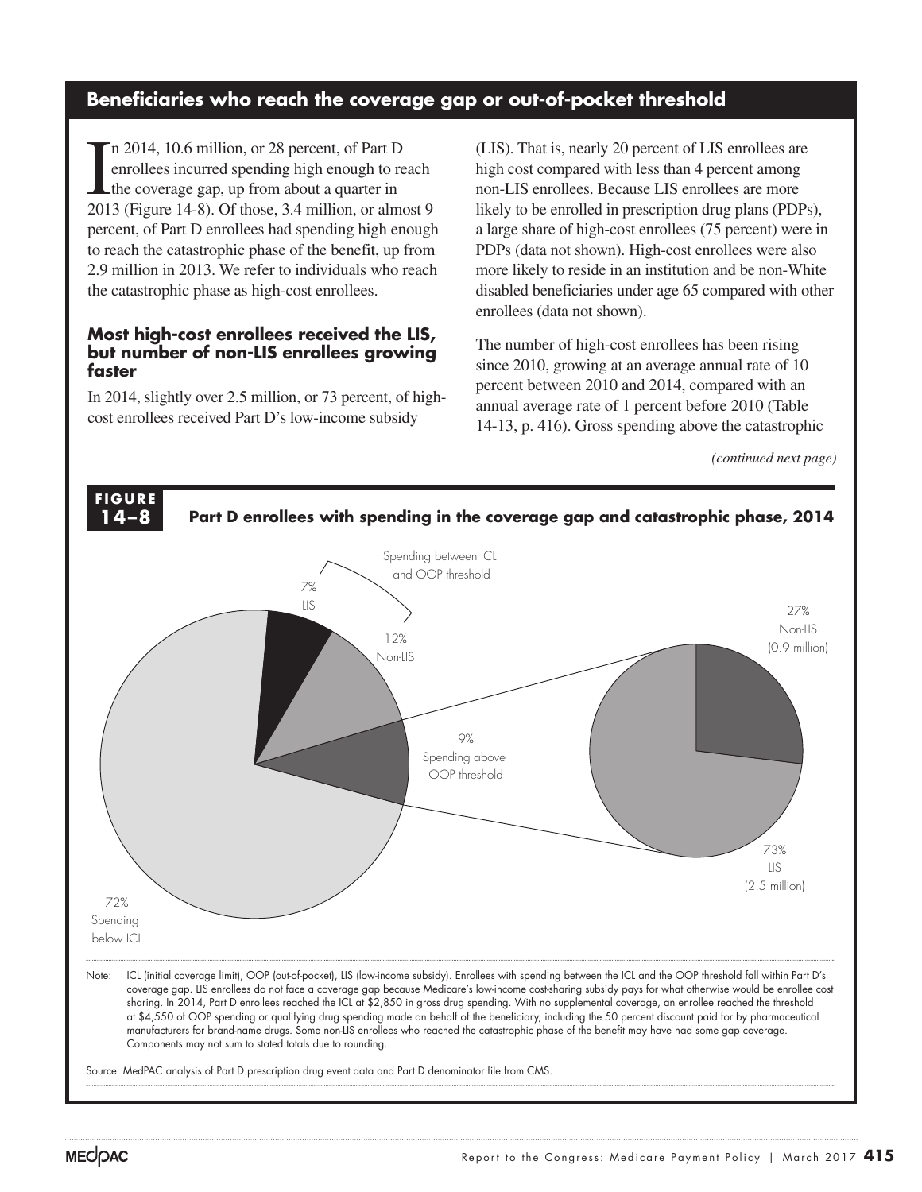## Beneficiaries who reach the coverage gap or out-of-pocket threshold

In 2014, 10.6 million, or 28 percent, of Part D enrollees incurred spending high enough to reach the coverage gap, up from about a quarter in 2013 (Figure 14-8). Of those, 3.4 million, or almost 9 percent, of Part D enrollees had spending high enough to reach the catastrophic phase of the benefit, up from 2.9 million in 2013. We refer to individuals who reach the catastrophic phase as high-cost enrollees.

### Most high-cost enrollees received the LIS, but number of non-LIS enrollees growing faster

In 2014, slightly over 2.5 million, or 73 percent, of high-cost enrollees received Part D's low-income subsidy (LIS). That is, nearly 20 percent of LIS enrollees are high cost compared with less than 4 percent among non-LIS enrollees. Because LIS enrollees are more likely to be enrolled in prescription drug plans (PDPs), a large share of high-cost enrollees (75 percent) were in PDPs (data not shown). High-cost enrollees were also more likely to reside in an institution and be non-White disabled beneficiaries under age 65 compared with other enrollees (data not shown).

The number of high-cost enrollees has been rising since 2010, growing at an average annual rate of 10 percent between 2010 and 2014, compared with an annual average rate of 1 percent before 2010 (Table 14-13, p. 416). Gross spending above the catastrophic

*(continued next page)*

**FIGURE 14–8** **Part D enrollees with spending in the coverage gap and catastrophic phase, 2014**

Spending between ICL and OOP threshold: 7% LIS; 12% Non-LIS

9% Spending above OOP threshold: 27% Non-LIS (0.9 million); 73% LIS (2.5 million)

72% Spending below ICL

Note: ICL (initial coverage limit), OOP (out-of-pocket), LIS (low-income subsidy). Enrollees with spending between the ICL and the OOP threshold fall within Part D's coverage gap. LIS enrollees do not face a coverage gap because Medicare's low-income cost-sharing subsidy pays for what otherwise would be enrollee cost sharing. In 2014, Part D enrollees reached the ICL at $2,850 in gross drug spending. With no supplemental coverage, an enrollee reached the threshold at $4,550 of OOP spending or qualifying drug spending made on behalf of the beneficiary, including the 50 percent discount paid for by pharmaceutical manufacturers for brand-name drugs. Some non-LIS enrollees who reached the catastrophic phase of the benefit may have had some gap coverage. Components may not sum to stated totals due to rounding.

Source: MedPAC analysis of Part D prescription drug event data and Part D denominator file from CMS.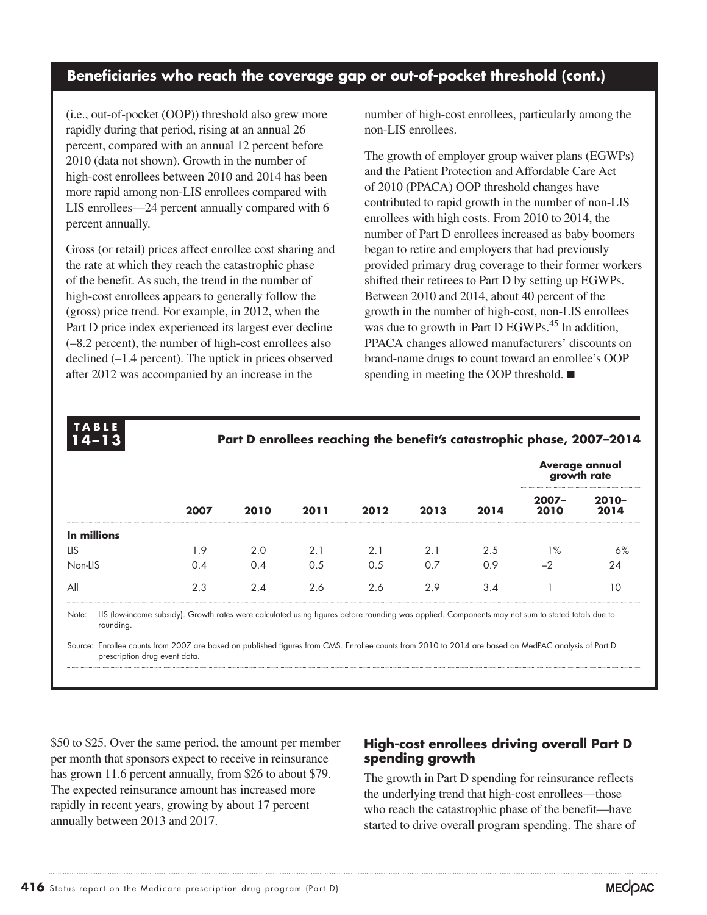## Beneficiaries who reach the coverage gap or out-of-pocket threshold (cont.)

(i.e., out-of-pocket (OOP)) threshold also grew more rapidly during that period, rising at an annual 26 percent, compared with an annual 12 percent before 2010 (data not shown). Growth in the number of high-cost enrollees between 2010 and 2014 has been more rapid among non-LIS enrollees compared with LIS enrollees—24 percent annually compared with 6 percent annually.

Gross (or retail) prices affect enrollee cost sharing and the rate at which they reach the catastrophic phase of the benefit. As such, the trend in the number of high-cost enrollees appears to generally follow the (gross) price trend. For example, in 2012, when the Part D price index experienced its largest ever decline (–8.2 percent), the number of high-cost enrollees also declined (–1.4 percent). The uptick in prices observed after 2012 was accompanied by an increase in the number of high-cost enrollees, particularly among the non-LIS enrollees.

The growth of employer group waiver plans (EGWPs) and the Patient Protection and Affordable Care Act of 2010 (PPACA) OOP threshold changes have contributed to rapid growth in the number of non-LIS enrollees with high costs. From 2010 to 2014, the number of Part D enrollees increased as baby boomers began to retire and employers that had previously provided primary drug coverage to their former workers shifted their retirees to Part D by setting up EGWPs. Between 2010 and 2014, about 40 percent of the growth in the number of high-cost, non-LIS enrollees was due to growth in Part D EGWPs.[45] In addition, PPACA changes allowed manufacturers' discounts on brand-name drugs to count toward an enrollee's OOP spending in meeting the OOP threshold. ■

**TABLE 14–13**

**Part D enrollees reaching the benefit's catastrophic phase, 2007–2014**

| | 2007 | 2010 | 2011 | 2012 | 2013 | 2014 | Average annual growth rate 2007–2010 | Average annual growth rate 2010–2014 |
|---|---|---|---|---|---|---|---|---|
| **In millions** | | | | | | | | |
| LIS | 1.9 | 2.0 | 2.1 | 2.1 | 2.1 | 2.5 | 1% | 6% |
| Non-LIS | 0.4 | 0.4 | 0.5 | 0.5 | 0.7 | 0.9 | –2 | 24 |
| All | 2.3 | 2.4 | 2.6 | 2.6 | 2.9 | 3.4 | 1 | 10 |

Note: LIS (low-income subsidy). Growth rates were calculated using figures before rounding was applied. Components may not sum to stated totals due to rounding.

Source: Enrollee counts from 2007 are based on published figures from CMS. Enrollee counts from 2010 to 2014 are based on MedPAC analysis of Part D prescription drug event data.

$50 to $25. Over the same period, the amount per member per month that sponsors expect to receive in reinsurance has grown 11.6 percent annually, from $26 to about $79. The expected reinsurance amount has increased more rapidly in recent years, growing by about 17 percent annually between 2013 and 2017.

### High-cost enrollees driving overall Part D spending growth

The growth in Part D spending for reinsurance reflects the underlying trend that high-cost enrollees—those who reach the catastrophic phase of the benefit—have started to drive overall program spending. The share of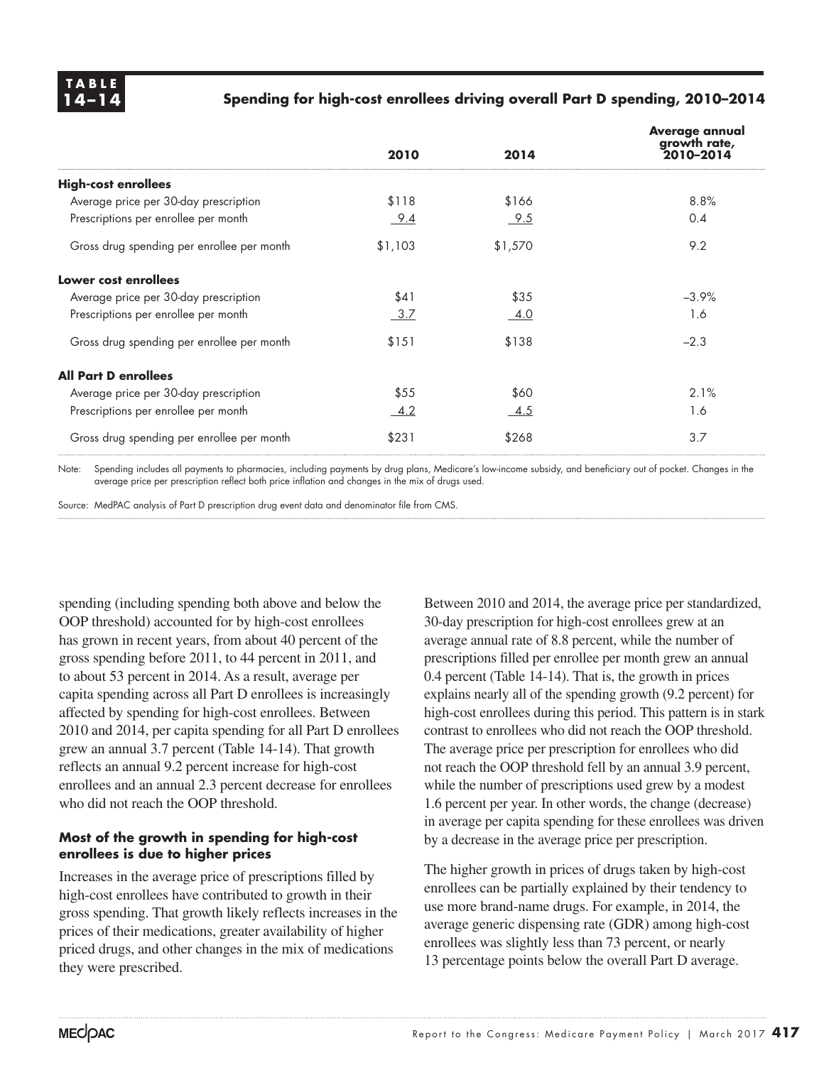**TABLE 14–14**

**Spending for high-cost enrollees driving overall Part D spending, 2010–2014**

| | 2010 | 2014 | Average annual growth rate, 2010–2014 |
|---|---|---|---|
| **High-cost enrollees** | | | |
| Average price per 30-day prescription | $118 | $166 | 8.8% |
| Prescriptions per enrollee per month | 9.4 | 9.5 | 0.4 |
| Gross drug spending per enrollee per month | $1,103 | $1,570 | 9.2 |
| **Lower cost enrollees** | | | |
| Average price per 30-day prescription | $41 | $35 | –3.9% |
| Prescriptions per enrollee per month | 3.7 | 4.0 | 1.6 |
| Gross drug spending per enrollee per month | $151 | $138 | –2.3 |
| **All Part D enrollees** | | | |
| Average price per 30-day prescription | $55 | $60 | 2.1% |
| Prescriptions per enrollee per month | 4.2 | 4.5 | 1.6 |
| Gross drug spending per enrollee per month | $231 | $268 | 3.7 |

Note: Spending includes all payments to pharmacies, including payments by drug plans, Medicare's low-income subsidy, and beneficiary out of pocket. Changes in the average price per prescription reflect both price inflation and changes in the mix of drugs used.

Source: MedPAC analysis of Part D prescription drug event data and denominator file from CMS.

spending (including spending both above and below the OOP threshold) accounted for by high-cost enrollees has grown in recent years, from about 40 percent of the gross spending before 2011, to 44 percent in 2011, and to about 53 percent in 2014. As a result, average per capita spending across all Part D enrollees is increasingly affected by spending for high-cost enrollees. Between 2010 and 2014, per capita spending for all Part D enrollees grew an annual 3.7 percent (Table 14-14). That growth reflects an annual 9.2 percent increase for high-cost enrollees and an annual 2.3 percent decrease for enrollees who did not reach the OOP threshold.

### Most of the growth in spending for high-cost enrollees is due to higher prices

Increases in the average price of prescriptions filled by high-cost enrollees have contributed to growth in their gross spending. That growth likely reflects increases in the prices of their medications, greater availability of higher priced drugs, and other changes in the mix of medications they were prescribed.

Between 2010 and 2014, the average price per standardized, 30-day prescription for high-cost enrollees grew at an average annual rate of 8.8 percent, while the number of prescriptions filled per enrollee per month grew an annual 0.4 percent (Table 14-14). That is, the growth in prices explains nearly all of the spending growth (9.2 percent) for high-cost enrollees during this period. This pattern is in stark contrast to enrollees who did not reach the OOP threshold. The average price per prescription for enrollees who did not reach the OOP threshold fell by an annual 3.9 percent, while the number of prescriptions used grew by a modest 1.6 percent per year. In other words, the change (decrease) in average per capita spending for these enrollees was driven by a decrease in the average price per prescription.

The higher growth in prices of drugs taken by high-cost enrollees can be partially explained by their tendency to use more brand-name drugs. For example, in 2014, the average generic dispensing rate (GDR) among high-cost enrollees was slightly less than 73 percent, or nearly 13 percentage points below the overall Part D average.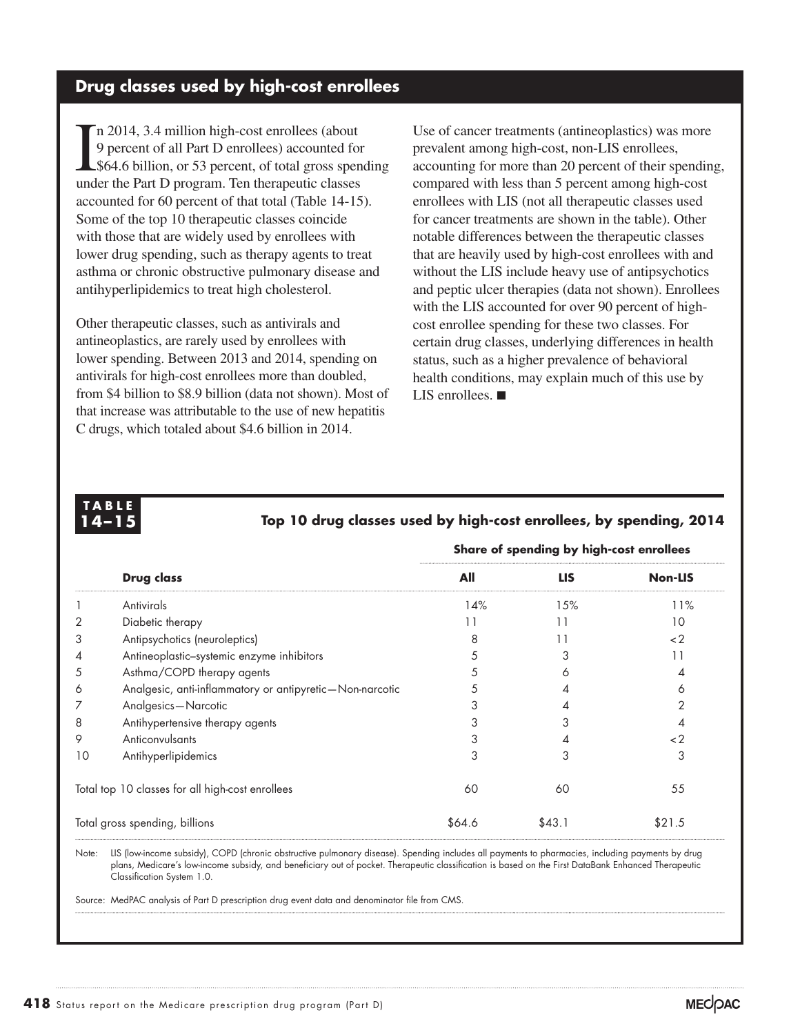## Drug classes used by high-cost enrollees

In 2014, 3.4 million high-cost enrollees (about 9 percent of all Part D enrollees) accounted for $64.6 billion, or 53 percent, of total gross spending under the Part D program. Ten therapeutic classes accounted for 60 percent of that total (Table 14-15). Some of the top 10 therapeutic classes coincide with those that are widely used by enrollees with lower drug spending, such as therapy agents to treat asthma or chronic obstructive pulmonary disease and antihyperlipidemics to treat high cholesterol.

Other therapeutic classes, such as antivirals and antineoplastics, are rarely used by enrollees with lower spending. Between 2013 and 2014, spending on antivirals for high-cost enrollees more than doubled, from $4 billion to $8.9 billion (data not shown). Most of that increase was attributable to the use of new hepatitis C drugs, which totaled about $4.6 billion in 2014.

Use of cancer treatments (antineoplastics) was more prevalent among high-cost, non-LIS enrollees, accounting for more than 20 percent of their spending, compared with less than 5 percent among high-cost enrollees with LIS (not all therapeutic classes used for cancer treatments are shown in the table). Other notable differences between the therapeutic classes that are heavily used by high-cost enrollees with and without the LIS include heavy use of antipsychotics and peptic ulcer therapies (data not shown). Enrollees with the LIS accounted for over 90 percent of high-cost enrollee spending for these two classes. For certain drug classes, underlying differences in health status, such as a higher prevalence of behavioral health conditions, may explain much of this use by LIS enrollees. ■

**TABLE 14–15** **Top 10 drug classes used by high-cost enrollees, by spending, 2014**

| | | Share of spending by high-cost enrollees | | |
|---|---|---|---|---|
| | **Drug class** | **All** | **LIS** | **Non-LIS** |
| 1 | Antivirals | 14% | 15% | 11% |
| 2 | Diabetic therapy | 11 | 11 | 10 |
| 3 | Antipsychotics (neuroleptics) | 8 | 11 | <2 |
| 4 | Antineoplastic–systemic enzyme inhibitors | 5 | 3 | 11 |
| 5 | Asthma/COPD therapy agents | 5 | 6 | 4 |
| 6 | Analgesic, anti-inflammatory or antipyretic—Non-narcotic | 5 | 4 | 6 |
| 7 | Analgesics—Narcotic | 3 | 4 | 2 |
| 8 | Antihypertensive therapy agents | 3 | 3 | 4 |
| 9 | Anticonvulsants | 3 | 4 | <2 |
| 10 | Antihyperlipidemics | 3 | 3 | 3 |
| Total top 10 classes for all high-cost enrollees | | 60 | 60 | 55 |
| Total gross spending, billions | | $64.6 | $43.1 | $21.5 |

Note: LIS (low-income subsidy), COPD (chronic obstructive pulmonary disease). Spending includes all payments to pharmacies, including payments by drug plans, Medicare's low-income subsidy, and beneficiary out of pocket. Therapeutic classification is based on the First DataBank Enhanced Therapeutic Classification System 1.0.

Source: MedPAC analysis of Part D prescription drug event data and denominator file from CMS.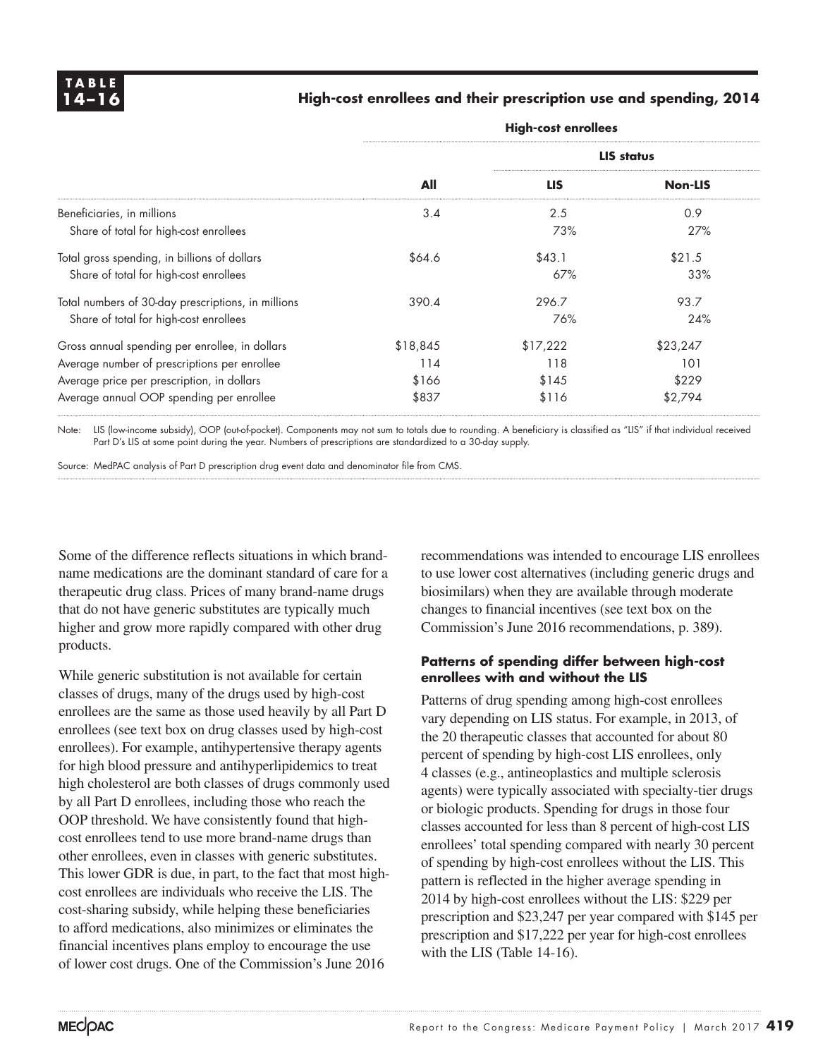**TABLE 14–16**

**High-cost enrollees and their prescription use and spending, 2014**

| | High-cost enrollees | | |
|---|---|---|---|
| | | LIS status | |
| | **All** | **LIS** | **Non-LIS** |
| Beneficiaries, in millions | 3.4 | 2.5 | 0.9 |
| Share of total for high-cost enrollees | | 73% | 27% |
| Total gross spending, in billions of dollars | $64.6 | $43.1 | $21.5 |
| Share of total for high-cost enrollees | | 67% | 33% |
| Total numbers of 30-day prescriptions, in millions | 390.4 | 296.7 | 93.7 |
| Share of total for high-cost enrollees | | 76% | 24% |
| Gross annual spending per enrollee, in dollars | $18,845 | $17,222 | $23,247 |
| Average number of prescriptions per enrollee | 114 | 118 | 101 |
| Average price per prescription, in dollars | $166 | $145 | $229 |
| Average annual OOP spending per enrollee | $837 | $116 | $2,794 |

Note: LIS (low-income subsidy), OOP (out-of-pocket). Components may not sum to totals due to rounding. A beneficiary is classified as "LIS" if that individual received Part D's LIS at some point during the year. Numbers of prescriptions are standardized to a 30-day supply.

Source: MedPAC analysis of Part D prescription drug event data and denominator file from CMS.

Some of the difference reflects situations in which brand-name medications are the dominant standard of care for a therapeutic drug class. Prices of many brand-name drugs that do not have generic substitutes are typically much higher and grow more rapidly compared with other drug products.

While generic substitution is not available for certain classes of drugs, many of the drugs used by high-cost enrollees are the same as those used heavily by all Part D enrollees (see text box on drug classes used by high-cost enrollees). For example, antihypertensive therapy agents for high blood pressure and antihyperlipidemics to treat high cholesterol are both classes of drugs commonly used by all Part D enrollees, including those who reach the OOP threshold. We have consistently found that high-cost enrollees tend to use more brand-name drugs than other enrollees, even in classes with generic substitutes. This lower GDR is due, in part, to the fact that most high-cost enrollees are individuals who receive the LIS. The cost-sharing subsidy, while helping these beneficiaries to afford medications, also minimizes or eliminates the financial incentives plans employ to encourage the use of lower cost drugs. One of the Commission's June 2016 recommendations was intended to encourage LIS enrollees to use lower cost alternatives (including generic drugs and biosimilars) when they are available through moderate changes to financial incentives (see text box on the Commission's June 2016 recommendations, p. 389).

### Patterns of spending differ between high-cost enrollees with and without the LIS

Patterns of drug spending among high-cost enrollees vary depending on LIS status. For example, in 2013, of the 20 therapeutic classes that accounted for about 80 percent of spending by high-cost LIS enrollees, only 4 classes (e.g., antineoplastics and multiple sclerosis agents) were typically associated with specialty-tier drugs or biologic products. Spending for drugs in those four classes accounted for less than 8 percent of high-cost LIS enrollees' total spending compared with nearly 30 percent of spending by high-cost enrollees without the LIS. This pattern is reflected in the higher average spending in 2014 by high-cost enrollees without the LIS: $229 per prescription and $23,247 per year compared with $145 per prescription and $17,222 per year for high-cost enrollees with the LIS (Table 14-16).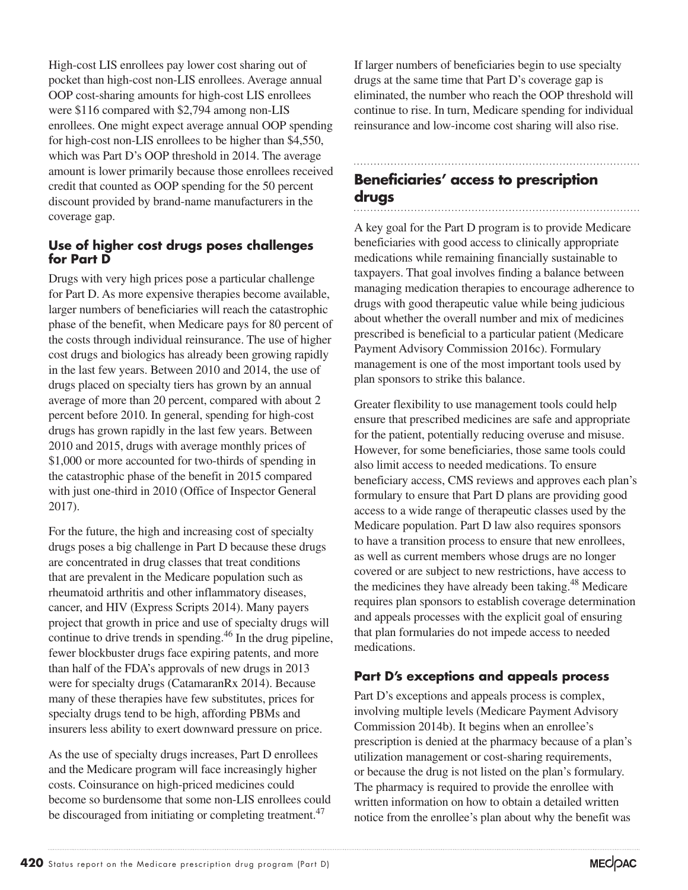High-cost LIS enrollees pay lower cost sharing out of pocket than high-cost non-LIS enrollees. Average annual OOP cost-sharing amounts for high-cost LIS enrollees were $116 compared with $2,794 among non-LIS enrollees. One might expect average annual OOP spending for high-cost non-LIS enrollees to be higher than $4,550, which was Part D's OOP threshold in 2014. The average amount is lower primarily because those enrollees received credit that counted as OOP spending for the 50 percent discount provided by brand-name manufacturers in the coverage gap.

### Use of higher cost drugs poses challenges for Part D

Drugs with very high prices pose a particular challenge for Part D. As more expensive therapies become available, larger numbers of beneficiaries will reach the catastrophic phase of the benefit, when Medicare pays for 80 percent of the costs through individual reinsurance. The use of higher cost drugs and biologics has already been growing rapidly in the last few years. Between 2010 and 2014, the use of drugs placed on specialty tiers has grown by an annual average of more than 20 percent, compared with about 2 percent before 2010. In general, spending for high-cost drugs has grown rapidly in the last few years. Between 2010 and 2015, drugs with average monthly prices of $1,000 or more accounted for two-thirds of spending in the catastrophic phase of the benefit in 2015 compared with just one-third in 2010 (Office of Inspector General 2017).

For the future, the high and increasing cost of specialty drugs poses a big challenge in Part D because these drugs are concentrated in drug classes that treat conditions that are prevalent in the Medicare population such as rheumatoid arthritis and other inflammatory diseases, cancer, and HIV (Express Scripts 2014). Many payers project that growth in price and use of specialty drugs will continue to drive trends in spending.[46] In the drug pipeline, fewer blockbuster drugs face expiring patents, and more than half of the FDA's approvals of new drugs in 2013 were for specialty drugs (CatamaranRx 2014). Because many of these therapies have few substitutes, prices for specialty drugs tend to be high, affording PBMs and insurers less ability to exert downward pressure on price.

As the use of specialty drugs increases, Part D enrollees and the Medicare program will face increasingly higher costs. Coinsurance on high-priced medicines could become so burdensome that some non-LIS enrollees could be discouraged from initiating or completing treatment.[47] If larger numbers of beneficiaries begin to use specialty drugs at the same time that Part D's coverage gap is eliminated, the number who reach the OOP threshold will continue to rise. In turn, Medicare spending for individual reinsurance and low-income cost sharing will also rise.

## Beneficiaries' access to prescription drugs

A key goal for the Part D program is to provide Medicare beneficiaries with good access to clinically appropriate medications while remaining financially sustainable to taxpayers. That goal involves finding a balance between managing medication therapies to encourage adherence to drugs with good therapeutic value while being judicious about whether the overall number and mix of medicines prescribed is beneficial to a particular patient (Medicare Payment Advisory Commission 2016c). Formulary management is one of the most important tools used by plan sponsors to strike this balance.

Greater flexibility to use management tools could help ensure that prescribed medicines are safe and appropriate for the patient, potentially reducing overuse and misuse. However, for some beneficiaries, those same tools could also limit access to needed medications. To ensure beneficiary access, CMS reviews and approves each plan's formulary to ensure that Part D plans are providing good access to a wide range of therapeutic classes used by the Medicare population. Part D law also requires sponsors to have a transition process to ensure that new enrollees, as well as current members whose drugs are no longer covered or are subject to new restrictions, have access to the medicines they have already been taking.[48] Medicare requires plan sponsors to establish coverage determination and appeals processes with the explicit goal of ensuring that plan formularies do not impede access to needed medications.

### Part D's exceptions and appeals process

Part D's exceptions and appeals process is complex, involving multiple levels (Medicare Payment Advisory Commission 2014b). It begins when an enrollee's prescription is denied at the pharmacy because of a plan's utilization management or cost-sharing requirements, or because the drug is not listed on the plan's formulary. The pharmacy is required to provide the enrollee with written information on how to obtain a detailed written notice from the enrollee's plan about why the benefit was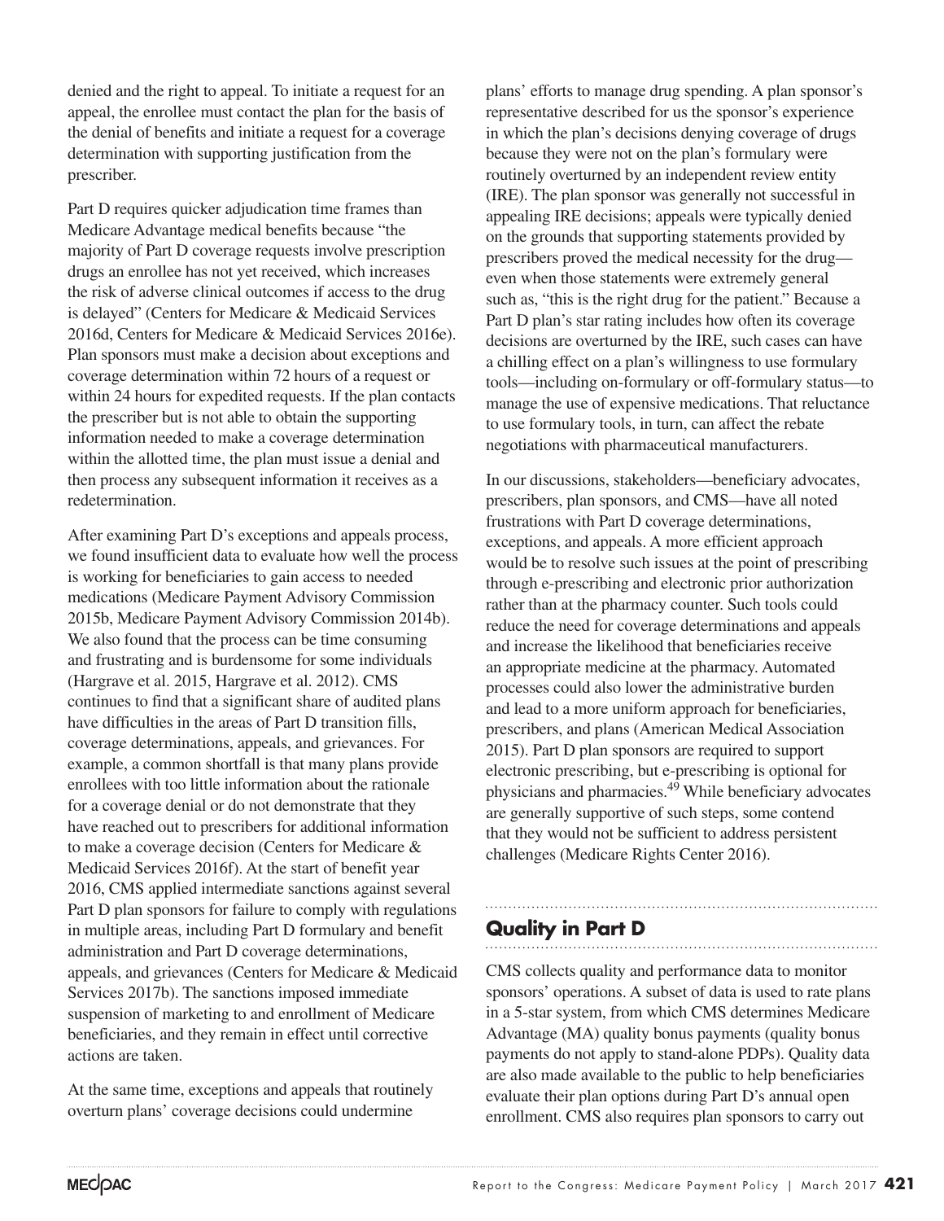denied and the right to appeal. To initiate a request for an appeal, the enrollee must contact the plan for the basis of the denial of benefits and initiate a request for a coverage determination with supporting justification from the prescriber.

Part D requires quicker adjudication time frames than Medicare Advantage medical benefits because "the majority of Part D coverage requests involve prescription drugs an enrollee has not yet received, which increases the risk of adverse clinical outcomes if access to the drug is delayed" (Centers for Medicare & Medicaid Services 2016d, Centers for Medicare & Medicaid Services 2016e). Plan sponsors must make a decision about exceptions and coverage determination within 72 hours of a request or within 24 hours for expedited requests. If the plan contacts the prescriber but is not able to obtain the supporting information needed to make a coverage determination within the allotted time, the plan must issue a denial and then process any subsequent information it receives as a redetermination.

After examining Part D's exceptions and appeals process, we found insufficient data to evaluate how well the process is working for beneficiaries to gain access to needed medications (Medicare Payment Advisory Commission 2015b, Medicare Payment Advisory Commission 2014b). We also found that the process can be time consuming and frustrating and is burdensome for some individuals (Hargrave et al. 2015, Hargrave et al. 2012). CMS continues to find that a significant share of audited plans have difficulties in the areas of Part D transition fills, coverage determinations, appeals, and grievances. For example, a common shortfall is that many plans provide enrollees with too little information about the rationale for a coverage denial or do not demonstrate that they have reached out to prescribers for additional information to make a coverage decision (Centers for Medicare & Medicaid Services 2016f). At the start of benefit year 2016, CMS applied intermediate sanctions against several Part D plan sponsors for failure to comply with regulations in multiple areas, including Part D formulary and benefit administration and Part D coverage determinations, appeals, and grievances (Centers for Medicare & Medicaid Services 2017b). The sanctions imposed immediate suspension of marketing to and enrollment of Medicare beneficiaries, and they remain in effect until corrective actions are taken.

At the same time, exceptions and appeals that routinely overturn plans' coverage decisions could undermine plans' efforts to manage drug spending. A plan sponsor's representative described for us the sponsor's experience in which the plan's decisions denying coverage of drugs because they were not on the plan's formulary were routinely overturned by an independent review entity (IRE). The plan sponsor was generally not successful in appealing IRE decisions; appeals were typically denied on the grounds that supporting statements provided by prescribers proved the medical necessity for the drug—even when those statements were extremely general such as, "this is the right drug for the patient." Because a Part D plan's star rating includes how often its coverage decisions are overturned by the IRE, such cases can have a chilling effect on a plan's willingness to use formulary tools—including on-formulary or off-formulary status—to manage the use of expensive medications. That reluctance to use formulary tools, in turn, can affect the rebate negotiations with pharmaceutical manufacturers.

In our discussions, stakeholders—beneficiary advocates, prescribers, plan sponsors, and CMS—have all noted frustrations with Part D coverage determinations, exceptions, and appeals. A more efficient approach would be to resolve such issues at the point of prescribing through e-prescribing and electronic prior authorization rather than at the pharmacy counter. Such tools could reduce the need for coverage determinations and appeals and increase the likelihood that beneficiaries receive an appropriate medicine at the pharmacy. Automated processes could also lower the administrative burden and lead to a more uniform approach for beneficiaries, prescribers, and plans (American Medical Association 2015). Part D plan sponsors are required to support electronic prescribing, but e-prescribing is optional for physicians and pharmacies.[49] While beneficiary advocates are generally supportive of such steps, some contend that they would not be sufficient to address persistent challenges (Medicare Rights Center 2016).

## Quality in Part D

CMS collects quality and performance data to monitor sponsors' operations. A subset of data is used to rate plans in a 5-star system, from which CMS determines Medicare Advantage (MA) quality bonus payments (quality bonus payments do not apply to stand-alone PDPs). Quality data are also made available to the public to help beneficiaries evaluate their plan options during Part D's annual open enrollment. CMS also requires plan sponsors to carry out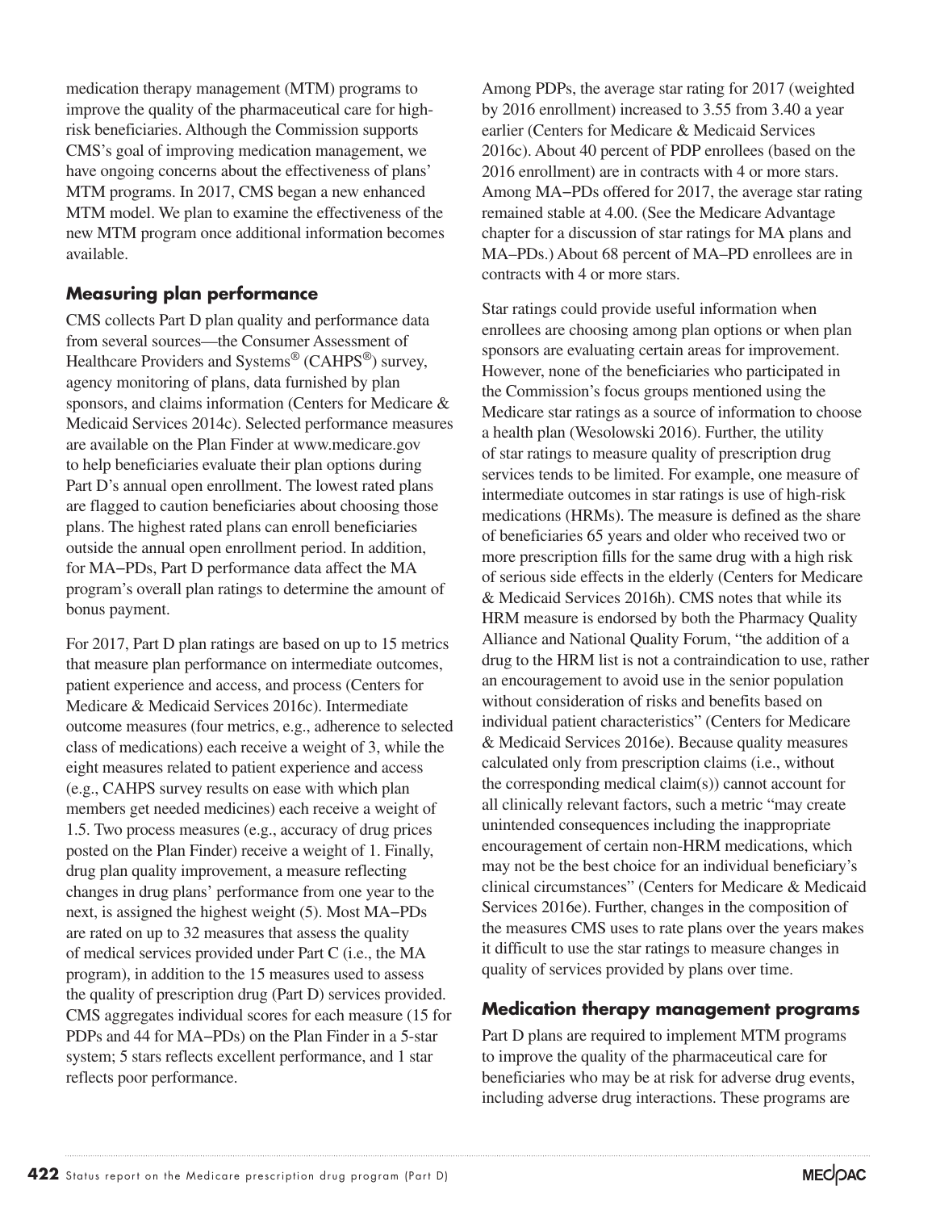medication therapy management (MTM) programs to improve the quality of the pharmaceutical care for high-risk beneficiaries. Although the Commission supports CMS's goal of improving medication management, we have ongoing concerns about the effectiveness of plans' MTM programs. In 2017, CMS began a new enhanced MTM model. We plan to examine the effectiveness of the new MTM program once additional information becomes available.

### Measuring plan performance

CMS collects Part D plan quality and performance data from several sources—the Consumer Assessment of Healthcare Providers and Systems® (CAHPS®) survey, agency monitoring of plans, data furnished by plan sponsors, and claims information (Centers for Medicare & Medicaid Services 2014c). Selected performance measures are available on the Plan Finder at www.medicare.gov to help beneficiaries evaluate their plan options during Part D's annual open enrollment. The lowest rated plans are flagged to caution beneficiaries about choosing those plans. The highest rated plans can enroll beneficiaries outside the annual open enrollment period. In addition, for MA−PDs, Part D performance data affect the MA program's overall plan ratings to determine the amount of bonus payment.

For 2017, Part D plan ratings are based on up to 15 metrics that measure plan performance on intermediate outcomes, patient experience and access, and process (Centers for Medicare & Medicaid Services 2016c). Intermediate outcome measures (four metrics, e.g., adherence to selected class of medications) each receive a weight of 3, while the eight measures related to patient experience and access (e.g., CAHPS survey results on ease with which plan members get needed medicines) each receive a weight of 1.5. Two process measures (e.g., accuracy of drug prices posted on the Plan Finder) receive a weight of 1. Finally, drug plan quality improvement, a measure reflecting changes in drug plans' performance from one year to the next, is assigned the highest weight (5). Most MA−PDs are rated on up to 32 measures that assess the quality of medical services provided under Part C (i.e., the MA program), in addition to the 15 measures used to assess the quality of prescription drug (Part D) services provided. CMS aggregates individual scores for each measure (15 for PDPs and 44 for MA−PDs) on the Plan Finder in a 5-star system; 5 stars reflects excellent performance, and 1 star reflects poor performance.

Among PDPs, the average star rating for 2017 (weighted by 2016 enrollment) increased to 3.55 from 3.40 a year earlier (Centers for Medicare & Medicaid Services 2016c). About 40 percent of PDP enrollees (based on the 2016 enrollment) are in contracts with 4 or more stars. Among MA−PDs offered for 2017, the average star rating remained stable at 4.00. (See the Medicare Advantage chapter for a discussion of star ratings for MA plans and MA–PDs.) About 68 percent of MA–PD enrollees are in contracts with 4 or more stars.

Star ratings could provide useful information when enrollees are choosing among plan options or when plan sponsors are evaluating certain areas for improvement. However, none of the beneficiaries who participated in the Commission's focus groups mentioned using the Medicare star ratings as a source of information to choose a health plan (Wesolowski 2016). Further, the utility of star ratings to measure quality of prescription drug services tends to be limited. For example, one measure of intermediate outcomes in star ratings is use of high-risk medications (HRMs). The measure is defined as the share of beneficiaries 65 years and older who received two or more prescription fills for the same drug with a high risk of serious side effects in the elderly (Centers for Medicare & Medicaid Services 2016h). CMS notes that while its HRM measure is endorsed by both the Pharmacy Quality Alliance and National Quality Forum, "the addition of a drug to the HRM list is not a contraindication to use, rather an encouragement to avoid use in the senior population without consideration of risks and benefits based on individual patient characteristics" (Centers for Medicare & Medicaid Services 2016e). Because quality measures calculated only from prescription claims (i.e., without the corresponding medical claim(s)) cannot account for all clinically relevant factors, such a metric "may create unintended consequences including the inappropriate encouragement of certain non-HRM medications, which may not be the best choice for an individual beneficiary's clinical circumstances" (Centers for Medicare & Medicaid Services 2016e). Further, changes in the composition of the measures CMS uses to rate plans over the years makes it difficult to use the star ratings to measure changes in quality of services provided by plans over time.

### Medication therapy management programs

Part D plans are required to implement MTM programs to improve the quality of the pharmaceutical care for beneficiaries who may be at risk for adverse drug events, including adverse drug interactions. These programs are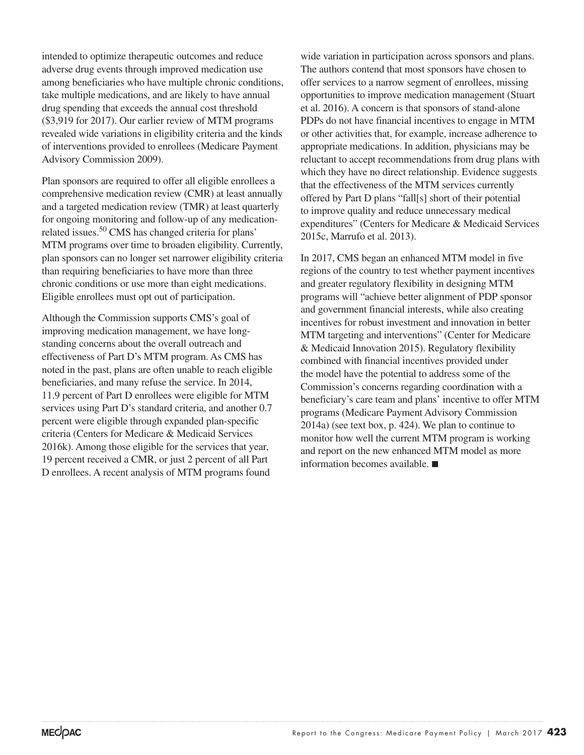intended to optimize therapeutic outcomes and reduce adverse drug events through improved medication use among beneficiaries who have multiple chronic conditions, take multiple medications, and are likely to have annual drug spending that exceeds the annual cost threshold ($3,919 for 2017). Our earlier review of MTM programs revealed wide variations in eligibility criteria and the kinds of interventions provided to enrollees (Medicare Payment Advisory Commission 2009).

Plan sponsors are required to offer all eligible enrollees a comprehensive medication review (CMR) at least annually and a targeted medication review (TMR) at least quarterly for ongoing monitoring and follow-up of any medication-related issues.[50] CMS has changed criteria for plans' MTM programs over time to broaden eligibility. Currently, plan sponsors can no longer set narrower eligibility criteria than requiring beneficiaries to have more than three chronic conditions or use more than eight medications. Eligible enrollees must opt out of participation.

Although the Commission supports CMS's goal of improving medication management, we have long-standing concerns about the overall outreach and effectiveness of Part D's MTM program. As CMS has noted in the past, plans are often unable to reach eligible beneficiaries, and many refuse the service. In 2014, 11.9 percent of Part D enrollees were eligible for MTM services using Part D's standard criteria, and another 0.7 percent were eligible through expanded plan-specific criteria (Centers for Medicare & Medicaid Services 2016k). Among those eligible for the services that year, 19 percent received a CMR, or just 2 percent of all Part D enrollees. A recent analysis of MTM programs found wide variation in participation across sponsors and plans. The authors contend that most sponsors have chosen to offer services to a narrow segment of enrollees, missing opportunities to improve medication management (Stuart et al. 2016). A concern is that sponsors of stand-alone PDPs do not have financial incentives to engage in MTM or other activities that, for example, increase adherence to appropriate medications. In addition, physicians may be reluctant to accept recommendations from drug plans with which they have no direct relationship. Evidence suggests that the effectiveness of the MTM services currently offered by Part D plans "fall[s] short of their potential to improve quality and reduce unnecessary medical expenditures" (Centers for Medicare & Medicaid Services 2015c, Marrufo et al. 2013).

In 2017, CMS began an enhanced MTM model in five regions of the country to test whether payment incentives and greater regulatory flexibility in designing MTM programs will "achieve better alignment of PDP sponsor and government financial interests, while also creating incentives for robust investment and innovation in better MTM targeting and interventions" (Center for Medicare & Medicaid Innovation 2015). Regulatory flexibility combined with financial incentives provided under the model have the potential to address some of the Commission's concerns regarding coordination with a beneficiary's care team and plans' incentive to offer MTM programs (Medicare Payment Advisory Commission 2014a) (see text box, p. 424). We plan to continue to monitor how well the current MTM program is working and report on the new enhanced MTM model as more information becomes available. ■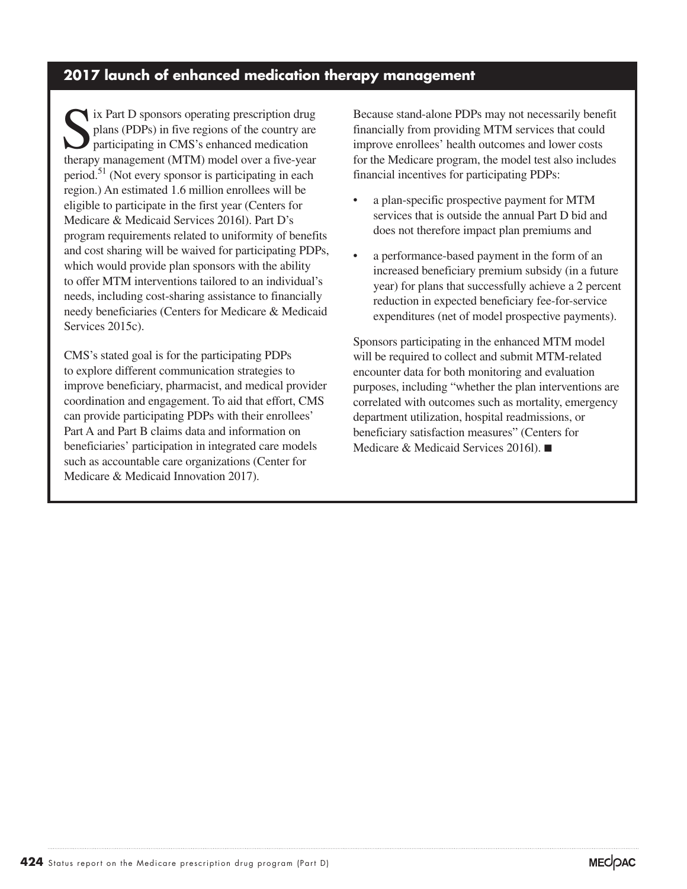## 2017 launch of enhanced medication therapy management

Six Part D sponsors operating prescription drug plans (PDPs) in five regions of the country are participating in CMS's enhanced medication therapy management (MTM) model over a five-year period.[51] (Not every sponsor is participating in each region.) An estimated 1.6 million enrollees will be eligible to participate in the first year (Centers for Medicare & Medicaid Services 2016l). Part D's program requirements related to uniformity of benefits and cost sharing will be waived for participating PDPs, which would provide plan sponsors with the ability to offer MTM interventions tailored to an individual's needs, including cost-sharing assistance to financially needy beneficiaries (Centers for Medicare & Medicaid Services 2015c).

CMS's stated goal is for the participating PDPs to explore different communication strategies to improve beneficiary, pharmacist, and medical provider coordination and engagement. To aid that effort, CMS can provide participating PDPs with their enrollees' Part A and Part B claims data and information on beneficiaries' participation in integrated care models such as accountable care organizations (Center for Medicare & Medicaid Innovation 2017).

Because stand-alone PDPs may not necessarily benefit financially from providing MTM services that could improve enrollees' health outcomes and lower costs for the Medicare program, the model test also includes financial incentives for participating PDPs:

- a plan-specific prospective payment for MTM services that is outside the annual Part D bid and does not therefore impact plan premiums and
- a performance-based payment in the form of an increased beneficiary premium subsidy (in a future year) for plans that successfully achieve a 2 percent reduction in expected beneficiary fee-for-service expenditures (net of model prospective payments).

Sponsors participating in the enhanced MTM model will be required to collect and submit MTM-related encounter data for both monitoring and evaluation purposes, including "whether the plan interventions are correlated with outcomes such as mortality, emergency department utilization, hospital readmissions, or beneficiary satisfaction measures" (Centers for Medicare & Medicaid Services 2016l). ■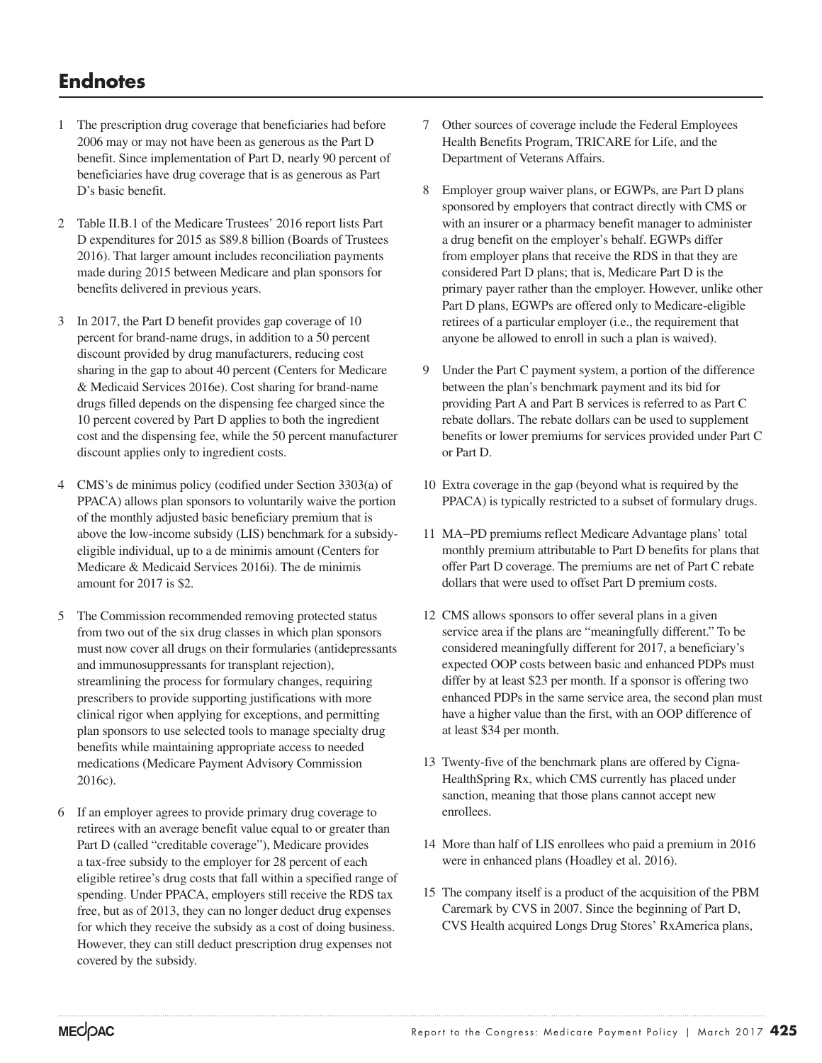## Endnotes

1 The prescription drug coverage that beneficiaries had before 2006 may or may not have been as generous as the Part D benefit. Since implementation of Part D, nearly 90 percent of beneficiaries have drug coverage that is as generous as Part D's basic benefit.

2 Table II.B.1 of the Medicare Trustees' 2016 report lists Part D expenditures for 2015 as $89.8 billion (Boards of Trustees 2016). That larger amount includes reconciliation payments made during 2015 between Medicare and plan sponsors for benefits delivered in previous years.

3 In 2017, the Part D benefit provides gap coverage of 10 percent for brand-name drugs, in addition to a 50 percent discount provided by drug manufacturers, reducing cost sharing in the gap to about 40 percent (Centers for Medicare & Medicaid Services 2016e). Cost sharing for brand-name drugs filled depends on the dispensing fee charged since the 10 percent covered by Part D applies to both the ingredient cost and the dispensing fee, while the 50 percent manufacturer discount applies only to ingredient costs.

4 CMS's de minimus policy (codified under Section 3303(a) of PPACA) allows plan sponsors to voluntarily waive the portion of the monthly adjusted basic beneficiary premium that is above the low-income subsidy (LIS) benchmark for a subsidy-eligible individual, up to a de minimis amount (Centers for Medicare & Medicaid Services 2016i). The de minimis amount for 2017 is $2.

5 The Commission recommended removing protected status from two out of the six drug classes in which plan sponsors must now cover all drugs on their formularies (antidepressants and immunosuppressants for transplant rejection), streamlining the process for formulary changes, requiring prescribers to provide supporting justifications with more clinical rigor when applying for exceptions, and permitting plan sponsors to use selected tools to manage specialty drug benefits while maintaining appropriate access to needed medications (Medicare Payment Advisory Commission 2016c).

6 If an employer agrees to provide primary drug coverage to retirees with an average benefit value equal to or greater than Part D (called "creditable coverage"), Medicare provides a tax-free subsidy to the employer for 28 percent of each eligible retiree's drug costs that fall within a specified range of spending. Under PPACA, employers still receive the RDS tax free, but as of 2013, they can no longer deduct drug expenses for which they receive the subsidy as a cost of doing business. However, they can still deduct prescription drug expenses not covered by the subsidy.

7 Other sources of coverage include the Federal Employees Health Benefits Program, TRICARE for Life, and the Department of Veterans Affairs.

8 Employer group waiver plans, or EGWPs, are Part D plans sponsored by employers that contract directly with CMS or with an insurer or a pharmacy benefit manager to administer a drug benefit on the employer's behalf. EGWPs differ from employer plans that receive the RDS in that they are considered Part D plans; that is, Medicare Part D is the primary payer rather than the employer. However, unlike other Part D plans, EGWPs are offered only to Medicare-eligible retirees of a particular employer (i.e., the requirement that anyone be allowed to enroll in such a plan is waived).

9 Under the Part C payment system, a portion of the difference between the plan's benchmark payment and its bid for providing Part A and Part B services is referred to as Part C rebate dollars. The rebate dollars can be used to supplement benefits or lower premiums for services provided under Part C or Part D.

10 Extra coverage in the gap (beyond what is required by the PPACA) is typically restricted to a subset of formulary drugs.

11 MA–PD premiums reflect Medicare Advantage plans' total monthly premium attributable to Part D benefits for plans that offer Part D coverage. The premiums are net of Part C rebate dollars that were used to offset Part D premium costs.

12 CMS allows sponsors to offer several plans in a given service area if the plans are "meaningfully different." To be considered meaningfully different for 2017, a beneficiary's expected OOP costs between basic and enhanced PDPs must differ by at least $23 per month. If a sponsor is offering two enhanced PDPs in the same service area, the second plan must have a higher value than the first, with an OOP difference of at least $34 per month.

13 Twenty-five of the benchmark plans are offered by Cigna-HealthSpring Rx, which CMS currently has placed under sanction, meaning that those plans cannot accept new enrollees.

14 More than half of LIS enrollees who paid a premium in 2016 were in enhanced plans (Hoadley et al. 2016).

15 The company itself is a product of the acquisition of the PBM Caremark by CVS in 2007. Since the beginning of Part D, CVS Health acquired Longs Drug Stores' RxAmerica plans,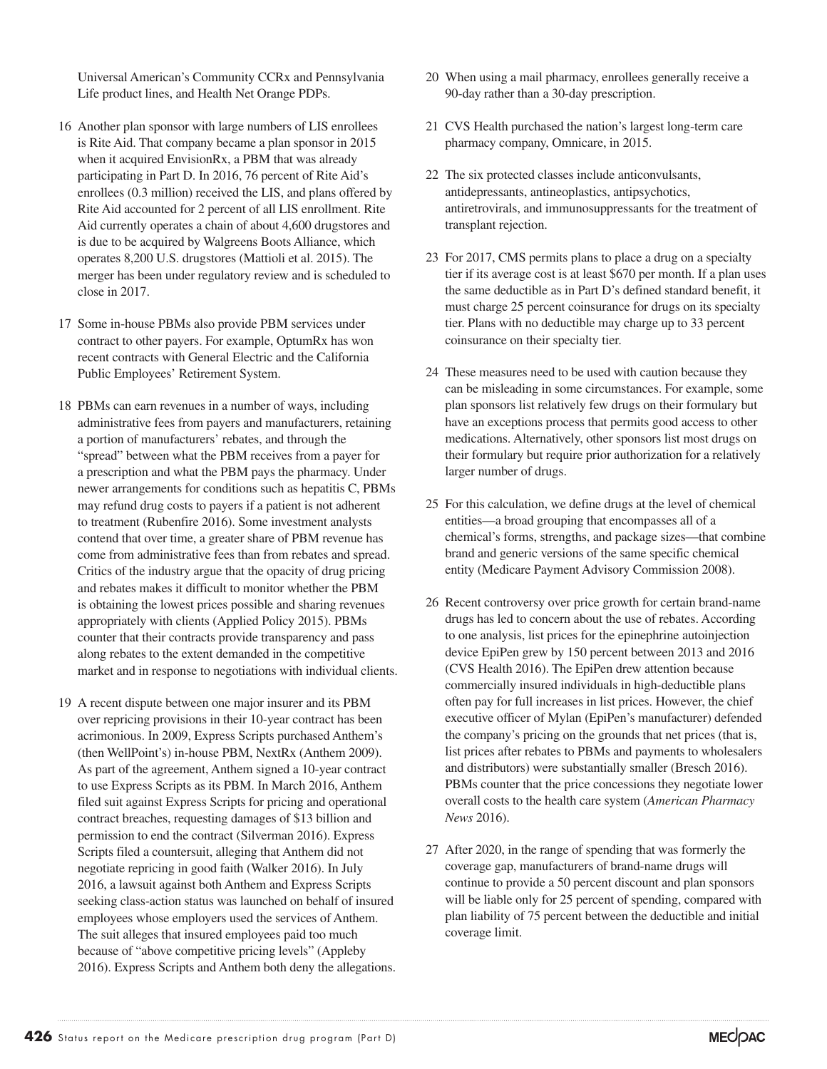Universal American's Community CCRx and Pennsylvania Life product lines, and Health Net Orange PDPs.

16 Another plan sponsor with large numbers of LIS enrollees is Rite Aid. That company became a plan sponsor in 2015 when it acquired EnvisionRx, a PBM that was already participating in Part D. In 2016, 76 percent of Rite Aid's enrollees (0.3 million) received the LIS, and plans offered by Rite Aid accounted for 2 percent of all LIS enrollment. Rite Aid currently operates a chain of about 4,600 drugstores and is due to be acquired by Walgreens Boots Alliance, which operates 8,200 U.S. drugstores (Mattioli et al. 2015). The merger has been under regulatory review and is scheduled to close in 2017.

17 Some in-house PBMs also provide PBM services under contract to other payers. For example, OptumRx has won recent contracts with General Electric and the California Public Employees' Retirement System.

18 PBMs can earn revenues in a number of ways, including administrative fees from payers and manufacturers, retaining a portion of manufacturers' rebates, and through the "spread" between what the PBM receives from a payer for a prescription and what the PBM pays the pharmacy. Under newer arrangements for conditions such as hepatitis C, PBMs may refund drug costs to payers if a patient is not adherent to treatment (Rubenfire 2016). Some investment analysts contend that over time, a greater share of PBM revenue has come from administrative fees than from rebates and spread. Critics of the industry argue that the opacity of drug pricing and rebates makes it difficult to monitor whether the PBM is obtaining the lowest prices possible and sharing revenues appropriately with clients (Applied Policy 2015). PBMs counter that their contracts provide transparency and pass along rebates to the extent demanded in the competitive market and in response to negotiations with individual clients.

19 A recent dispute between one major insurer and its PBM over repricing provisions in their 10-year contract has been acrimonious. In 2009, Express Scripts purchased Anthem's (then WellPoint's) in-house PBM, NextRx (Anthem 2009). As part of the agreement, Anthem signed a 10-year contract to use Express Scripts as its PBM. In March 2016, Anthem filed suit against Express Scripts for pricing and operational contract breaches, requesting damages of $13 billion and permission to end the contract (Silverman 2016). Express Scripts filed a countersuit, alleging that Anthem did not negotiate repricing in good faith (Walker 2016). In July 2016, a lawsuit against both Anthem and Express Scripts seeking class-action status was launched on behalf of insured employees whose employers used the services of Anthem. The suit alleges that insured employees paid too much because of "above competitive pricing levels" (Appleby 2016). Express Scripts and Anthem both deny the allegations.

20 When using a mail pharmacy, enrollees generally receive a 90-day rather than a 30-day prescription.

21 CVS Health purchased the nation's largest long-term care pharmacy company, Omnicare, in 2015.

22 The six protected classes include anticonvulsants, antidepressants, antineoplastics, antipsychotics, antiretrovirals, and immunosuppressants for the treatment of transplant rejection.

23 For 2017, CMS permits plans to place a drug on a specialty tier if its average cost is at least $670 per month. If a plan uses the same deductible as in Part D's defined standard benefit, it must charge 25 percent coinsurance for drugs on its specialty tier. Plans with no deductible may charge up to 33 percent coinsurance on their specialty tier.

24 These measures need to be used with caution because they can be misleading in some circumstances. For example, some plan sponsors list relatively few drugs on their formulary but have an exceptions process that permits good access to other medications. Alternatively, other sponsors list most drugs on their formulary but require prior authorization for a relatively larger number of drugs.

25 For this calculation, we define drugs at the level of chemical entities—a broad grouping that encompasses all of a chemical's forms, strengths, and package sizes—that combine brand and generic versions of the same specific chemical entity (Medicare Payment Advisory Commission 2008).

26 Recent controversy over price growth for certain brand-name drugs has led to concern about the use of rebates. According to one analysis, list prices for the epinephrine autoinjection device EpiPen grew by 150 percent between 2013 and 2016 (CVS Health 2016). The EpiPen drew attention because commercially insured individuals in high-deductible plans often pay for full increases in list prices. However, the chief executive officer of Mylan (EpiPen's manufacturer) defended the company's pricing on the grounds that net prices (that is, list prices after rebates to PBMs and payments to wholesalers and distributors) were substantially smaller (Bresch 2016). PBMs counter that the price concessions they negotiate lower overall costs to the health care system (*American Pharmacy News* 2016).

27 After 2020, in the range of spending that was formerly the coverage gap, manufacturers of brand-name drugs will continue to provide a 50 percent discount and plan sponsors will be liable only for 25 percent of spending, compared with plan liability of 75 percent between the deductible and initial coverage limit.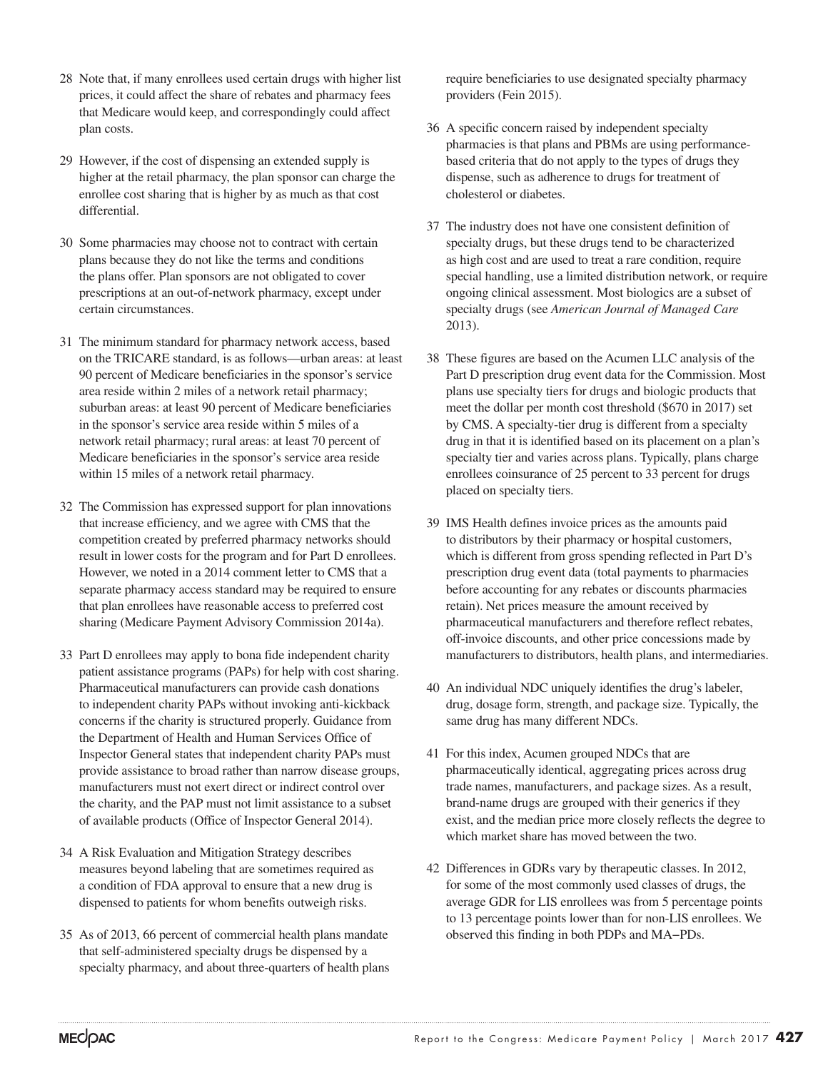28 Note that, if many enrollees used certain drugs with higher list prices, it could affect the share of rebates and pharmacy fees that Medicare would keep, and correspondingly could affect plan costs.

29 However, if the cost of dispensing an extended supply is higher at the retail pharmacy, the plan sponsor can charge the enrollee cost sharing that is higher by as much as that cost differential.

30 Some pharmacies may choose not to contract with certain plans because they do not like the terms and conditions the plans offer. Plan sponsors are not obligated to cover prescriptions at an out-of-network pharmacy, except under certain circumstances.

31 The minimum standard for pharmacy network access, based on the TRICARE standard, is as follows—urban areas: at least 90 percent of Medicare beneficiaries in the sponsor's service area reside within 2 miles of a network retail pharmacy; suburban areas: at least 90 percent of Medicare beneficiaries in the sponsor's service area reside within 5 miles of a network retail pharmacy; rural areas: at least 70 percent of Medicare beneficiaries in the sponsor's service area reside within 15 miles of a network retail pharmacy.

32 The Commission has expressed support for plan innovations that increase efficiency, and we agree with CMS that the competition created by preferred pharmacy networks should result in lower costs for the program and for Part D enrollees. However, we noted in a 2014 comment letter to CMS that a separate pharmacy access standard may be required to ensure that plan enrollees have reasonable access to preferred cost sharing (Medicare Payment Advisory Commission 2014a).

33 Part D enrollees may apply to bona fide independent charity patient assistance programs (PAPs) for help with cost sharing. Pharmaceutical manufacturers can provide cash donations to independent charity PAPs without invoking anti-kickback concerns if the charity is structured properly. Guidance from the Department of Health and Human Services Office of Inspector General states that independent charity PAPs must provide assistance to broad rather than narrow disease groups, manufacturers must not exert direct or indirect control over the charity, and the PAP must not limit assistance to a subset of available products (Office of Inspector General 2014).

34 A Risk Evaluation and Mitigation Strategy describes measures beyond labeling that are sometimes required as a condition of FDA approval to ensure that a new drug is dispensed to patients for whom benefits outweigh risks.

35 As of 2013, 66 percent of commercial health plans mandate that self-administered specialty drugs be dispensed by a specialty pharmacy, and about three-quarters of health plans require beneficiaries to use designated specialty pharmacy providers (Fein 2015).

36 A specific concern raised by independent specialty pharmacies is that plans and PBMs are using performance-based criteria that do not apply to the types of drugs they dispense, such as adherence to drugs for treatment of cholesterol or diabetes.

37 The industry does not have one consistent definition of specialty drugs, but these drugs tend to be characterized as high cost and are used to treat a rare condition, require special handling, use a limited distribution network, or require ongoing clinical assessment. Most biologics are a subset of specialty drugs (see *American Journal of Managed Care* 2013).

38 These figures are based on the Acumen LLC analysis of the Part D prescription drug event data for the Commission. Most plans use specialty tiers for drugs and biologic products that meet the dollar per month cost threshold ($670 in 2017) set by CMS. A specialty-tier drug is different from a specialty drug in that it is identified based on its placement on a plan's specialty tier and varies across plans. Typically, plans charge enrollees coinsurance of 25 percent to 33 percent for drugs placed on specialty tiers.

39 IMS Health defines invoice prices as the amounts paid to distributors by their pharmacy or hospital customers, which is different from gross spending reflected in Part D's prescription drug event data (total payments to pharmacies before accounting for any rebates or discounts pharmacies retain). Net prices measure the amount received by pharmaceutical manufacturers and therefore reflect rebates, off-invoice discounts, and other price concessions made by manufacturers to distributors, health plans, and intermediaries.

40 An individual NDC uniquely identifies the drug's labeler, drug, dosage form, strength, and package size. Typically, the same drug has many different NDCs.

41 For this index, Acumen grouped NDCs that are pharmaceutically identical, aggregating prices across drug trade names, manufacturers, and package sizes. As a result, brand-name drugs are grouped with their generics if they exist, and the median price more closely reflects the degree to which market share has moved between the two.

42 Differences in GDRs vary by therapeutic classes. In 2012, for some of the most commonly used classes of drugs, the average GDR for LIS enrollees was from 5 percentage points to 13 percentage points lower than for non-LIS enrollees. We observed this finding in both PDPs and MA–PDs.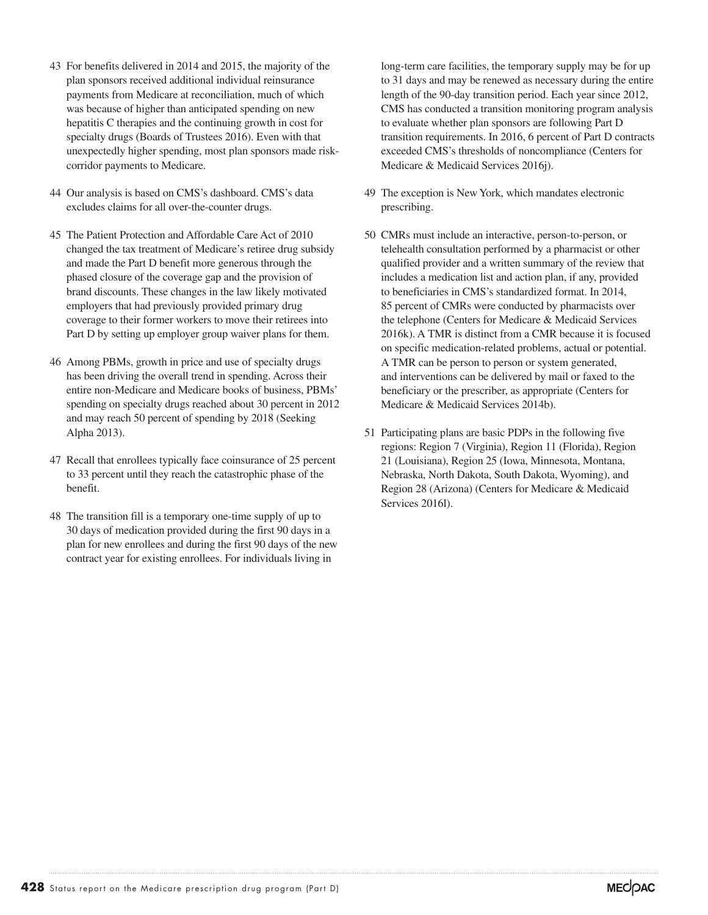43 For benefits delivered in 2014 and 2015, the majority of the plan sponsors received additional individual reinsurance payments from Medicare at reconciliation, much of which was because of higher than anticipated spending on new hepatitis C therapies and the continuing growth in cost for specialty drugs (Boards of Trustees 2016). Even with that unexpectedly higher spending, most plan sponsors made risk-corridor payments to Medicare.

44 Our analysis is based on CMS's dashboard. CMS's data excludes claims for all over-the-counter drugs.

45 The Patient Protection and Affordable Care Act of 2010 changed the tax treatment of Medicare's retiree drug subsidy and made the Part D benefit more generous through the phased closure of the coverage gap and the provision of brand discounts. These changes in the law likely motivated employers that had previously provided primary drug coverage to their former workers to move their retirees into Part D by setting up employer group waiver plans for them.

46 Among PBMs, growth in price and use of specialty drugs has been driving the overall trend in spending. Across their entire non-Medicare and Medicare books of business, PBMs' spending on specialty drugs reached about 30 percent in 2012 and may reach 50 percent of spending by 2018 (Seeking Alpha 2013).

47 Recall that enrollees typically face coinsurance of 25 percent to 33 percent until they reach the catastrophic phase of the benefit.

48 The transition fill is a temporary one-time supply of up to 30 days of medication provided during the first 90 days in a plan for new enrollees and during the first 90 days of the new contract year for existing enrollees. For individuals living in long-term care facilities, the temporary supply may be for up to 31 days and may be renewed as necessary during the entire length of the 90-day transition period. Each year since 2012, CMS has conducted a transition monitoring program analysis to evaluate whether plan sponsors are following Part D transition requirements. In 2016, 6 percent of Part D contracts exceeded CMS's thresholds of noncompliance (Centers for Medicare & Medicaid Services 2016j).

49 The exception is New York, which mandates electronic prescribing.

50 CMRs must include an interactive, person-to-person, or telehealth consultation performed by a pharmacist or other qualified provider and a written summary of the review that includes a medication list and action plan, if any, provided to beneficiaries in CMS's standardized format. In 2014, 85 percent of CMRs were conducted by pharmacists over the telephone (Centers for Medicare & Medicaid Services 2016k). A TMR is distinct from a CMR because it is focused on specific medication-related problems, actual or potential. A TMR can be person to person or system generated, and interventions can be delivered by mail or faxed to the beneficiary or the prescriber, as appropriate (Centers for Medicare & Medicaid Services 2014b).

51 Participating plans are basic PDPs in the following five regions: Region 7 (Virginia), Region 11 (Florida), Region 21 (Louisiana), Region 25 (Iowa, Minnesota, Montana, Nebraska, North Dakota, South Dakota, Wyoming), and Region 28 (Arizona) (Centers for Medicare & Medicaid Services 2016l).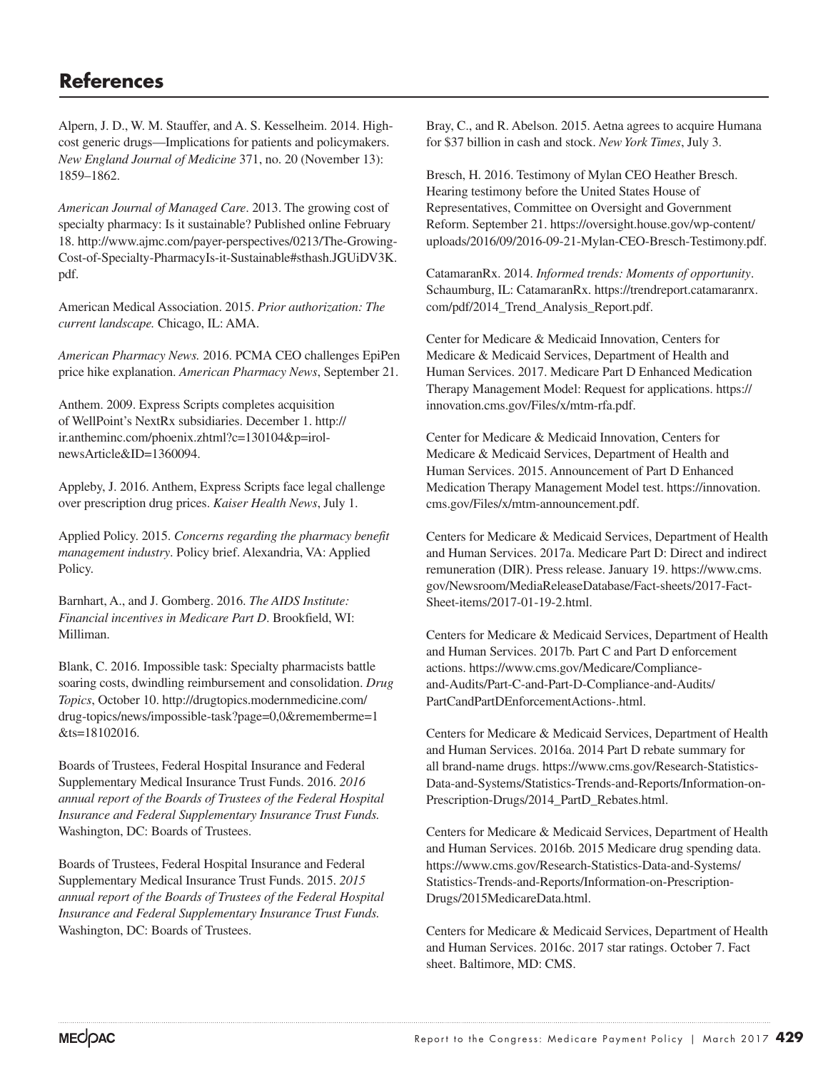## References

Alpern, J. D., W. M. Stauffer, and A. S. Kesselheim. 2014. High-cost generic drugs—Implications for patients and policymakers. *New England Journal of Medicine* 371, no. 20 (November 13): 1859–1862.

*American Journal of Managed Care*. 2013. The growing cost of specialty pharmacy: Is it sustainable? Published online February 18. http://www.ajmc.com/payer-perspectives/0213/The-Growing-Cost-of-Specialty-PharmacyIs-it-Sustainable#sthash.JGUiDV3K.pdf.

American Medical Association. 2015. *Prior authorization: The current landscape.* Chicago, IL: AMA.

*American Pharmacy News.* 2016. PCMA CEO challenges EpiPen price hike explanation. *American Pharmacy News*, September 21.

Anthem. 2009. Express Scripts completes acquisition of WellPoint's NextRx subsidiaries. December 1. http://ir.antheminc.com/phoenix.zhtml?c=130104&p=irol-newsArticle&ID=1360094.

Appleby, J. 2016. Anthem, Express Scripts face legal challenge over prescription drug prices. *Kaiser Health News*, July 1.

Applied Policy. 2015. *Concerns regarding the pharmacy benefit management industry*. Policy brief. Alexandria, VA: Applied Policy.

Barnhart, A., and J. Gomberg. 2016. *The AIDS Institute: Financial incentives in Medicare Part D*. Brookfield, WI: Milliman.

Blank, C. 2016. Impossible task: Specialty pharmacists battle soaring costs, dwindling reimbursement and consolidation. *Drug Topics*, October 10. http://drugtopics.modernmedicine.com/drug-topics/news/impossible-task?page=0,0&rememberme=1&ts=18102016.

Boards of Trustees, Federal Hospital Insurance and Federal Supplementary Medical Insurance Trust Funds. 2016. *2016 annual report of the Boards of Trustees of the Federal Hospital Insurance and Federal Supplementary Insurance Trust Funds.* Washington, DC: Boards of Trustees.

Boards of Trustees, Federal Hospital Insurance and Federal Supplementary Medical Insurance Trust Funds. 2015. *2015 annual report of the Boards of Trustees of the Federal Hospital Insurance and Federal Supplementary Insurance Trust Funds.* Washington, DC: Boards of Trustees.

Bray, C., and R. Abelson. 2015. Aetna agrees to acquire Humana for $37 billion in cash and stock. *New York Times*, July 3.

Bresch, H. 2016. Testimony of Mylan CEO Heather Bresch. Hearing testimony before the United States House of Representatives, Committee on Oversight and Government Reform. September 21. https://oversight.house.gov/wp-content/uploads/2016/09/2016-09-21-Mylan-CEO-Bresch-Testimony.pdf.

CatamaranRx. 2014. *Informed trends: Moments of opportunity*. Schaumburg, IL: CatamaranRx. https://trendreport.catamaranrx.com/pdf/2014_Trend_Analysis_Report.pdf.

Center for Medicare & Medicaid Innovation, Centers for Medicare & Medicaid Services, Department of Health and Human Services. 2017. Medicare Part D Enhanced Medication Therapy Management Model: Request for applications. https://innovation.cms.gov/Files/x/mtm-rfa.pdf.

Center for Medicare & Medicaid Innovation, Centers for Medicare & Medicaid Services, Department of Health and Human Services. 2015. Announcement of Part D Enhanced Medication Therapy Management Model test. https://innovation.cms.gov/Files/x/mtm-announcement.pdf.

Centers for Medicare & Medicaid Services, Department of Health and Human Services. 2017a. Medicare Part D: Direct and indirect remuneration (DIR). Press release. January 19. https://www.cms.gov/Newsroom/MediaReleaseDatabase/Fact-sheets/2017-Fact-Sheet-items/2017-01-19-2.html.

Centers for Medicare & Medicaid Services, Department of Health and Human Services. 2017b. Part C and Part D enforcement actions. https://www.cms.gov/Medicare/Compliance-and-Audits/Part-C-and-Part-D-Compliance-and-Audits/PartCandPartDEnforcementActions-.html.

Centers for Medicare & Medicaid Services, Department of Health and Human Services. 2016a. 2014 Part D rebate summary for all brand-name drugs. https://www.cms.gov/Research-Statistics-Data-and-Systems/Statistics-Trends-and-Reports/Information-on-Prescription-Drugs/2014_PartD_Rebates.html.

Centers for Medicare & Medicaid Services, Department of Health and Human Services. 2016b. 2015 Medicare drug spending data. https://www.cms.gov/Research-Statistics-Data-and-Systems/Statistics-Trends-and-Reports/Information-on-Prescription-Drugs/2015MedicareData.html.

Centers for Medicare & Medicaid Services, Department of Health and Human Services. 2016c. 2017 star ratings. October 7. Fact sheet. Baltimore, MD: CMS.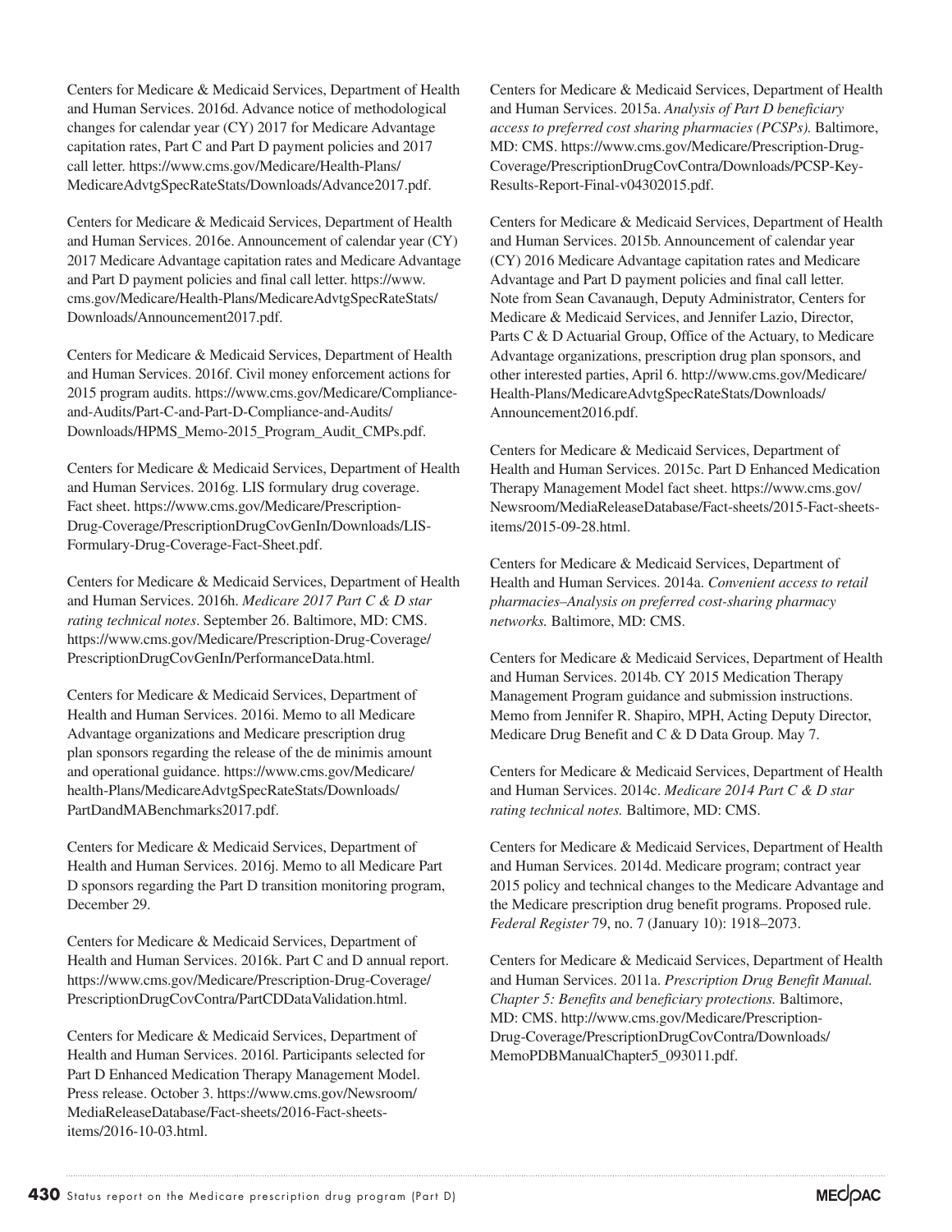Centers for Medicare & Medicaid Services, Department of Health and Human Services. 2016d. Advance notice of methodological changes for calendar year (CY) 2017 for Medicare Advantage capitation rates, Part C and Part D payment policies and 2017 call letter. https://www.cms.gov/Medicare/Health-Plans/MedicareAdvtgSpecRateStats/Downloads/Advance2017.pdf.

Centers for Medicare & Medicaid Services, Department of Health and Human Services. 2016e. Announcement of calendar year (CY) 2017 Medicare Advantage capitation rates and Medicare Advantage and Part D payment policies and final call letter. https://www.cms.gov/Medicare/Health-Plans/MedicareAdvtgSpecRateStats/Downloads/Announcement2017.pdf.

Centers for Medicare & Medicaid Services, Department of Health and Human Services. 2016f. Civil money enforcement actions for 2015 program audits. https://www.cms.gov/Medicare/Compliance-and-Audits/Part-C-and-Part-D-Compliance-and-Audits/Downloads/HPMS_Memo-2015_Program_Audit_CMPs.pdf.

Centers for Medicare & Medicaid Services, Department of Health and Human Services. 2016g. LIS formulary drug coverage. Fact sheet. https://www.cms.gov/Medicare/Prescription-Drug-Coverage/PrescriptionDrugCovGenIn/Downloads/LIS-Formulary-Drug-Coverage-Fact-Sheet.pdf.

Centers for Medicare & Medicaid Services, Department of Health and Human Services. 2016h. *Medicare 2017 Part C & D star rating technical notes*. September 26. Baltimore, MD: CMS. https://www.cms.gov/Medicare/Prescription-Drug-Coverage/PrescriptionDrugCovGenIn/PerformanceData.html.

Centers for Medicare & Medicaid Services, Department of Health and Human Services. 2016i. Memo to all Medicare Advantage organizations and Medicare prescription drug plan sponsors regarding the release of the de minimis amount and operational guidance. https://www.cms.gov/Medicare/health-Plans/MedicareAdvtgSpecRateStats/Downloads/PartDandMABenchmarks2017.pdf.

Centers for Medicare & Medicaid Services, Department of Health and Human Services. 2016j. Memo to all Medicare Part D sponsors regarding the Part D transition monitoring program, December 29.

Centers for Medicare & Medicaid Services, Department of Health and Human Services. 2016k. Part C and D annual report. https://www.cms.gov/Medicare/Prescription-Drug-Coverage/PrescriptionDrugCovContra/PartCDDataValidation.html.

Centers for Medicare & Medicaid Services, Department of Health and Human Services. 2016l. Participants selected for Part D Enhanced Medication Therapy Management Model. Press release. October 3. https://www.cms.gov/Newsroom/MediaReleaseDatabase/Fact-sheets/2016-Fact-sheets-items/2016-10-03.html.

Centers for Medicare & Medicaid Services, Department of Health and Human Services. 2015a. *Analysis of Part D beneficiary access to preferred cost sharing pharmacies (PCSPs).* Baltimore, MD: CMS. https://www.cms.gov/Medicare/Prescription-Drug-Coverage/PrescriptionDrugCovContra/Downloads/PCSP-Key-Results-Report-Final-v04302015.pdf.

Centers for Medicare & Medicaid Services, Department of Health and Human Services. 2015b. Announcement of calendar year (CY) 2016 Medicare Advantage capitation rates and Medicare Advantage and Part D payment policies and final call letter. Note from Sean Cavanaugh, Deputy Administrator, Centers for Medicare & Medicaid Services, and Jennifer Lazio, Director, Parts C & D Actuarial Group, Office of the Actuary, to Medicare Advantage organizations, prescription drug plan sponsors, and other interested parties, April 6. http://www.cms.gov/Medicare/Health-Plans/MedicareAdvtgSpecRateStats/Downloads/Announcement2016.pdf.

Centers for Medicare & Medicaid Services, Department of Health and Human Services. 2015c. Part D Enhanced Medication Therapy Management Model fact sheet. https://www.cms.gov/Newsroom/MediaReleaseDatabase/Fact-sheets/2015-Fact-sheets-items/2015-09-28.html.

Centers for Medicare & Medicaid Services, Department of Health and Human Services. 2014a. *Convenient access to retail pharmacies–Analysis on preferred cost-sharing pharmacy networks.* Baltimore, MD: CMS.

Centers for Medicare & Medicaid Services, Department of Health and Human Services. 2014b. CY 2015 Medication Therapy Management Program guidance and submission instructions. Memo from Jennifer R. Shapiro, MPH, Acting Deputy Director, Medicare Drug Benefit and C & D Data Group. May 7.

Centers for Medicare & Medicaid Services, Department of Health and Human Services. 2014c. *Medicare 2014 Part C & D star rating technical notes.* Baltimore, MD: CMS.

Centers for Medicare & Medicaid Services, Department of Health and Human Services. 2014d. Medicare program; contract year 2015 policy and technical changes to the Medicare Advantage and the Medicare prescription drug benefit programs. Proposed rule. *Federal Register* 79, no. 7 (January 10): 1918–2073.

Centers for Medicare & Medicaid Services, Department of Health and Human Services. 2011a. *Prescription Drug Benefit Manual. Chapter 5: Benefits and beneficiary protections.* Baltimore, MD: CMS. http://www.cms.gov/Medicare/Prescription-Drug-Coverage/PrescriptionDrugCovContra/Downloads/MemoPDBManualChapter5_093011.pdf.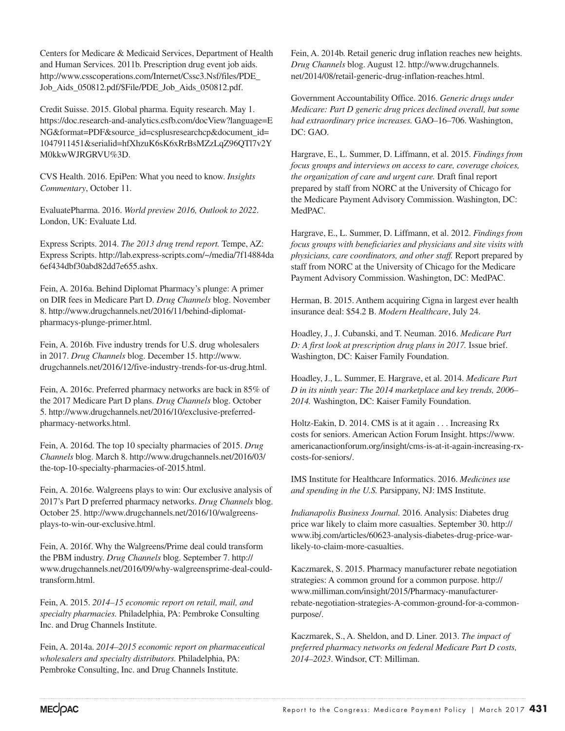Centers for Medicare & Medicaid Services, Department of Health and Human Services. 2011b. Prescription drug event job aids. http://www.csscoperations.com/Internet/Cssc3.Nsf/files/PDE_Job_Aids_050812.pdf/$File/PDE_Job_Aids_050812.pdf.

Credit Suisse. 2015. Global pharma. Equity research. May 1. https://doc.research-and-analytics.csfb.com/docView?language=ENG&format=PDF&source_id=csplusresearchcp&document_id=1047911451&serialid=hfXhzuK6sK6xRrBsMZzLqZ96QTl7v2YM0kkwWJRGRVU%3D.

CVS Health. 2016. EpiPen: What you need to know. *Insights Commentary*, October 11.

EvaluatePharma. 2016. *World preview 2016, Outlook to 2022*. London, UK: Evaluate Ltd.

Express Scripts. 2014. *The 2013 drug trend report.* Tempe, AZ: Express Scripts. http://lab.express-scripts.com/~/media/7f14884da6ef434dbf30abd82dd7e655.ashx.

Fein, A. 2016a. Behind Diplomat Pharmacy's plunge: A primer on DIR fees in Medicare Part D. *Drug Channels* blog. November 8. http://www.drugchannels.net/2016/11/behind-diplomat-pharmacys-plunge-primer.html.

Fein, A. 2016b. Five industry trends for U.S. drug wholesalers in 2017. *Drug Channels* blog. December 15. http://www.drugchannels.net/2016/12/five-industry-trends-for-us-drug.html.

Fein, A. 2016c. Preferred pharmacy networks are back in 85% of the 2017 Medicare Part D plans. *Drug Channels* blog. October 5. http://www.drugchannels.net/2016/10/exclusive-preferred-pharmacy-networks.html.

Fein, A. 2016d. The top 10 specialty pharmacies of 2015. *Drug Channels* blog. March 8. http://www.drugchannels.net/2016/03/the-top-10-specialty-pharmacies-of-2015.html.

Fein, A. 2016e. Walgreens plays to win: Our exclusive analysis of 2017's Part D preferred pharmacy networks. *Drug Channels* blog. October 25. http://www.drugchannels.net/2016/10/walgreens-plays-to-win-our-exclusive.html.

Fein, A. 2016f. Why the Walgreens/Prime deal could transform the PBM industry. *Drug Channels* blog. September 7. http://www.drugchannels.net/2016/09/why-walgreensprime-deal-could-transform.html.

Fein, A. 2015. *2014–15 economic report on retail, mail, and specialty pharmacies.* Philadelphia, PA: Pembroke Consulting Inc. and Drug Channels Institute.

Fein, A. 2014a. *2014–2015 economic report on pharmaceutical wholesalers and specialty distributors.* Philadelphia, PA: Pembroke Consulting, Inc. and Drug Channels Institute.

Fein, A. 2014b. Retail generic drug inflation reaches new heights. *Drug Channels* blog. August 12. http://www.drugchannels.net/2014/08/retail-generic-drug-inflation-reaches.html.

Government Accountability Office. 2016. *Generic drugs under Medicare: Part D generic drug prices declined overall, but some had extraordinary price increases.* GAO–16–706. Washington, DC: GAO.

Hargrave, E., L. Summer, D. Liffmann, et al. 2015. *Findings from focus groups and interviews on access to care, coverage choices, the organization of care and urgent care.* Draft final report prepared by staff from NORC at the University of Chicago for the Medicare Payment Advisory Commission. Washington, DC: MedPAC.

Hargrave, E., L. Summer, D. Liffmann, et al. 2012. *Findings from focus groups with beneficiaries and physicians and site visits with physicians, care coordinators, and other staff.* Report prepared by staff from NORC at the University of Chicago for the Medicare Payment Advisory Commission. Washington, DC: MedPAC.

Herman, B. 2015. Anthem acquiring Cigna in largest ever health insurance deal: $54.2 B. *Modern Healthcare*, July 24.

Hoadley, J., J. Cubanski, and T. Neuman. 2016. *Medicare Part D: A first look at prescription drug plans in 2017.* Issue brief. Washington, DC: Kaiser Family Foundation.

Hoadley, J., L. Summer, E. Hargrave, et al. 2014. *Medicare Part D in its ninth year: The 2014 marketplace and key trends, 2006–2014.* Washington, DC: Kaiser Family Foundation.

Holtz-Eakin, D. 2014. CMS is at it again . . . Increasing Rx costs for seniors. American Action Forum Insight. https://www.americanactionforum.org/insight/cms-is-at-it-again-increasing-rx-costs-for-seniors/.

IMS Institute for Healthcare Informatics. 2016. *Medicines use and spending in the U.S.* Parsippany, NJ: IMS Institute.

*Indianapolis Business Journal.* 2016. Analysis: Diabetes drug price war likely to claim more casualties. September 30. http://www.ibj.com/articles/60623-analysis-diabetes-drug-price-war-likely-to-claim-more-casualties.

Kaczmarek, S. 2015. Pharmacy manufacturer rebate negotiation strategies: A common ground for a common purpose. http://www.milliman.com/insight/2015/Pharmacy-manufacturer-rebate-negotiation-strategies-A-common-ground-for-a-common-purpose/.

Kaczmarek, S., A. Sheldon, and D. Liner. 2013. *The impact of preferred pharmacy networks on federal Medicare Part D costs, 2014–2023*. Windsor, CT: Milliman.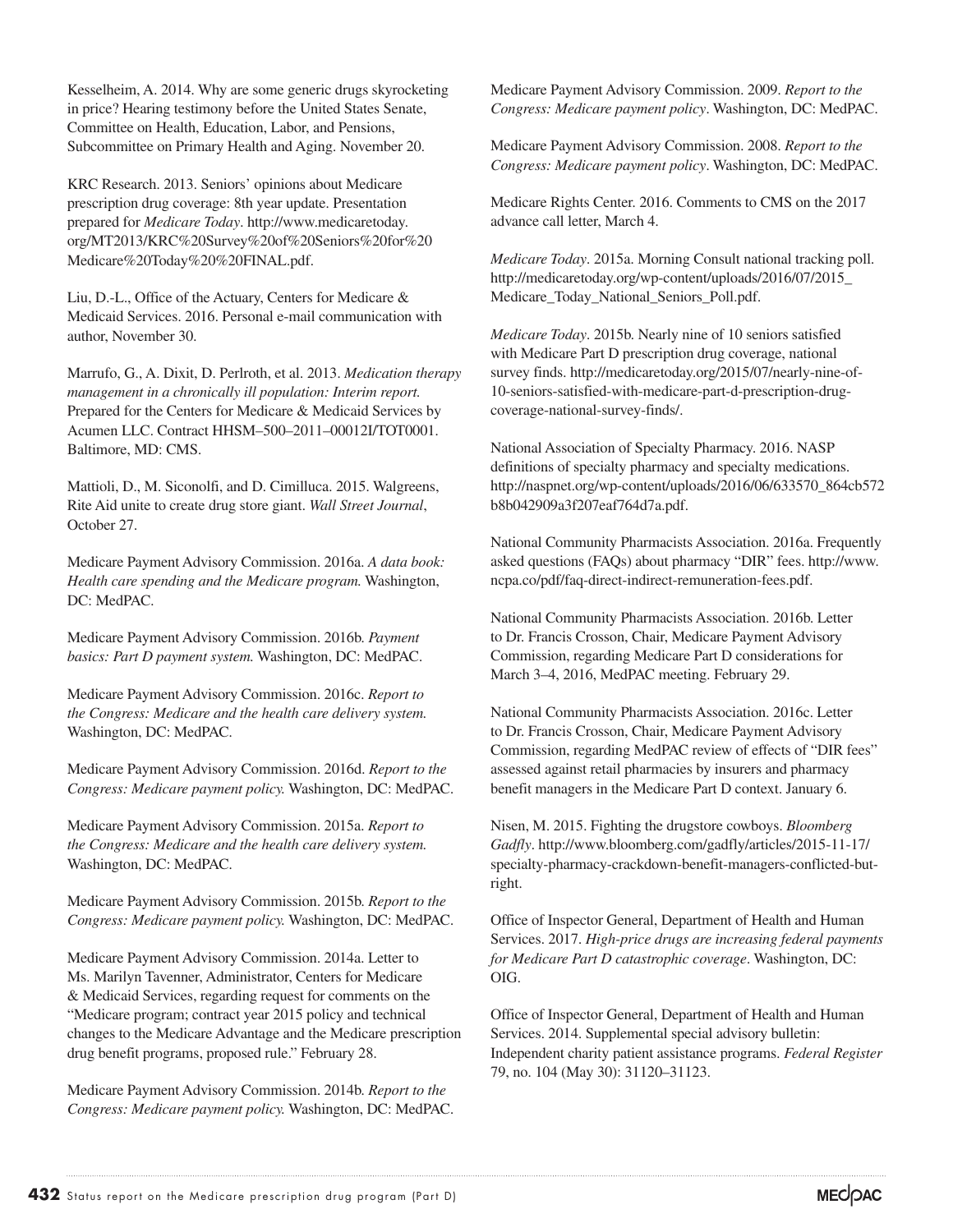Kesselheim, A. 2014. Why are some generic drugs skyrocketing in price? Hearing testimony before the United States Senate, Committee on Health, Education, Labor, and Pensions, Subcommittee on Primary Health and Aging. November 20.

KRC Research. 2013. Seniors' opinions about Medicare prescription drug coverage: 8th year update. Presentation prepared for *Medicare Today*. http://www.medicaretoday.org/MT2013/KRC%20Survey%20of%20Seniors%20for%20Medicare%20Today%20%20FINAL.pdf.

Liu, D.-L., Office of the Actuary, Centers for Medicare & Medicaid Services. 2016. Personal e-mail communication with author, November 30.

Marrufo, G., A. Dixit, D. Perlroth, et al. 2013. *Medication therapy management in a chronically ill population: Interim report.* Prepared for the Centers for Medicare & Medicaid Services by Acumen LLC. Contract HHSM–500–2011–00012I/TOT0001. Baltimore, MD: CMS.

Mattioli, D., M. Siconolfi, and D. Cimilluca. 2015. Walgreens, Rite Aid unite to create drug store giant. *Wall Street Journal*, October 27.

Medicare Payment Advisory Commission. 2016a. *A data book: Health care spending and the Medicare program.* Washington, DC: MedPAC.

Medicare Payment Advisory Commission. 2016b. *Payment basics: Part D payment system.* Washington, DC: MedPAC.

Medicare Payment Advisory Commission. 2016c. *Report to the Congress: Medicare and the health care delivery system.* Washington, DC: MedPAC.

Medicare Payment Advisory Commission. 2016d. *Report to the Congress: Medicare payment policy.* Washington, DC: MedPAC.

Medicare Payment Advisory Commission. 2015a. *Report to the Congress: Medicare and the health care delivery system.* Washington, DC: MedPAC.

Medicare Payment Advisory Commission. 2015b. *Report to the Congress: Medicare payment policy.* Washington, DC: MedPAC.

Medicare Payment Advisory Commission. 2014a. Letter to Ms. Marilyn Tavenner, Administrator, Centers for Medicare & Medicaid Services, regarding request for comments on the "Medicare program; contract year 2015 policy and technical changes to the Medicare Advantage and the Medicare prescription drug benefit programs, proposed rule." February 28.

Medicare Payment Advisory Commission. 2014b. *Report to the Congress: Medicare payment policy.* Washington, DC: MedPAC.

Medicare Payment Advisory Commission. 2009. *Report to the Congress: Medicare payment policy*. Washington, DC: MedPAC.

Medicare Payment Advisory Commission. 2008. *Report to the Congress: Medicare payment policy*. Washington, DC: MedPAC.

Medicare Rights Center. 2016. Comments to CMS on the 2017 advance call letter, March 4.

*Medicare Today*. 2015a. Morning Consult national tracking poll. http://medicaretoday.org/wp-content/uploads/2016/07/2015_Medicare_Today_National_Seniors_Poll.pdf.

*Medicare Today*. 2015b. Nearly nine of 10 seniors satisfied with Medicare Part D prescription drug coverage, national survey finds. http://medicaretoday.org/2015/07/nearly-nine-of-10-seniors-satisfied-with-medicare-part-d-prescription-drug-coverage-national-survey-finds/.

National Association of Specialty Pharmacy. 2016. NASP definitions of specialty pharmacy and specialty medications. http://naspnet.org/wp-content/uploads/2016/06/633570_864cb572b8b042909a3f207eaf764d7a.pdf.

National Community Pharmacists Association. 2016a. Frequently asked questions (FAQs) about pharmacy "DIR" fees. http://www.ncpa.co/pdf/faq-direct-indirect-remuneration-fees.pdf.

National Community Pharmacists Association. 2016b. Letter to Dr. Francis Crosson, Chair, Medicare Payment Advisory Commission, regarding Medicare Part D considerations for March 3–4, 2016, MedPAC meeting. February 29.

National Community Pharmacists Association. 2016c. Letter to Dr. Francis Crosson, Chair, Medicare Payment Advisory Commission, regarding MedPAC review of effects of "DIR fees" assessed against retail pharmacies by insurers and pharmacy benefit managers in the Medicare Part D context. January 6.

Nisen, M. 2015. Fighting the drugstore cowboys. *Bloomberg Gadfly*. http://www.bloomberg.com/gadfly/articles/2015-11-17/specialty-pharmacy-crackdown-benefit-managers-conflicted-but-right.

Office of Inspector General, Department of Health and Human Services. 2017. *High-price drugs are increasing federal payments for Medicare Part D catastrophic coverage*. Washington, DC: OIG.

Office of Inspector General, Department of Health and Human Services. 2014. Supplemental special advisory bulletin: Independent charity patient assistance programs. *Federal Register* 79, no. 104 (May 30): 31120–31123.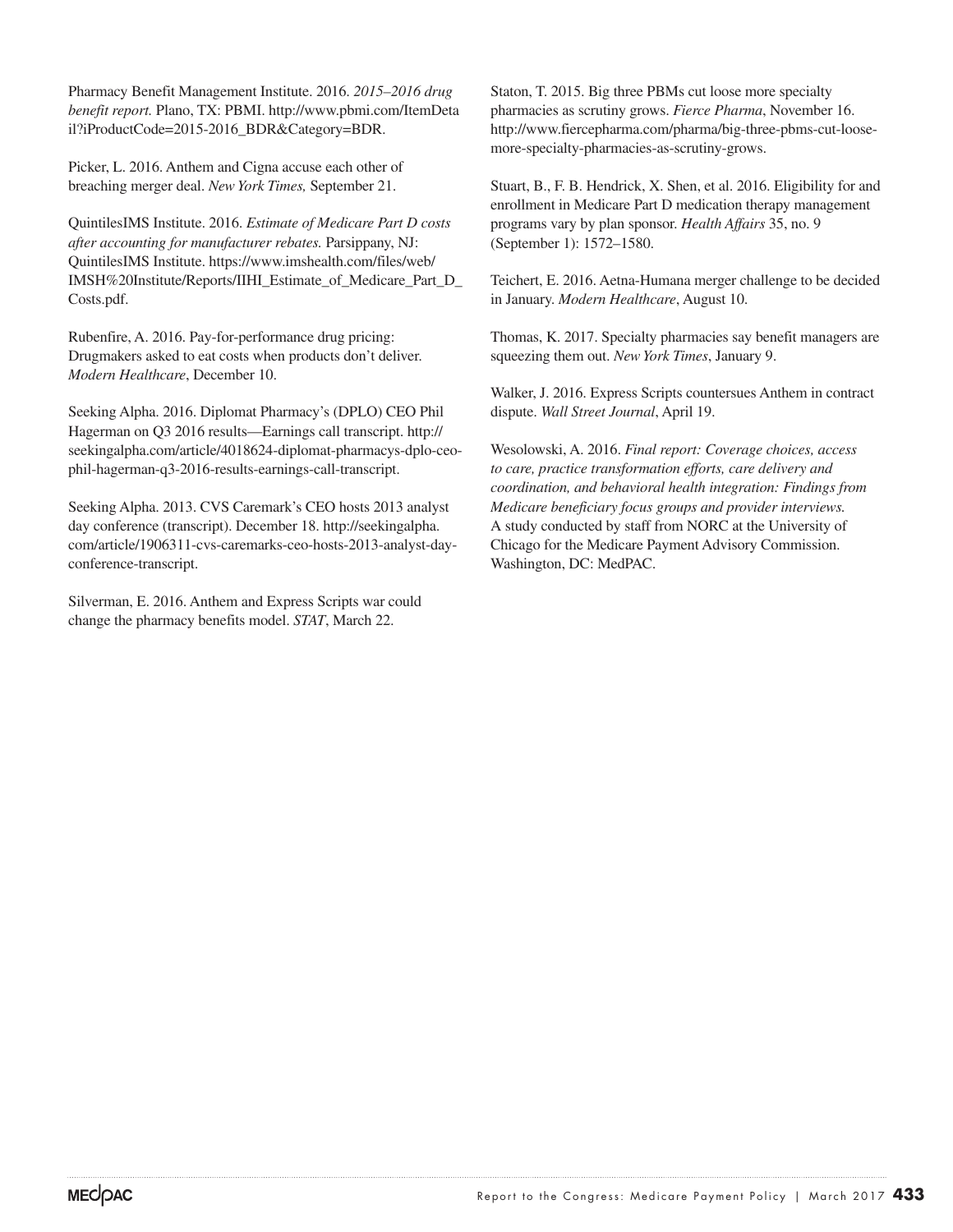Pharmacy Benefit Management Institute. 2016. *2015–2016 drug benefit report.* Plano, TX: PBMI. http://www.pbmi.com/ItemDetail?iProductCode=2015-2016_BDR&Category=BDR.

Picker, L. 2016. Anthem and Cigna accuse each other of breaching merger deal. *New York Times,* September 21.

QuintilesIMS Institute. 2016. *Estimate of Medicare Part D costs after accounting for manufacturer rebates.* Parsippany, NJ: QuintilesIMS Institute. https://www.imshealth.com/files/web/IMSH%20Institute/Reports/IIHI_Estimate_of_Medicare_Part_D_Costs.pdf.

Rubenfire, A. 2016. Pay-for-performance drug pricing: Drugmakers asked to eat costs when products don't deliver. *Modern Healthcare*, December 10.

Seeking Alpha. 2016. Diplomat Pharmacy's (DPLO) CEO Phil Hagerman on Q3 2016 results—Earnings call transcript. http://seekingalpha.com/article/4018624-diplomat-pharmacys-dplo-ceo-phil-hagerman-q3-2016-results-earnings-call-transcript.

Seeking Alpha. 2013. CVS Caremark's CEO hosts 2013 analyst day conference (transcript). December 18. http://seekingalpha.com/article/1906311-cvs-caremarks-ceo-hosts-2013-analyst-day-conference-transcript.

Silverman, E. 2016. Anthem and Express Scripts war could change the pharmacy benefits model. *STAT*, March 22.

Staton, T. 2015. Big three PBMs cut loose more specialty pharmacies as scrutiny grows. *Fierce Pharma*, November 16. http://www.fiercepharma.com/pharma/big-three-pbms-cut-loose-more-specialty-pharmacies-as-scrutiny-grows.

Stuart, B., F. B. Hendrick, X. Shen, et al. 2016. Eligibility for and enrollment in Medicare Part D medication therapy management programs vary by plan sponsor. *Health Affairs* 35, no. 9 (September 1): 1572–1580.

Teichert, E. 2016. Aetna-Humana merger challenge to be decided in January. *Modern Healthcare*, August 10.

Thomas, K. 2017. Specialty pharmacies say benefit managers are squeezing them out. *New York Times*, January 9.

Walker, J. 2016. Express Scripts countersues Anthem in contract dispute. *Wall Street Journal*, April 19.

Wesolowski, A. 2016. *Final report: Coverage choices, access to care, practice transformation efforts, care delivery and coordination, and behavioral health integration: Findings from Medicare beneficiary focus groups and provider interviews.* A study conducted by staff from NORC at the University of Chicago for the Medicare Payment Advisory Commission. Washington, DC: MedPAC.